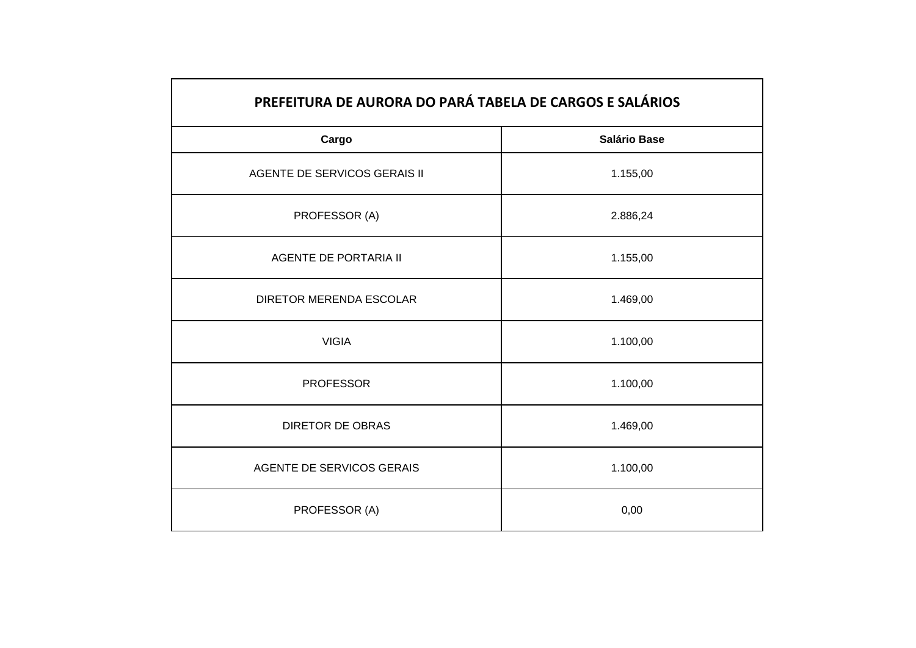| PREFEITURA DE AURORA DO PARÁ TABELA DE CARGOS E SALÁRIOS | |
|---|---|
| **Cargo** | **Salário Base** |
| AGENTE DE SERVICOS GERAIS II | 1.155,00 |
| PROFESSOR (A) | 2.886,24 |
| AGENTE DE PORTARIA II | 1.155,00 |
| DIRETOR MERENDA ESCOLAR | 1.469,00 |
| VIGIA | 1.100,00 |
| PROFESSOR | 1.100,00 |
| DIRETOR DE OBRAS | 1.469,00 |
| AGENTE DE SERVICOS GERAIS | 1.100,00 |
| PROFESSOR (A) | 0,00 |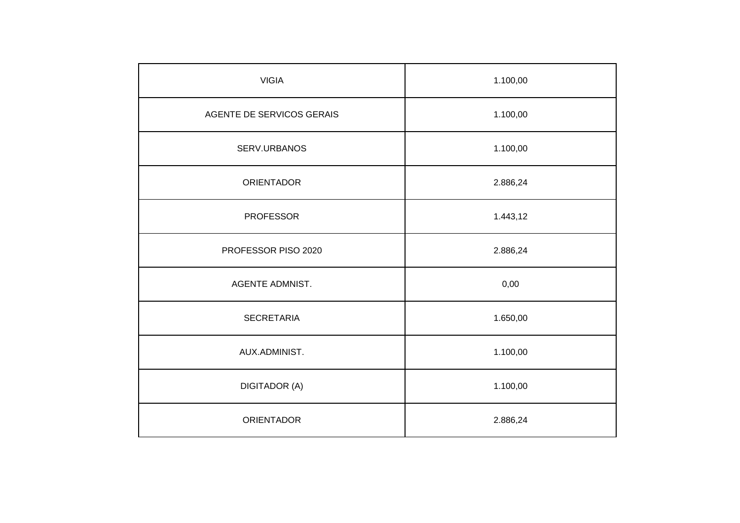| VIGIA | 1.100,00 |
|---|---|
| AGENTE DE SERVICOS GERAIS | 1.100,00 |
| SERV.URBANOS | 1.100,00 |
| ORIENTADOR | 2.886,24 |
| PROFESSOR | 1.443,12 |
| PROFESSOR PISO 2020 | 2.886,24 |
| AGENTE ADMNIST. | 0,00 |
| SECRETARIA | 1.650,00 |
| AUX.ADMINIST. | 1.100,00 |
| DIGITADOR (A) | 1.100,00 |
| ORIENTADOR | 2.886,24 |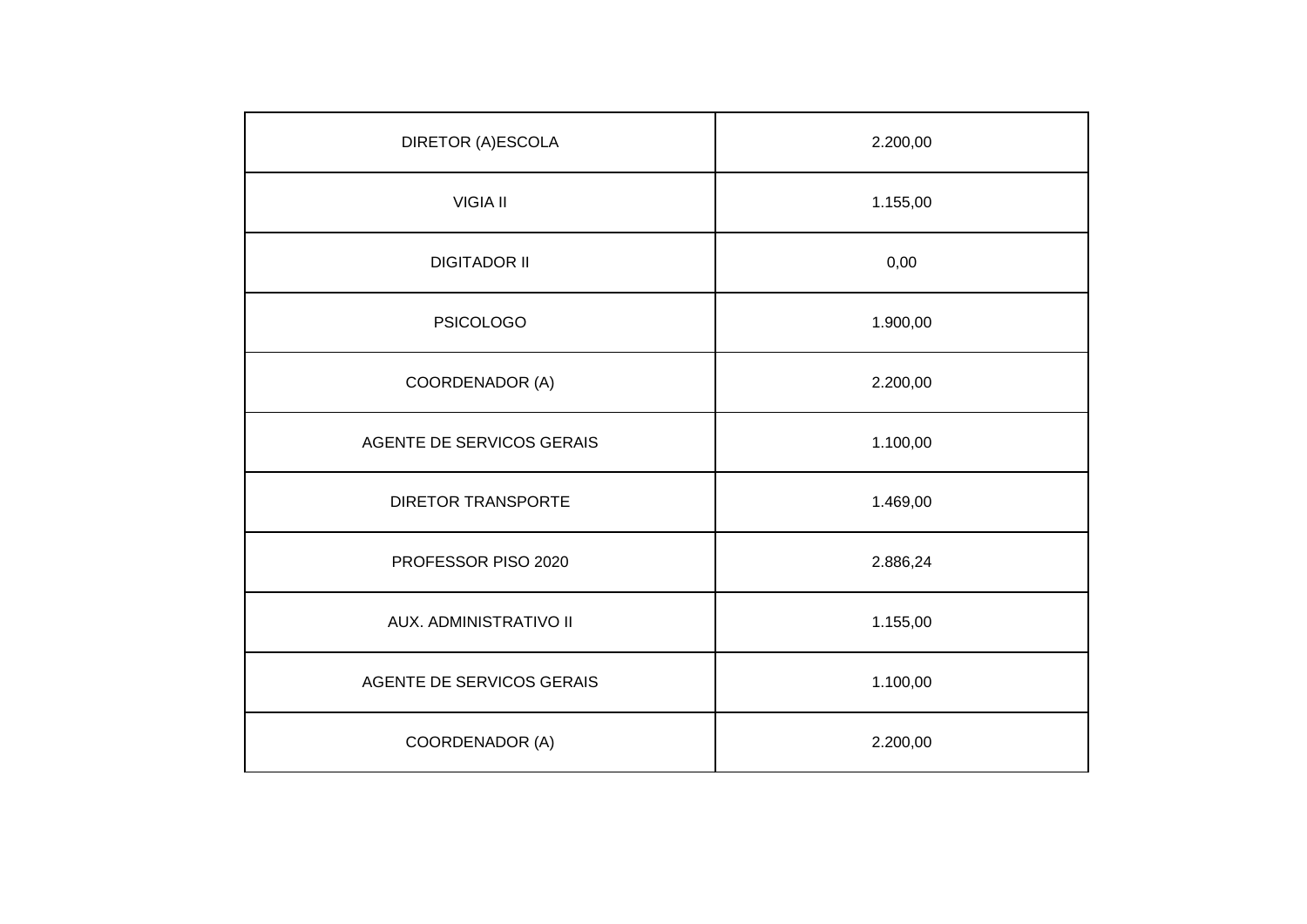| | |
|---|---|
| DIRETOR (A)ESCOLA | 2.200,00 |
| VIGIA II | 1.155,00 |
| DIGITADOR II | 0,00 |
| PSICOLOGO | 1.900,00 |
| COORDENADOR (A) | 2.200,00 |
| AGENTE DE SERVICOS GERAIS | 1.100,00 |
| DIRETOR TRANSPORTE | 1.469,00 |
| PROFESSOR PISO 2020 | 2.886,24 |
| AUX. ADMINISTRATIVO II | 1.155,00 |
| AGENTE DE SERVICOS GERAIS | 1.100,00 |
| COORDENADOR (A) | 2.200,00 |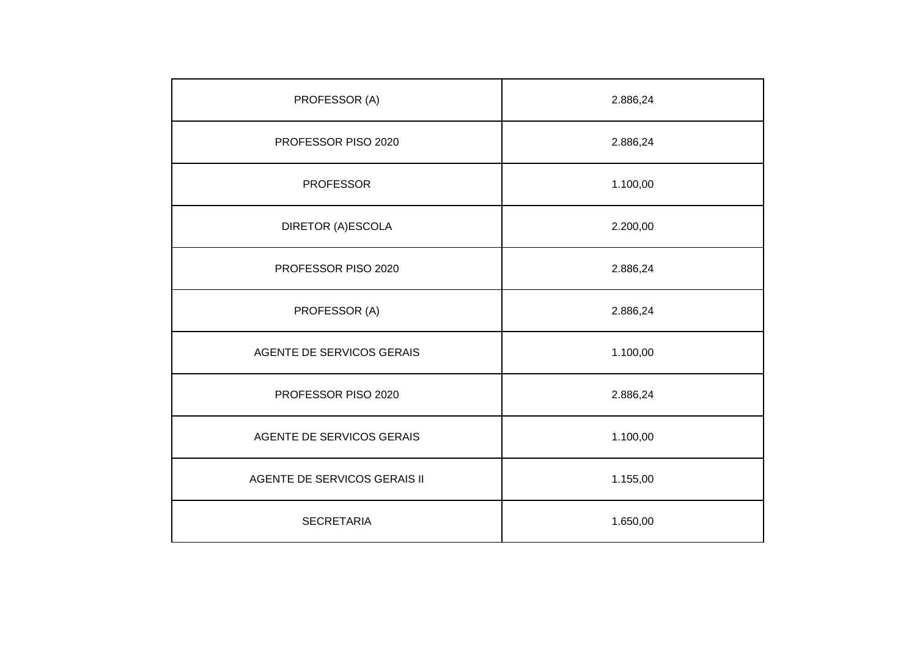| | |
|---|---|
| PROFESSOR (A) | 2.886,24 |
| PROFESSOR PISO 2020 | 2.886,24 |
| PROFESSOR | 1.100,00 |
| DIRETOR (A)ESCOLA | 2.200,00 |
| PROFESSOR PISO 2020 | 2.886,24 |
| PROFESSOR (A) | 2.886,24 |
| AGENTE DE SERVICOS GERAIS | 1.100,00 |
| PROFESSOR PISO 2020 | 2.886,24 |
| AGENTE DE SERVICOS GERAIS | 1.100,00 |
| AGENTE DE SERVICOS GERAIS II | 1.155,00 |
| SECRETARIA | 1.650,00 |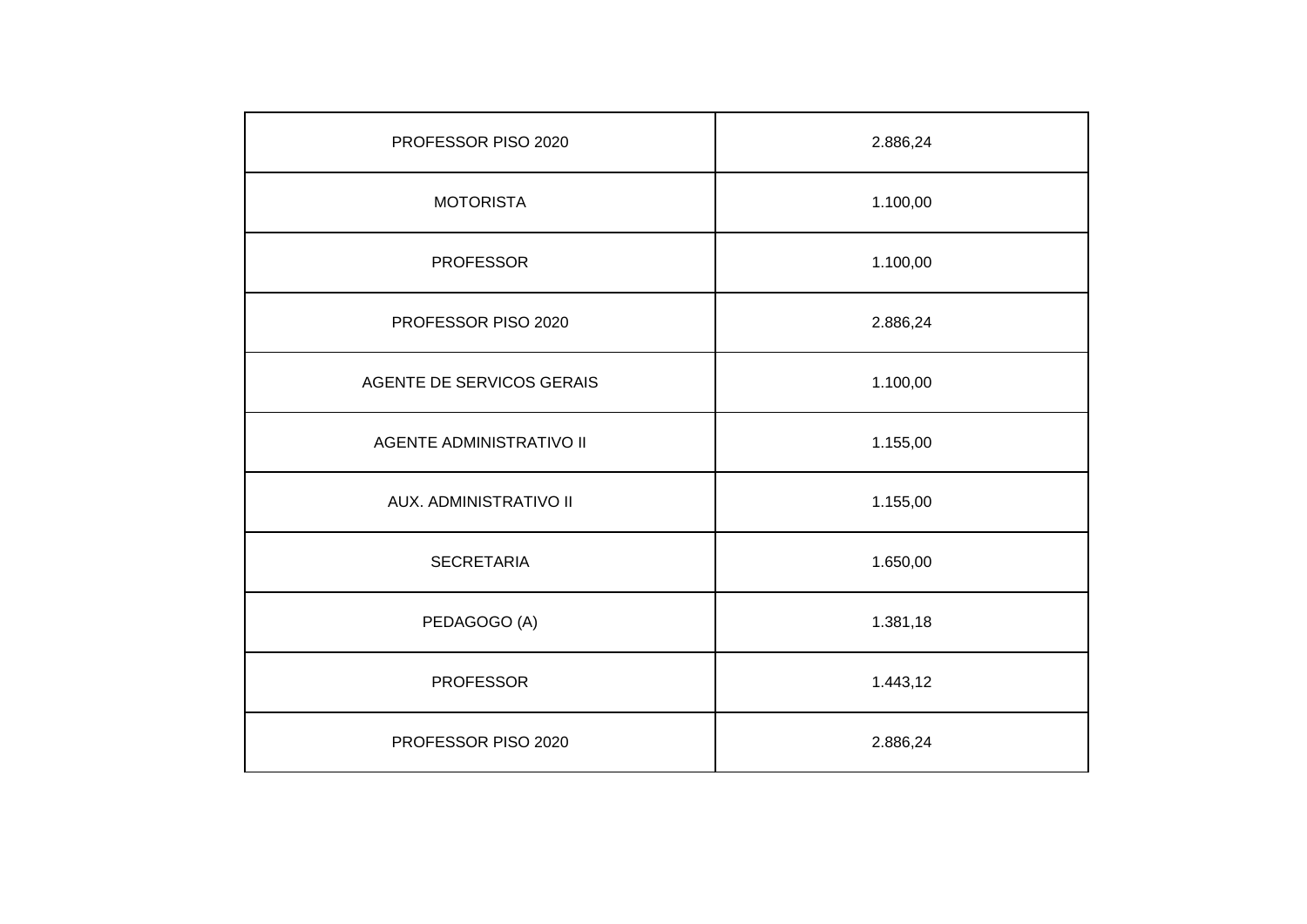| | |
|---|---|
| PROFESSOR PISO 2020 | 2.886,24 |
| MOTORISTA | 1.100,00 |
| PROFESSOR | 1.100,00 |
| PROFESSOR PISO 2020 | 2.886,24 |
| AGENTE DE SERVICOS GERAIS | 1.100,00 |
| AGENTE ADMINISTRATIVO II | 1.155,00 |
| AUX. ADMINISTRATIVO II | 1.155,00 |
| SECRETARIA | 1.650,00 |
| PEDAGOGO (A) | 1.381,18 |
| PROFESSOR | 1.443,12 |
| PROFESSOR PISO 2020 | 2.886,24 |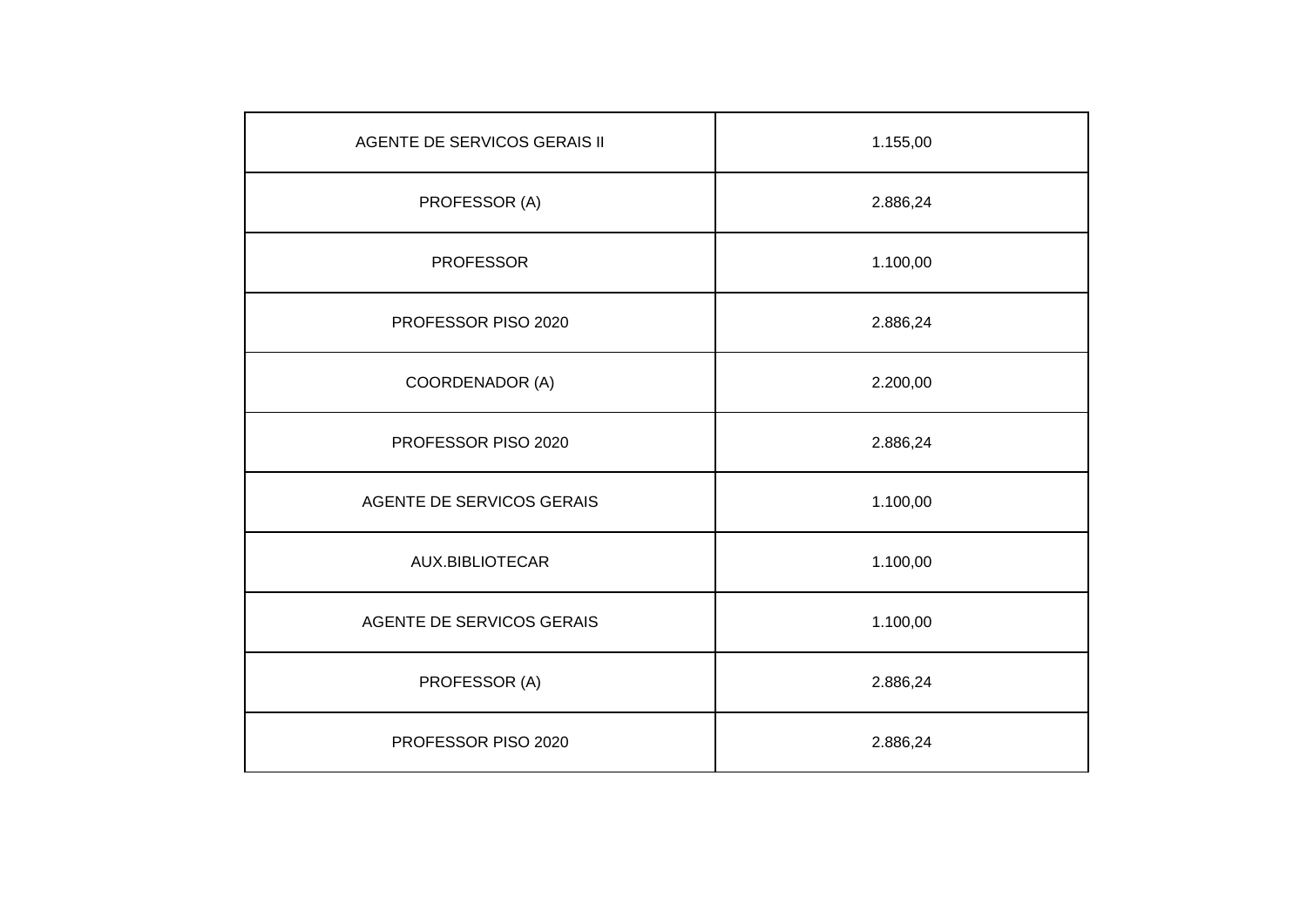| | |
|---|---|
| AGENTE DE SERVICOS GERAIS II | 1.155,00 |
| PROFESSOR (A) | 2.886,24 |
| PROFESSOR | 1.100,00 |
| PROFESSOR PISO 2020 | 2.886,24 |
| COORDENADOR (A) | 2.200,00 |
| PROFESSOR PISO 2020 | 2.886,24 |
| AGENTE DE SERVICOS GERAIS | 1.100,00 |
| AUX.BIBLIOTECAR | 1.100,00 |
| AGENTE DE SERVICOS GERAIS | 1.100,00 |
| PROFESSOR (A) | 2.886,24 |
| PROFESSOR PISO 2020 | 2.886,24 |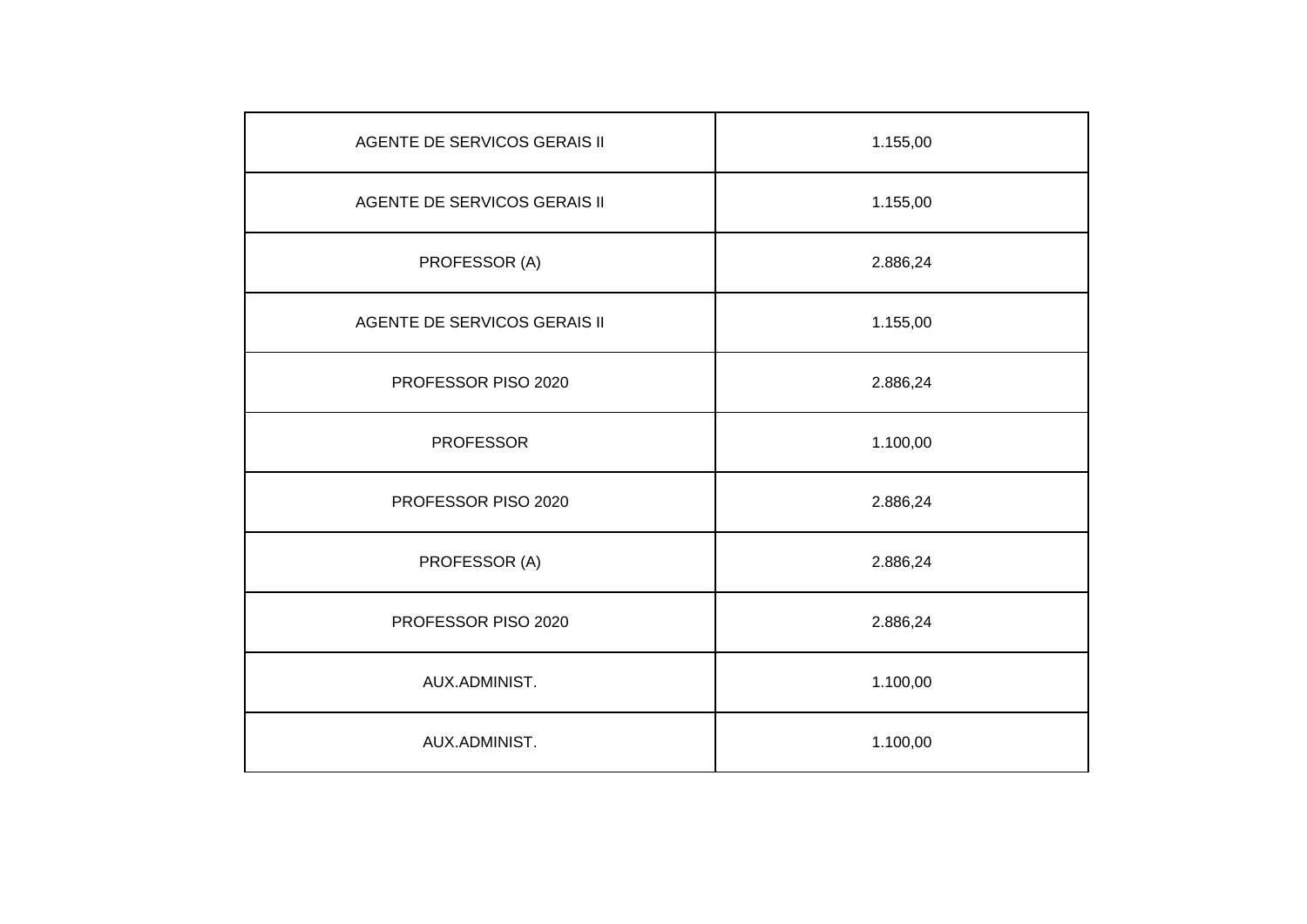| | |
|---|---|
| AGENTE DE SERVICOS GERAIS II | 1.155,00 |
| AGENTE DE SERVICOS GERAIS II | 1.155,00 |
| PROFESSOR (A) | 2.886,24 |
| AGENTE DE SERVICOS GERAIS II | 1.155,00 |
| PROFESSOR PISO 2020 | 2.886,24 |
| PROFESSOR | 1.100,00 |
| PROFESSOR PISO 2020 | 2.886,24 |
| PROFESSOR (A) | 2.886,24 |
| PROFESSOR PISO 2020 | 2.886,24 |
| AUX.ADMINIST. | 1.100,00 |
| AUX.ADMINIST. | 1.100,00 |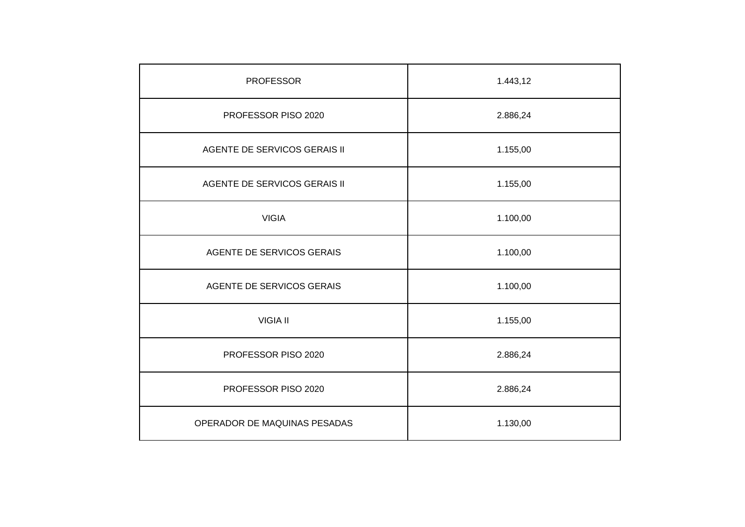| PROFESSOR | 1.443,12 |
|---|---|
| PROFESSOR PISO 2020 | 2.886,24 |
| AGENTE DE SERVICOS GERAIS II | 1.155,00 |
| AGENTE DE SERVICOS GERAIS II | 1.155,00 |
| VIGIA | 1.100,00 |
| AGENTE DE SERVICOS GERAIS | 1.100,00 |
| AGENTE DE SERVICOS GERAIS | 1.100,00 |
| VIGIA II | 1.155,00 |
| PROFESSOR PISO 2020 | 2.886,24 |
| PROFESSOR PISO 2020 | 2.886,24 |
| OPERADOR DE MAQUINAS PESADAS | 1.130,00 |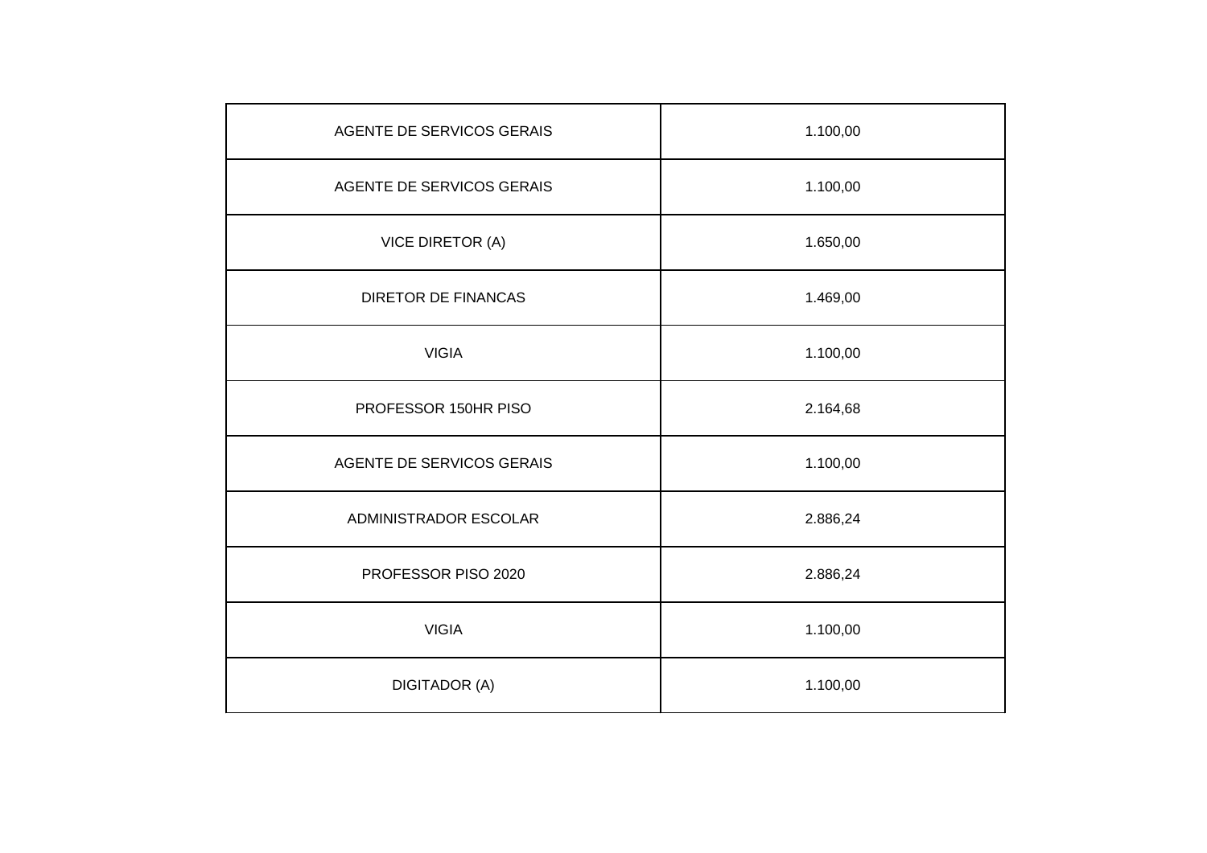| AGENTE DE SERVICOS GERAIS | 1.100,00 |
|---|---|
| AGENTE DE SERVICOS GERAIS | 1.100,00 |
| VICE DIRETOR (A) | 1.650,00 |
| DIRETOR DE FINANCAS | 1.469,00 |
| VIGIA | 1.100,00 |
| PROFESSOR 150HR PISO | 2.164,68 |
| AGENTE DE SERVICOS GERAIS | 1.100,00 |
| ADMINISTRADOR ESCOLAR | 2.886,24 |
| PROFESSOR PISO 2020 | 2.886,24 |
| VIGIA | 1.100,00 |
| DIGITADOR (A) | 1.100,00 |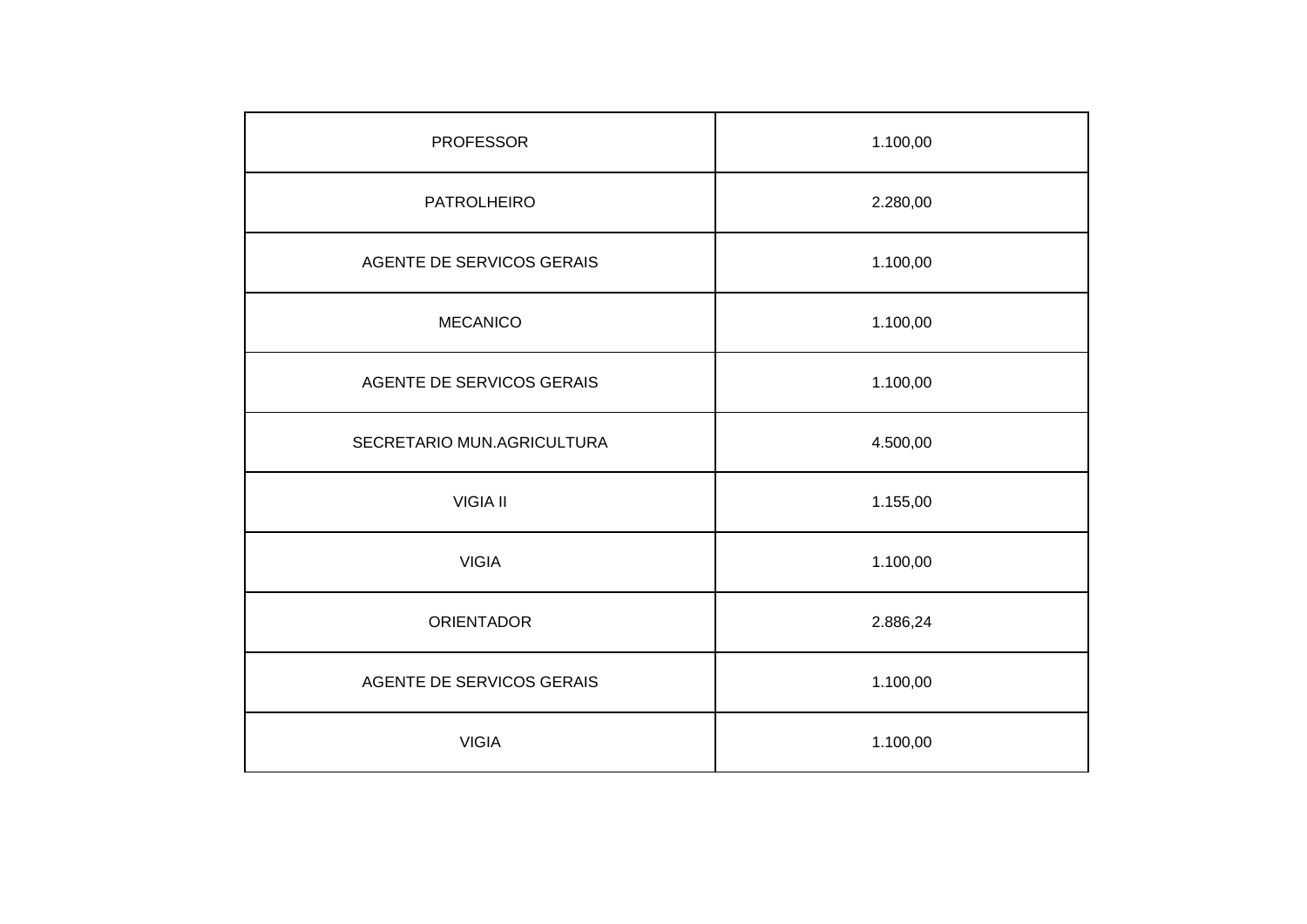| | |
|---|---|
| PROFESSOR | 1.100,00 |
| PATROLHEIRO | 2.280,00 |
| AGENTE DE SERVICOS GERAIS | 1.100,00 |
| MECANICO | 1.100,00 |
| AGENTE DE SERVICOS GERAIS | 1.100,00 |
| SECRETARIO MUN.AGRICULTURA | 4.500,00 |
| VIGIA II | 1.155,00 |
| VIGIA | 1.100,00 |
| ORIENTADOR | 2.886,24 |
| AGENTE DE SERVICOS GERAIS | 1.100,00 |
| VIGIA | 1.100,00 |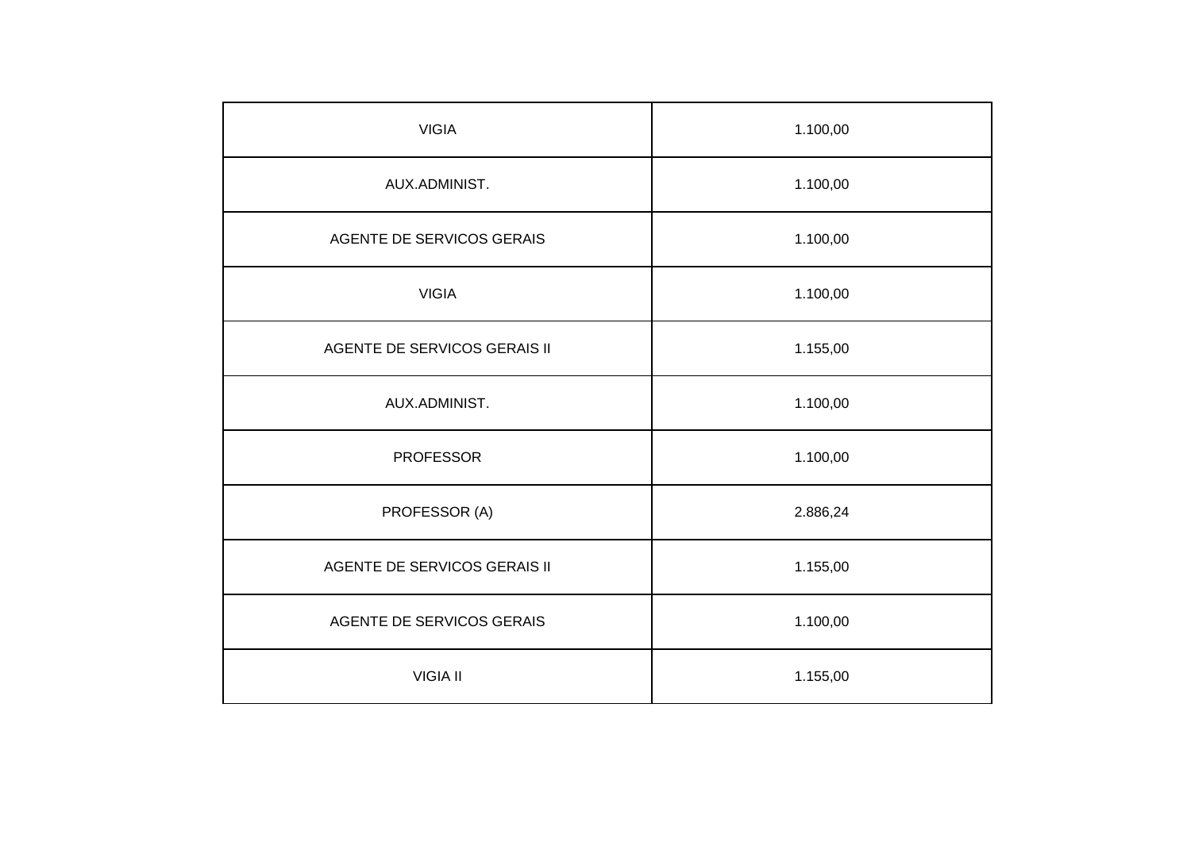| | |
|---|---|
| VIGIA | 1.100,00 |
| AUX.ADMINIST. | 1.100,00 |
| AGENTE DE SERVICOS GERAIS | 1.100,00 |
| VIGIA | 1.100,00 |
| AGENTE DE SERVICOS GERAIS II | 1.155,00 |
| AUX.ADMINIST. | 1.100,00 |
| PROFESSOR | 1.100,00 |
| PROFESSOR (A) | 2.886,24 |
| AGENTE DE SERVICOS GERAIS II | 1.155,00 |
| AGENTE DE SERVICOS GERAIS | 1.100,00 |
| VIGIA II | 1.155,00 |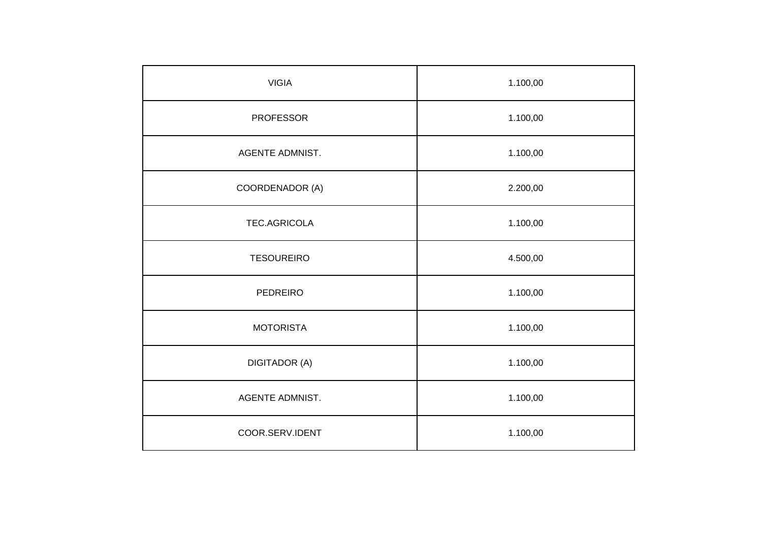| | |
|---|---|
| VIGIA | 1.100,00 |
| PROFESSOR | 1.100,00 |
| AGENTE ADMNIST. | 1.100,00 |
| COORDENADOR (A) | 2.200,00 |
| TEC.AGRICOLA | 1.100,00 |
| TESOUREIRO | 4.500,00 |
| PEDREIRO | 1.100,00 |
| MOTORISTA | 1.100,00 |
| DIGITADOR (A) | 1.100,00 |
| AGENTE ADMNIST. | 1.100,00 |
| COOR.SERV.IDENT | 1.100,00 |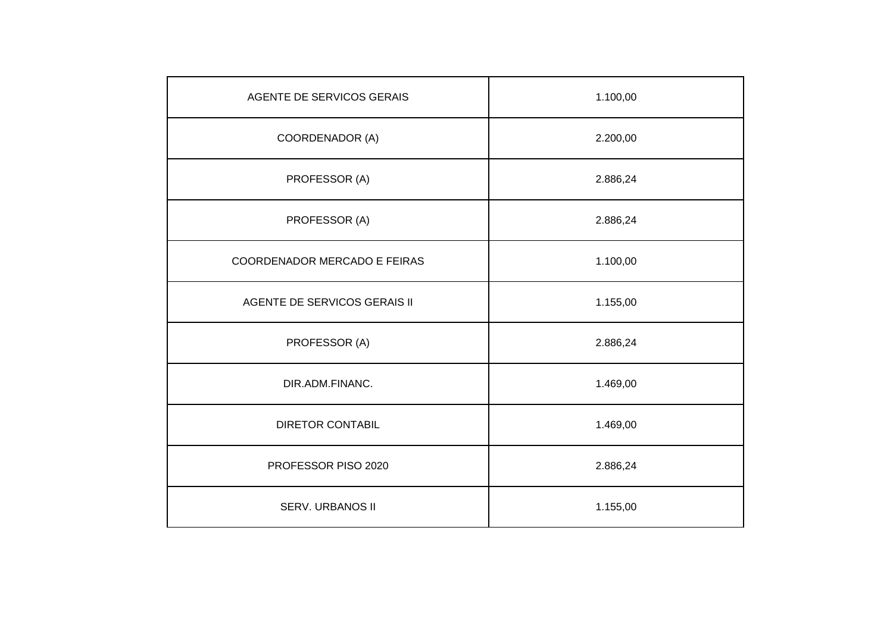| AGENTE DE SERVICOS GERAIS | 1.100,00 |
|---|---|
| COORDENADOR (A) | 2.200,00 |
| PROFESSOR (A) | 2.886,24 |
| PROFESSOR (A) | 2.886,24 |
| COORDENADOR MERCADO E FEIRAS | 1.100,00 |
| AGENTE DE SERVICOS GERAIS II | 1.155,00 |
| PROFESSOR (A) | 2.886,24 |
| DIR.ADM.FINANC. | 1.469,00 |
| DIRETOR CONTABIL | 1.469,00 |
| PROFESSOR PISO 2020 | 2.886,24 |
| SERV. URBANOS II | 1.155,00 |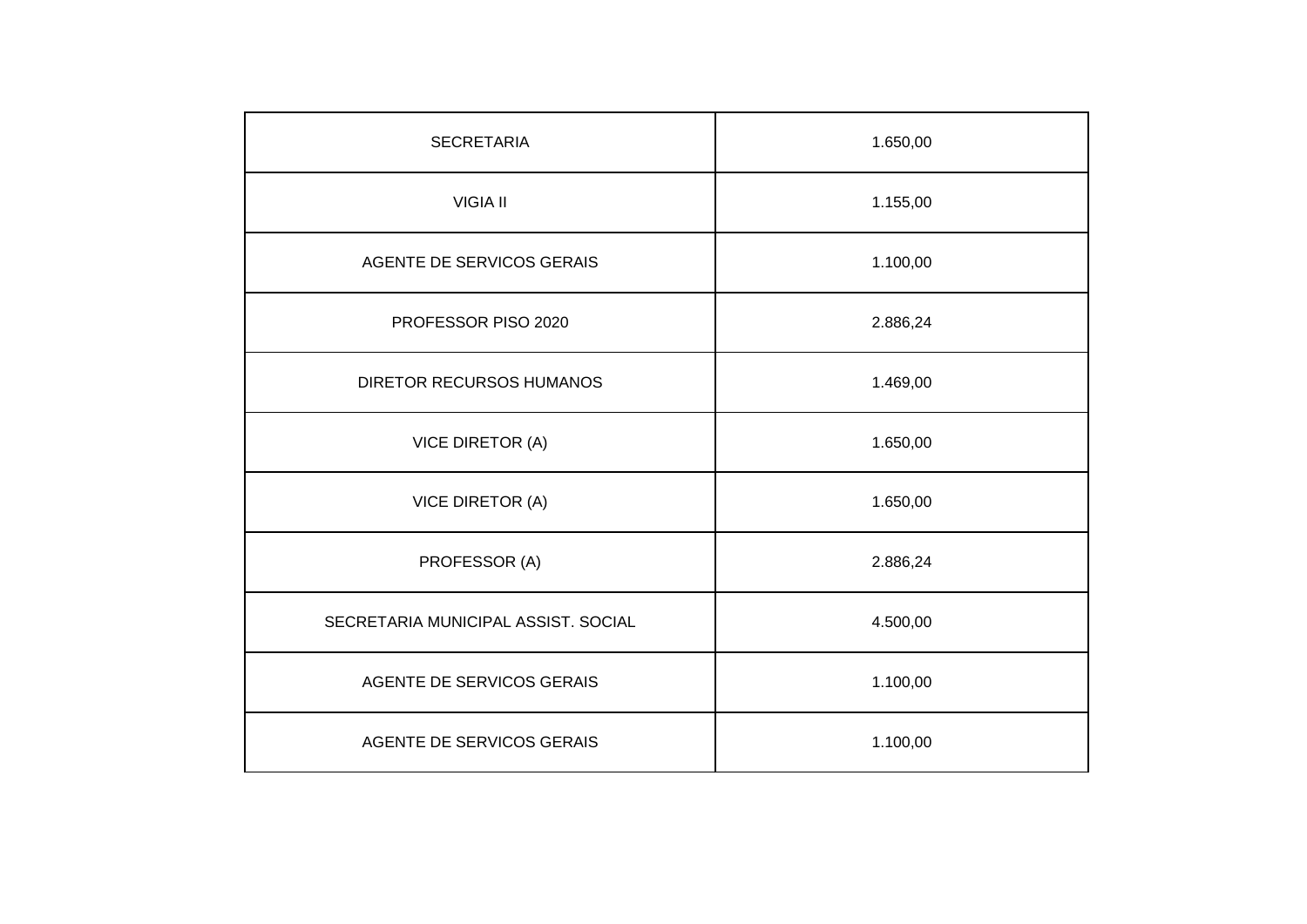| SECRETARIA | 1.650,00 |
| --- | --- |
| VIGIA II | 1.155,00 |
| AGENTE DE SERVICOS GERAIS | 1.100,00 |
| PROFESSOR PISO 2020 | 2.886,24 |
| DIRETOR RECURSOS HUMANOS | 1.469,00 |
| VICE DIRETOR (A) | 1.650,00 |
| VICE DIRETOR (A) | 1.650,00 |
| PROFESSOR (A) | 2.886,24 |
| SECRETARIA MUNICIPAL ASSIST. SOCIAL | 4.500,00 |
| AGENTE DE SERVICOS GERAIS | 1.100,00 |
| AGENTE DE SERVICOS GERAIS | 1.100,00 |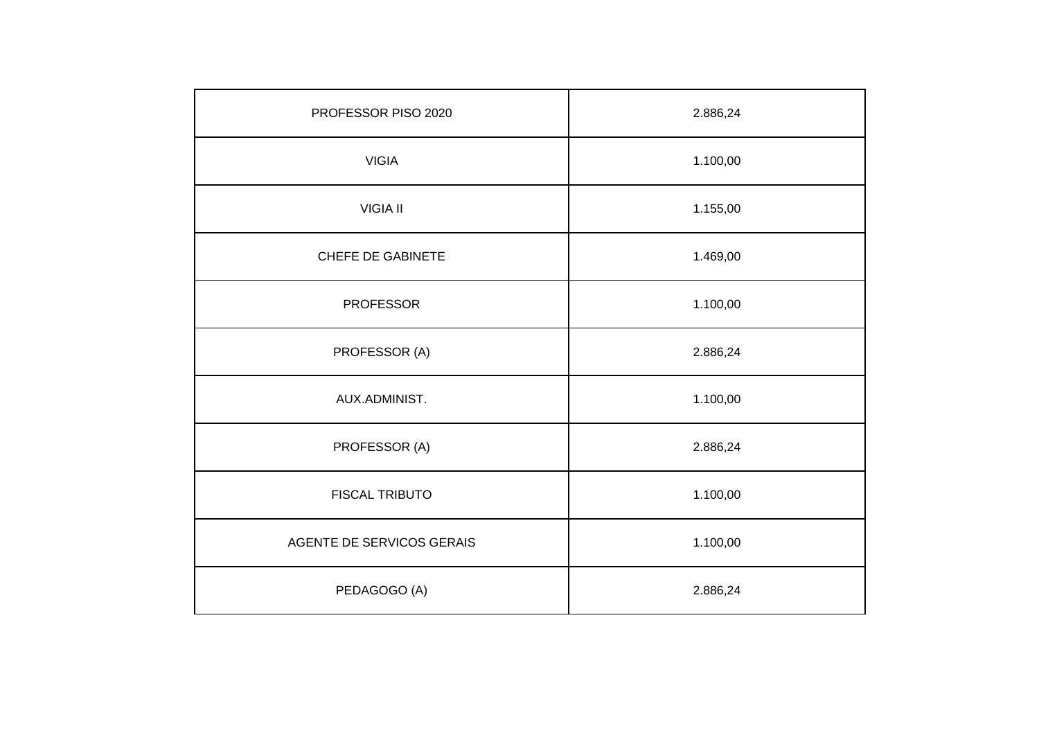| PROFESSOR PISO 2020 | 2.886,24 |
|---|---|
| VIGIA | 1.100,00 |
| VIGIA II | 1.155,00 |
| CHEFE DE GABINETE | 1.469,00 |
| PROFESSOR | 1.100,00 |
| PROFESSOR (A) | 2.886,24 |
| AUX.ADMINIST. | 1.100,00 |
| PROFESSOR (A) | 2.886,24 |
| FISCAL TRIBUTO | 1.100,00 |
| AGENTE DE SERVICOS GERAIS | 1.100,00 |
| PEDAGOGO (A) | 2.886,24 |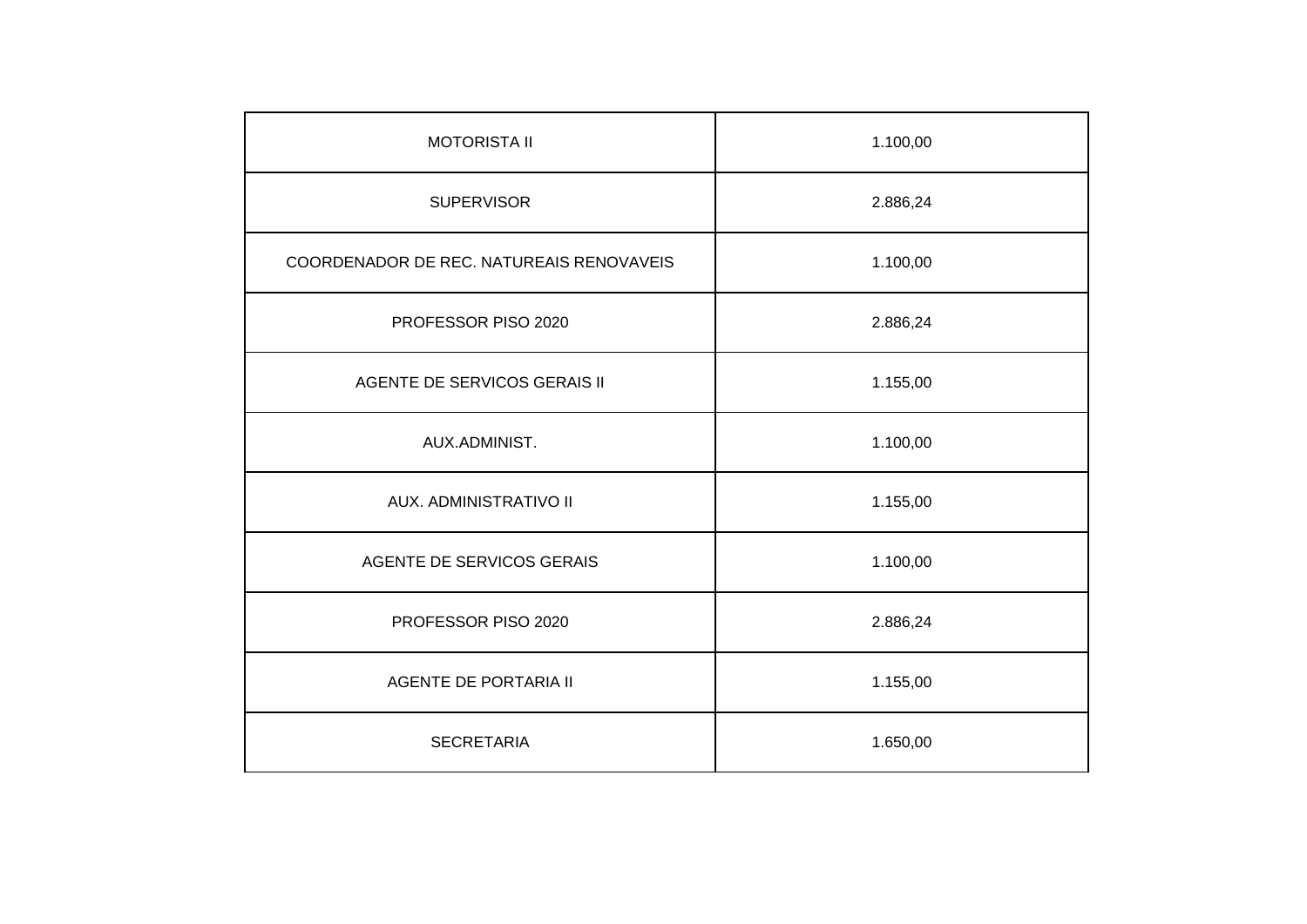| | |
|---|---|
| MOTORISTA II | 1.100,00 |
| SUPERVISOR | 2.886,24 |
| COORDENADOR DE REC. NATUREAIS RENOVAVEIS | 1.100,00 |
| PROFESSOR PISO 2020 | 2.886,24 |
| AGENTE DE SERVICOS GERAIS II | 1.155,00 |
| AUX.ADMINIST. | 1.100,00 |
| AUX. ADMINISTRATIVO II | 1.155,00 |
| AGENTE DE SERVICOS GERAIS | 1.100,00 |
| PROFESSOR PISO 2020 | 2.886,24 |
| AGENTE DE PORTARIA II | 1.155,00 |
| SECRETARIA | 1.650,00 |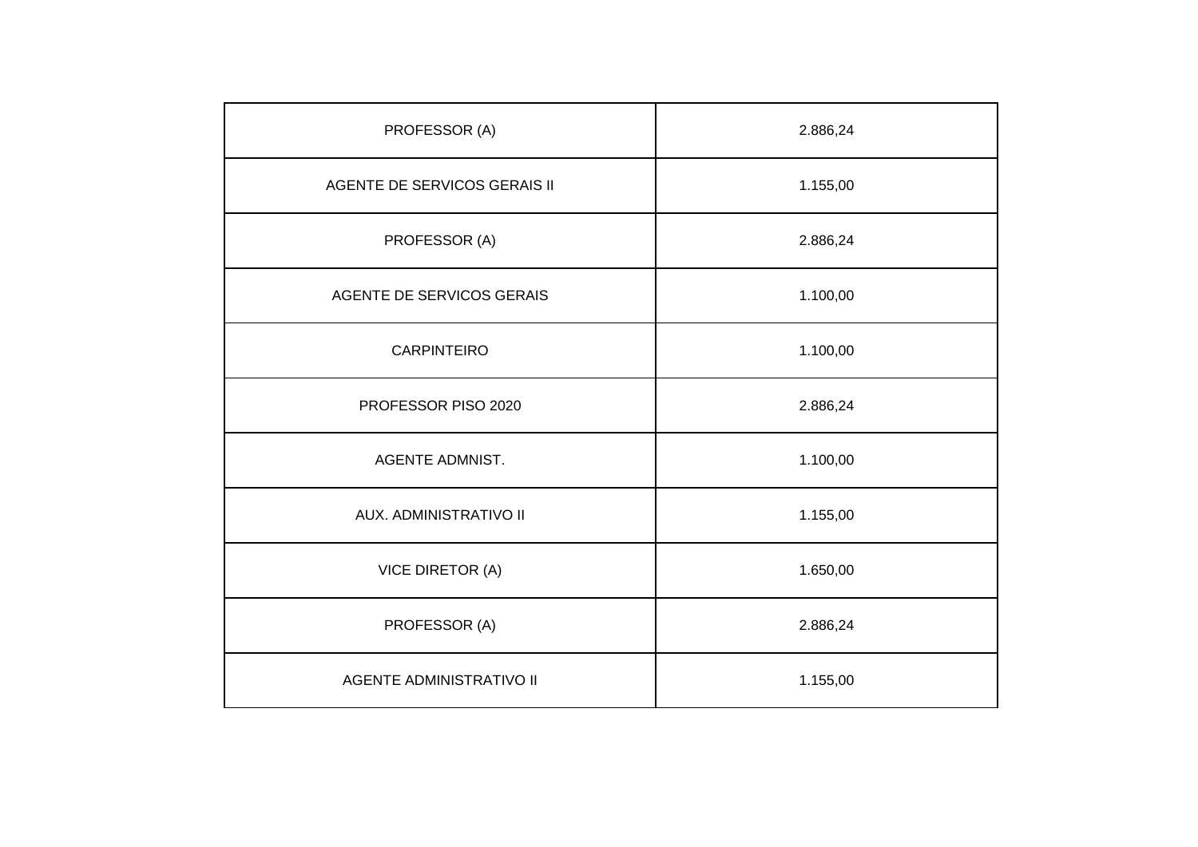| PROFESSOR (A) | 2.886,24 |
|---|---|
| AGENTE DE SERVICOS GERAIS II | 1.155,00 |
| PROFESSOR (A) | 2.886,24 |
| AGENTE DE SERVICOS GERAIS | 1.100,00 |
| CARPINTEIRO | 1.100,00 |
| PROFESSOR PISO 2020 | 2.886,24 |
| AGENTE ADMNIST. | 1.100,00 |
| AUX. ADMINISTRATIVO II | 1.155,00 |
| VICE DIRETOR (A) | 1.650,00 |
| PROFESSOR (A) | 2.886,24 |
| AGENTE ADMINISTRATIVO II | 1.155,00 |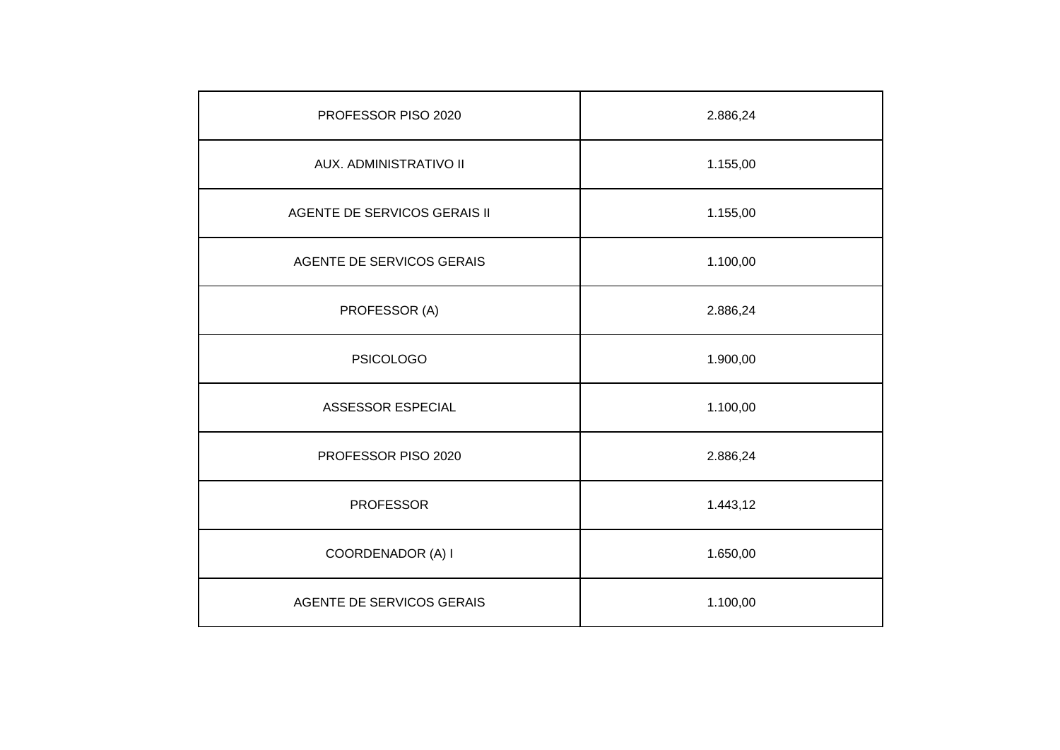| PROFESSOR PISO 2020 | 2.886,24 |
| --- | --- |
| AUX. ADMINISTRATIVO II | 1.155,00 |
| AGENTE DE SERVICOS GERAIS II | 1.155,00 |
| AGENTE DE SERVICOS GERAIS | 1.100,00 |
| PROFESSOR (A) | 2.886,24 |
| PSICOLOGO | 1.900,00 |
| ASSESSOR ESPECIAL | 1.100,00 |
| PROFESSOR PISO 2020 | 2.886,24 |
| PROFESSOR | 1.443,12 |
| COORDENADOR (A) I | 1.650,00 |
| AGENTE DE SERVICOS GERAIS | 1.100,00 |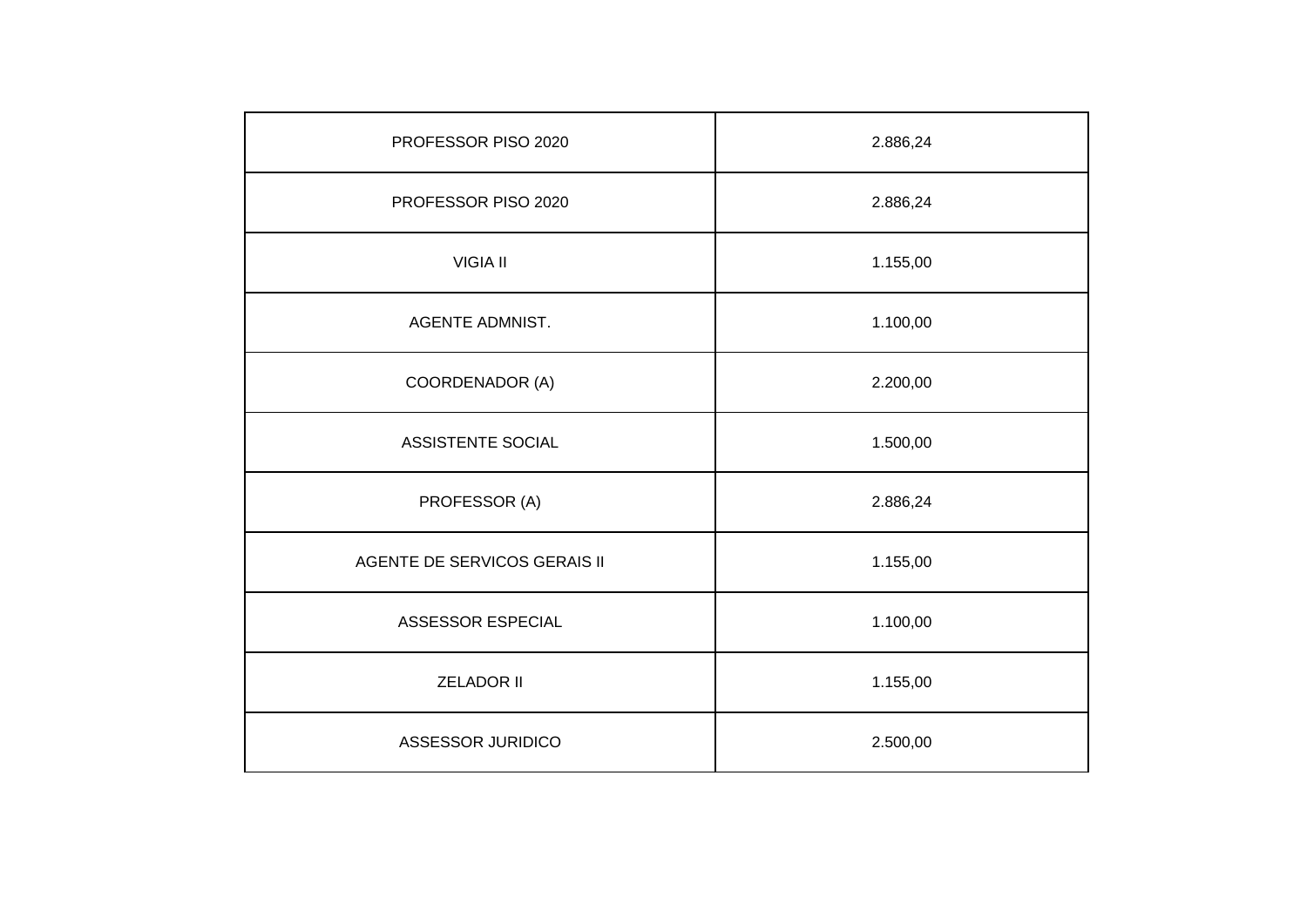| PROFESSOR PISO 2020 | 2.886,24 |
| --- | --- |
| PROFESSOR PISO 2020 | 2.886,24 |
| VIGIA II | 1.155,00 |
| AGENTE ADMNIST. | 1.100,00 |
| COORDENADOR (A) | 2.200,00 |
| ASSISTENTE SOCIAL | 1.500,00 |
| PROFESSOR (A) | 2.886,24 |
| AGENTE DE SERVICOS GERAIS II | 1.155,00 |
| ASSESSOR ESPECIAL | 1.100,00 |
| ZELADOR II | 1.155,00 |
| ASSESSOR JURIDICO | 2.500,00 |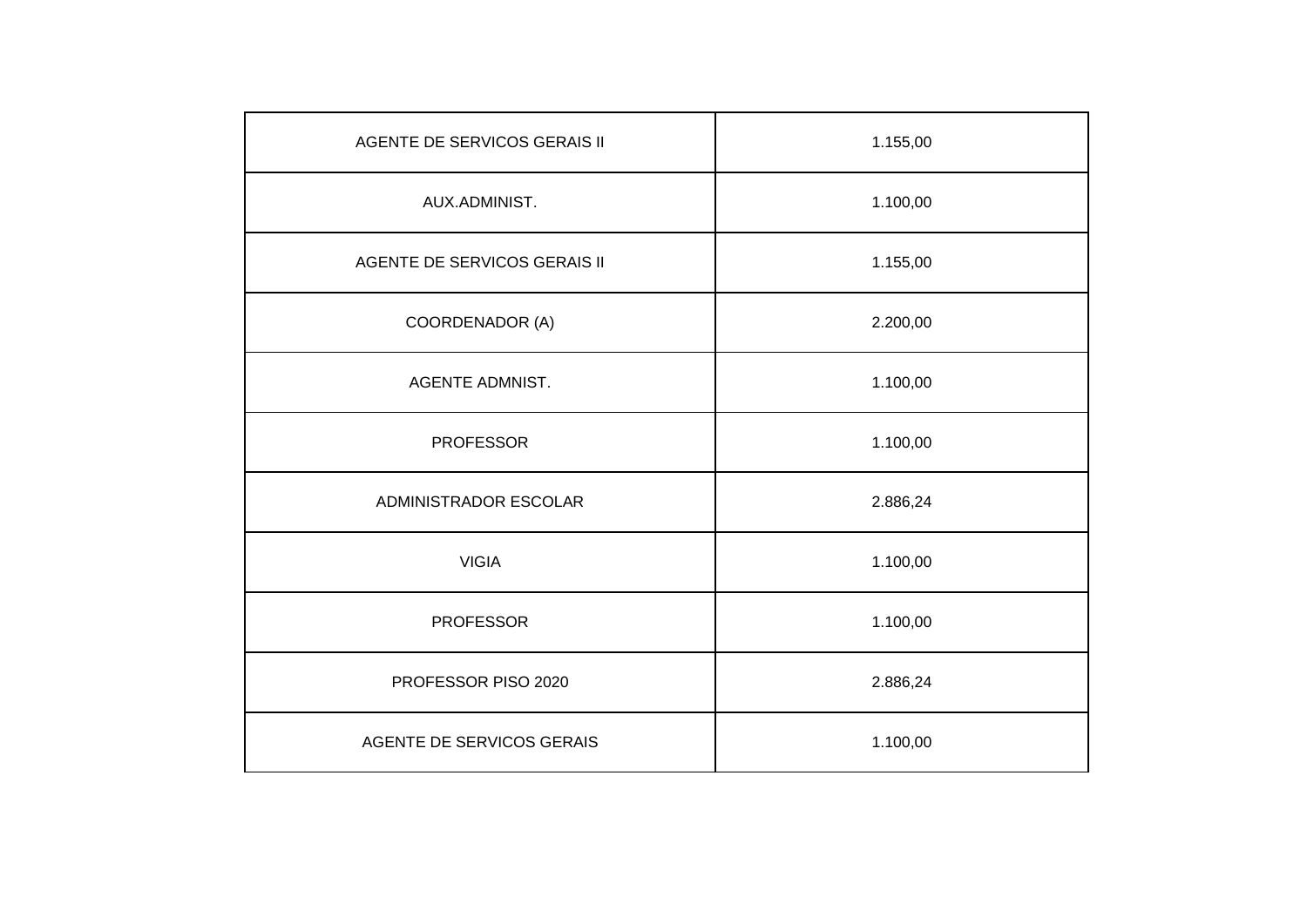| AGENTE DE SERVICOS GERAIS II | 1.155,00 |
|---|---|
| AUX.ADMINIST. | 1.100,00 |
| AGENTE DE SERVICOS GERAIS II | 1.155,00 |
| COORDENADOR (A) | 2.200,00 |
| AGENTE ADMNIST. | 1.100,00 |
| PROFESSOR | 1.100,00 |
| ADMINISTRADOR ESCOLAR | 2.886,24 |
| VIGIA | 1.100,00 |
| PROFESSOR | 1.100,00 |
| PROFESSOR PISO 2020 | 2.886,24 |
| AGENTE DE SERVICOS GERAIS | 1.100,00 |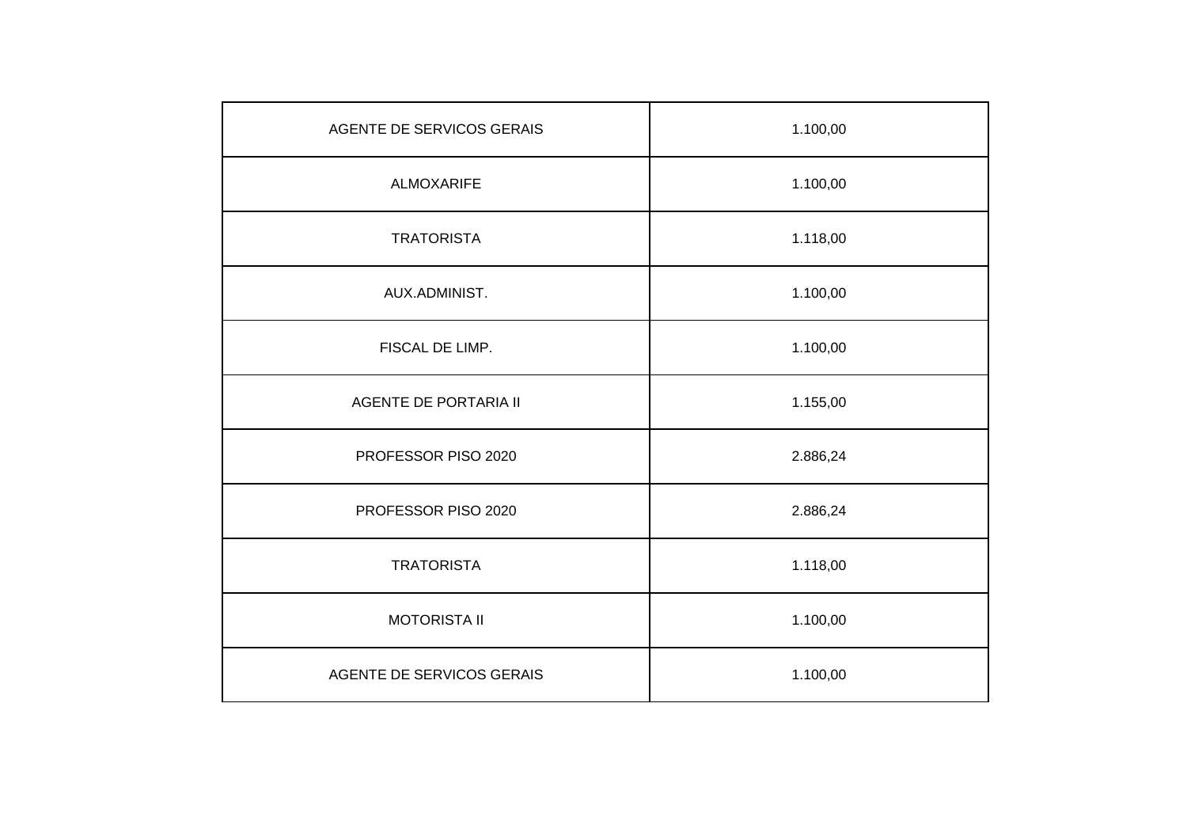| | |
|---|---|
| AGENTE DE SERVICOS GERAIS | 1.100,00 |
| ALMOXARIFE | 1.100,00 |
| TRATORISTA | 1.118,00 |
| AUX.ADMINIST. | 1.100,00 |
| FISCAL DE LIMP. | 1.100,00 |
| AGENTE DE PORTARIA II | 1.155,00 |
| PROFESSOR PISO 2020 | 2.886,24 |
| PROFESSOR PISO 2020 | 2.886,24 |
| TRATORISTA | 1.118,00 |
| MOTORISTA II | 1.100,00 |
| AGENTE DE SERVICOS GERAIS | 1.100,00 |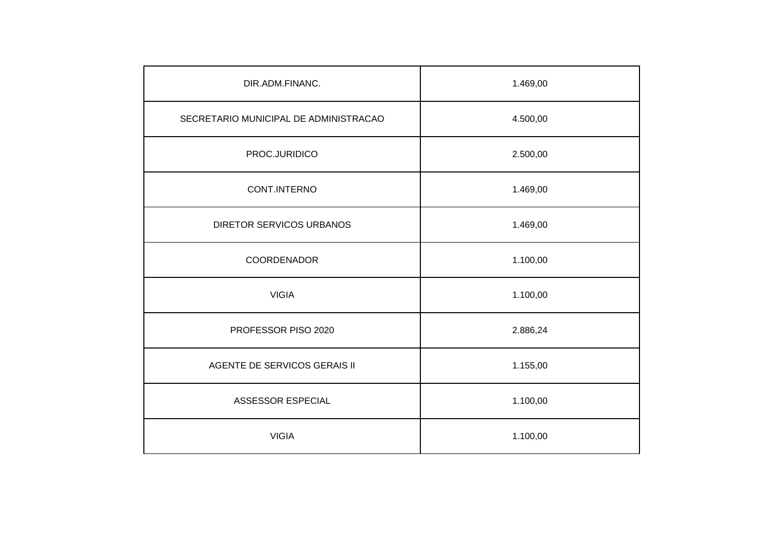| DIR.ADM.FINANC. | 1.469,00 |
|---|---|
| SECRETARIO MUNICIPAL DE ADMINISTRACAO | 4.500,00 |
| PROC.JURIDICO | 2.500,00 |
| CONT.INTERNO | 1.469,00 |
| DIRETOR SERVICOS URBANOS | 1.469,00 |
| COORDENADOR | 1.100,00 |
| VIGIA | 1.100,00 |
| PROFESSOR PISO 2020 | 2.886,24 |
| AGENTE DE SERVICOS GERAIS II | 1.155,00 |
| ASSESSOR ESPECIAL | 1.100,00 |
| VIGIA | 1.100,00 |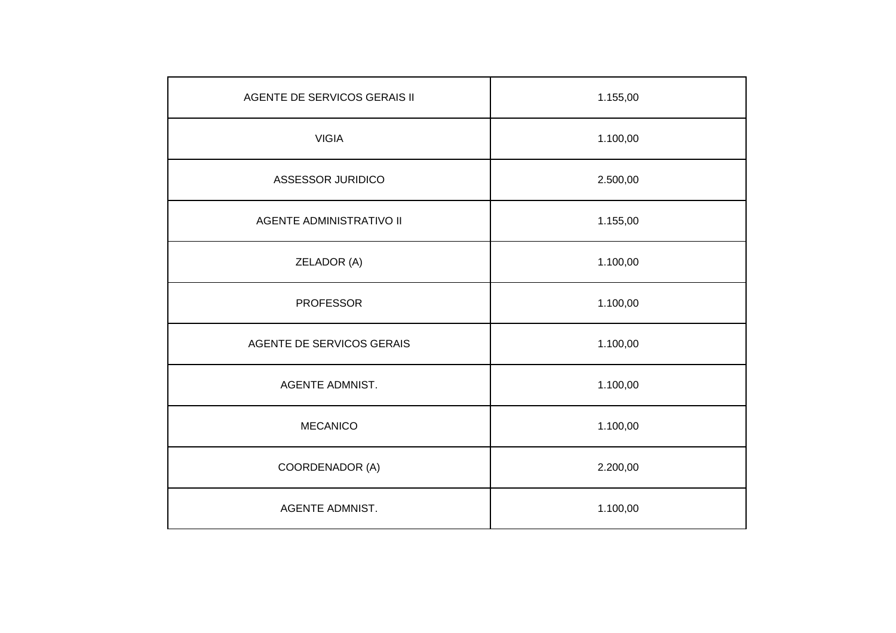| AGENTE DE SERVICOS GERAIS II | 1.155,00 |
|---|---|
| VIGIA | 1.100,00 |
| ASSESSOR JURIDICO | 2.500,00 |
| AGENTE ADMINISTRATIVO II | 1.155,00 |
| ZELADOR (A) | 1.100,00 |
| PROFESSOR | 1.100,00 |
| AGENTE DE SERVICOS GERAIS | 1.100,00 |
| AGENTE ADMNIST. | 1.100,00 |
| MECANICO | 1.100,00 |
| COORDENADOR (A) | 2.200,00 |
| AGENTE ADMNIST. | 1.100,00 |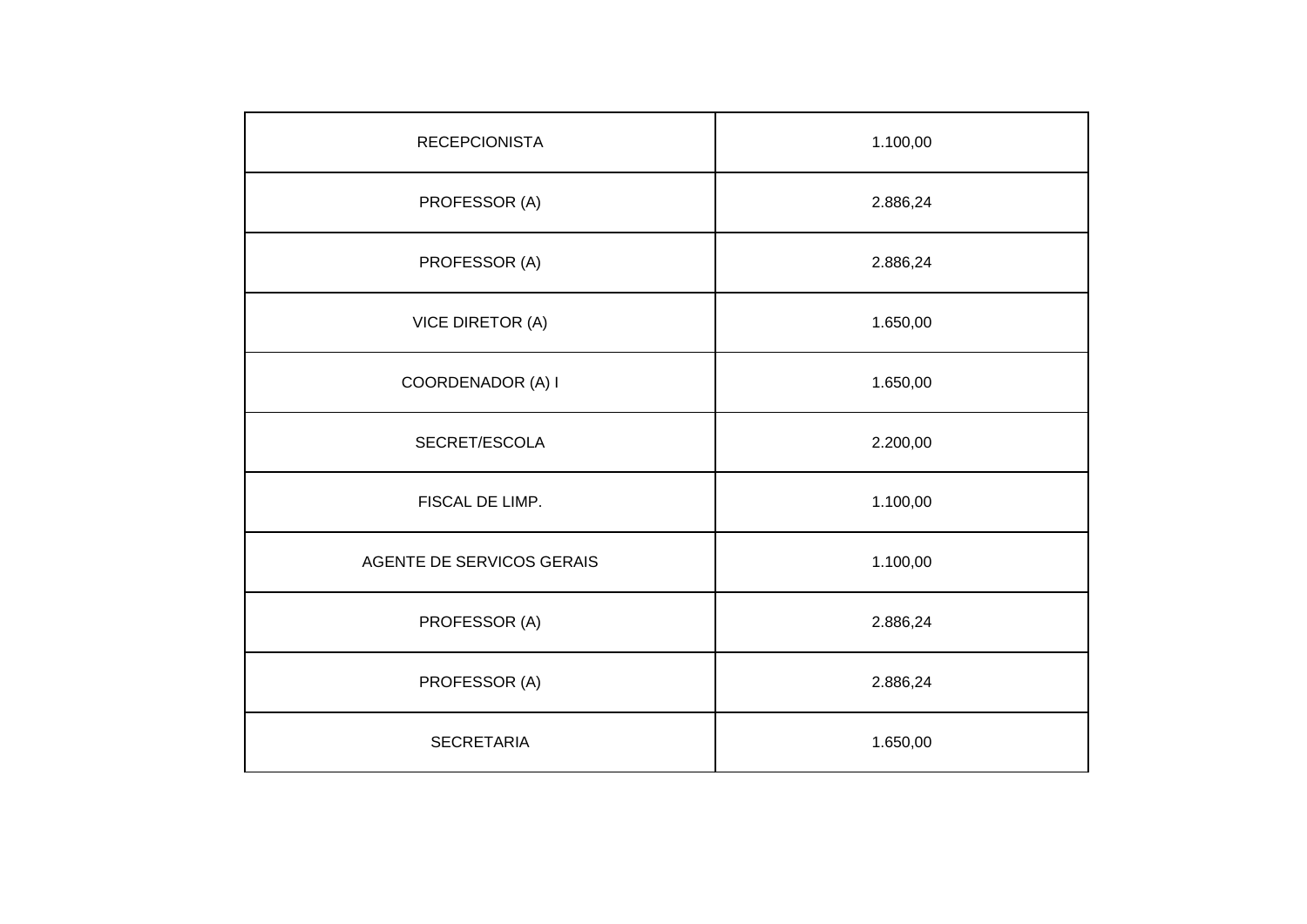| RECEPCIONISTA | 1.100,00 |
|---|---|
| PROFESSOR (A) | 2.886,24 |
| PROFESSOR (A) | 2.886,24 |
| VICE DIRETOR (A) | 1.650,00 |
| COORDENADOR (A) I | 1.650,00 |
| SECRET/ESCOLA | 2.200,00 |
| FISCAL DE LIMP. | 1.100,00 |
| AGENTE DE SERVICOS GERAIS | 1.100,00 |
| PROFESSOR (A) | 2.886,24 |
| PROFESSOR (A) | 2.886,24 |
| SECRETARIA | 1.650,00 |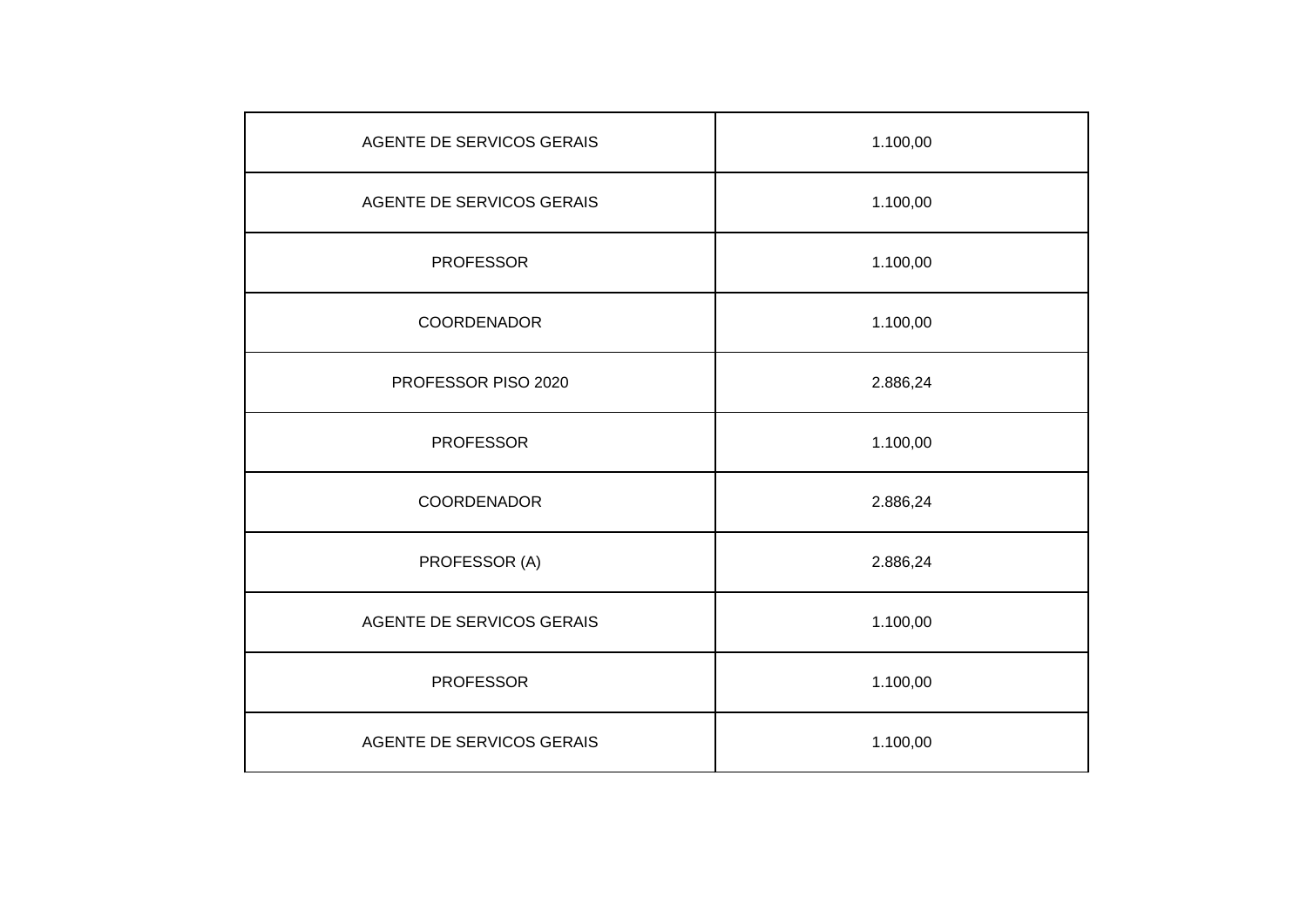| | |
|---|---|
| AGENTE DE SERVICOS GERAIS | 1.100,00 |
| AGENTE DE SERVICOS GERAIS | 1.100,00 |
| PROFESSOR | 1.100,00 |
| COORDENADOR | 1.100,00 |
| PROFESSOR PISO 2020 | 2.886,24 |
| PROFESSOR | 1.100,00 |
| COORDENADOR | 2.886,24 |
| PROFESSOR (A) | 2.886,24 |
| AGENTE DE SERVICOS GERAIS | 1.100,00 |
| PROFESSOR | 1.100,00 |
| AGENTE DE SERVICOS GERAIS | 1.100,00 |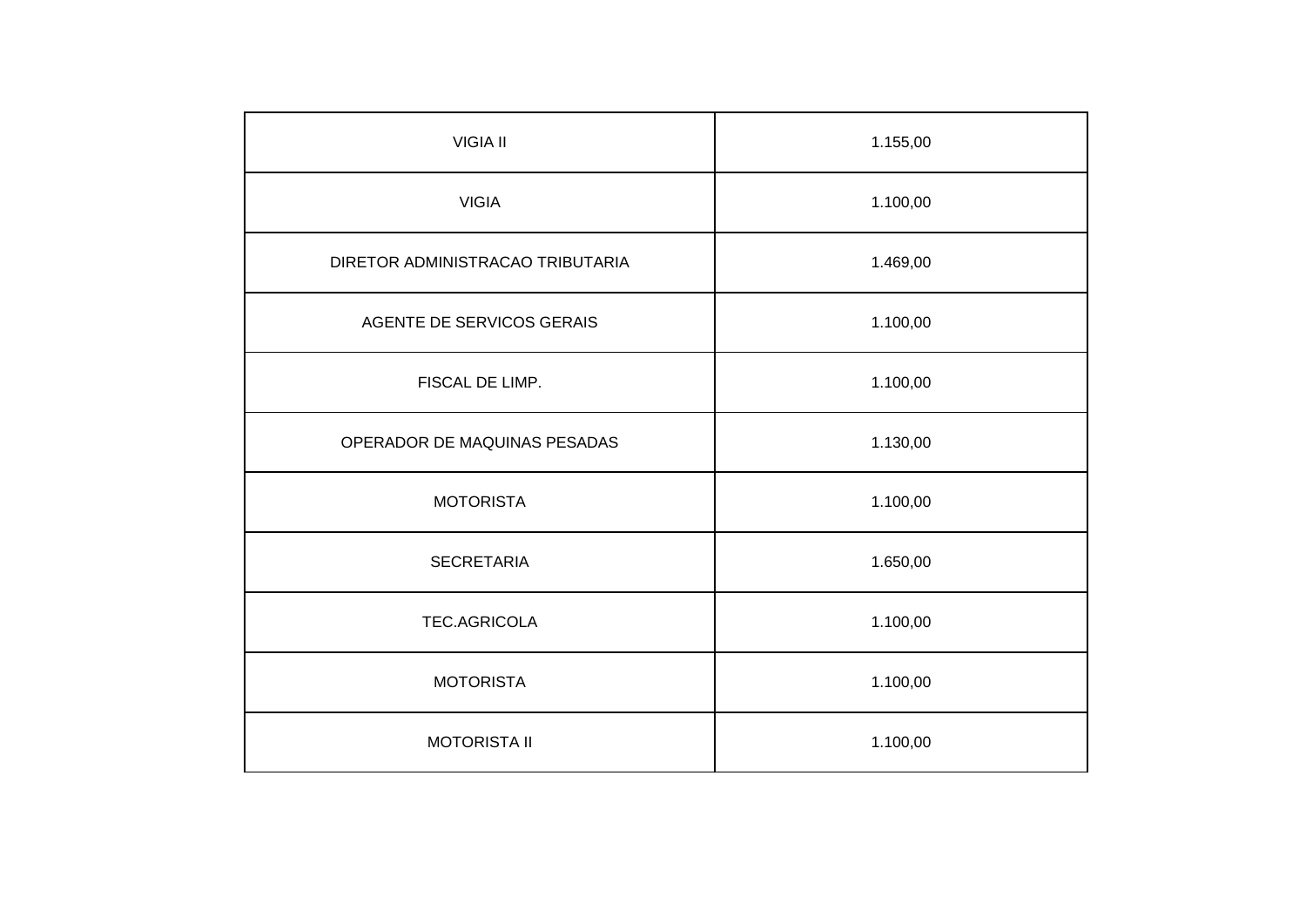| VIGIA II | 1.155,00 |
|---|---|
| VIGIA | 1.100,00 |
| DIRETOR ADMINISTRACAO TRIBUTARIA | 1.469,00 |
| AGENTE DE SERVICOS GERAIS | 1.100,00 |
| FISCAL DE LIMP. | 1.100,00 |
| OPERADOR DE MAQUINAS PESADAS | 1.130,00 |
| MOTORISTA | 1.100,00 |
| SECRETARIA | 1.650,00 |
| TEC.AGRICOLA | 1.100,00 |
| MOTORISTA | 1.100,00 |
| MOTORISTA II | 1.100,00 |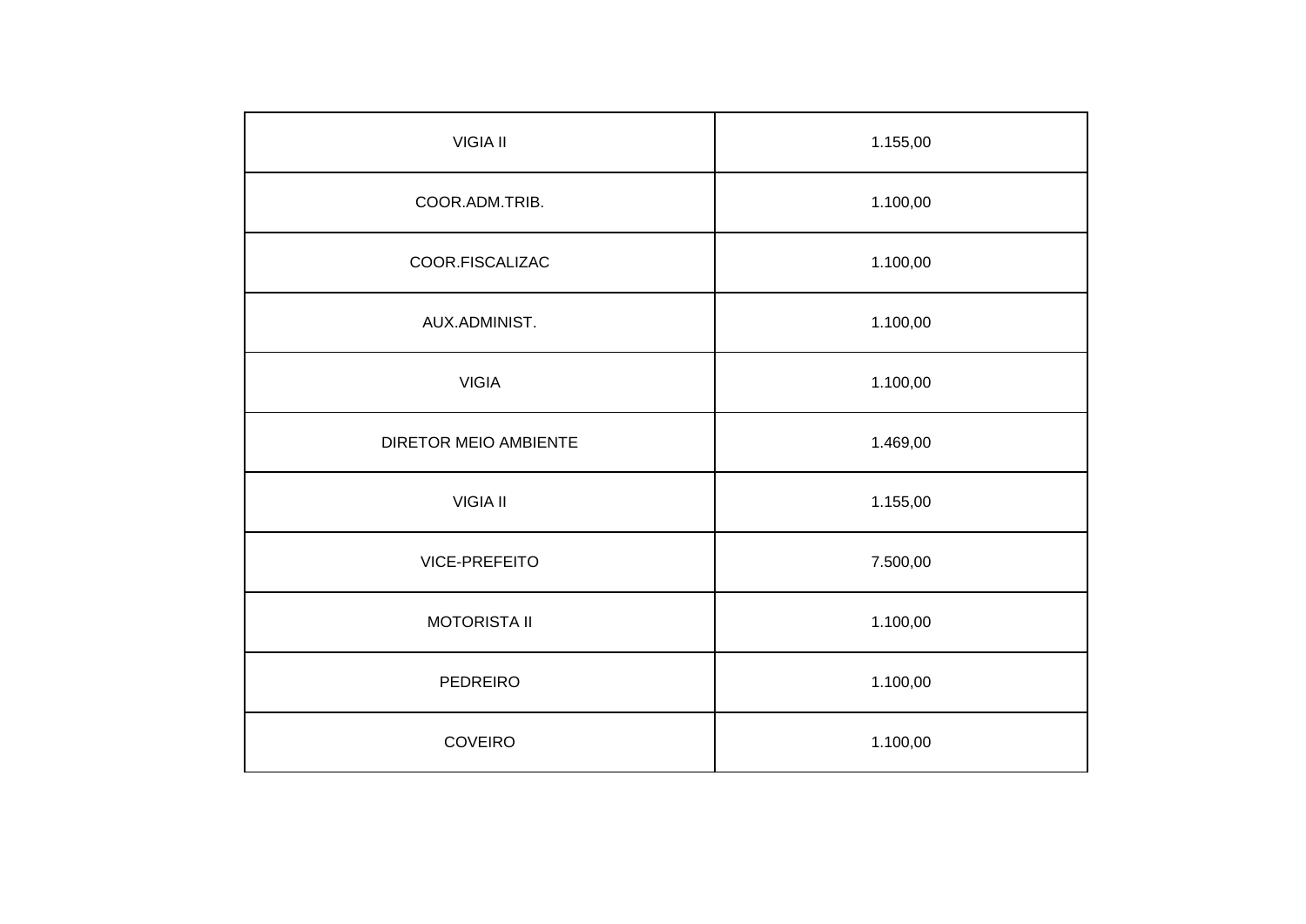| VIGIA II | 1.155,00 |
| --- | --- |
| COOR.ADM.TRIB. | 1.100,00 |
| COOR.FISCALIZAC | 1.100,00 |
| AUX.ADMINIST. | 1.100,00 |
| VIGIA | 1.100,00 |
| DIRETOR MEIO AMBIENTE | 1.469,00 |
| VIGIA II | 1.155,00 |
| VICE-PREFEITO | 7.500,00 |
| MOTORISTA II | 1.100,00 |
| PEDREIRO | 1.100,00 |
| COVEIRO | 1.100,00 |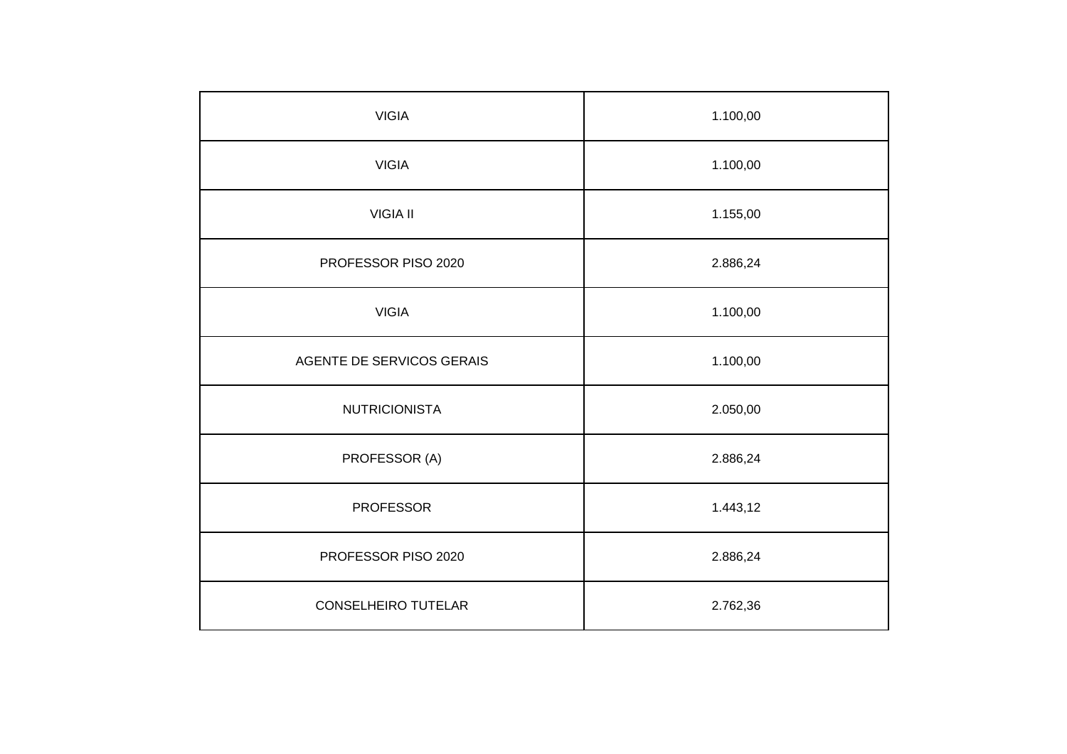| VIGIA | 1.100,00 |
|---|---|
| VIGIA | 1.100,00 |
| VIGIA II | 1.155,00 |
| PROFESSOR PISO 2020 | 2.886,24 |
| VIGIA | 1.100,00 |
| AGENTE DE SERVICOS GERAIS | 1.100,00 |
| NUTRICIONISTA | 2.050,00 |
| PROFESSOR (A) | 2.886,24 |
| PROFESSOR | 1.443,12 |
| PROFESSOR PISO 2020 | 2.886,24 |
| CONSELHEIRO TUTELAR | 2.762,36 |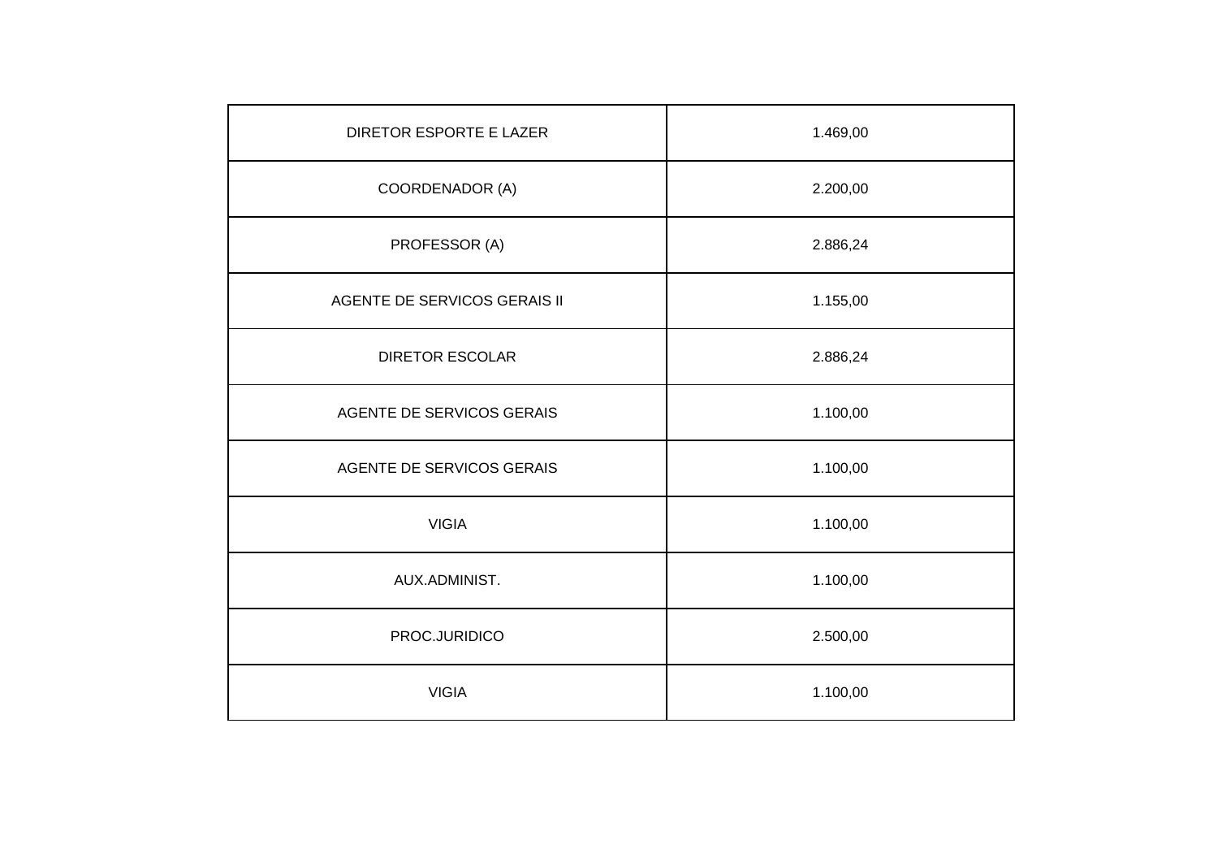| DIRETOR ESPORTE E LAZER | 1.469,00 |
| --- | --- |
| COORDENADOR (A) | 2.200,00 |
| PROFESSOR (A) | 2.886,24 |
| AGENTE DE SERVICOS GERAIS II | 1.155,00 |
| DIRETOR ESCOLAR | 2.886,24 |
| AGENTE DE SERVICOS GERAIS | 1.100,00 |
| AGENTE DE SERVICOS GERAIS | 1.100,00 |
| VIGIA | 1.100,00 |
| AUX.ADMINIST. | 1.100,00 |
| PROC.JURIDICO | 2.500,00 |
| VIGIA | 1.100,00 |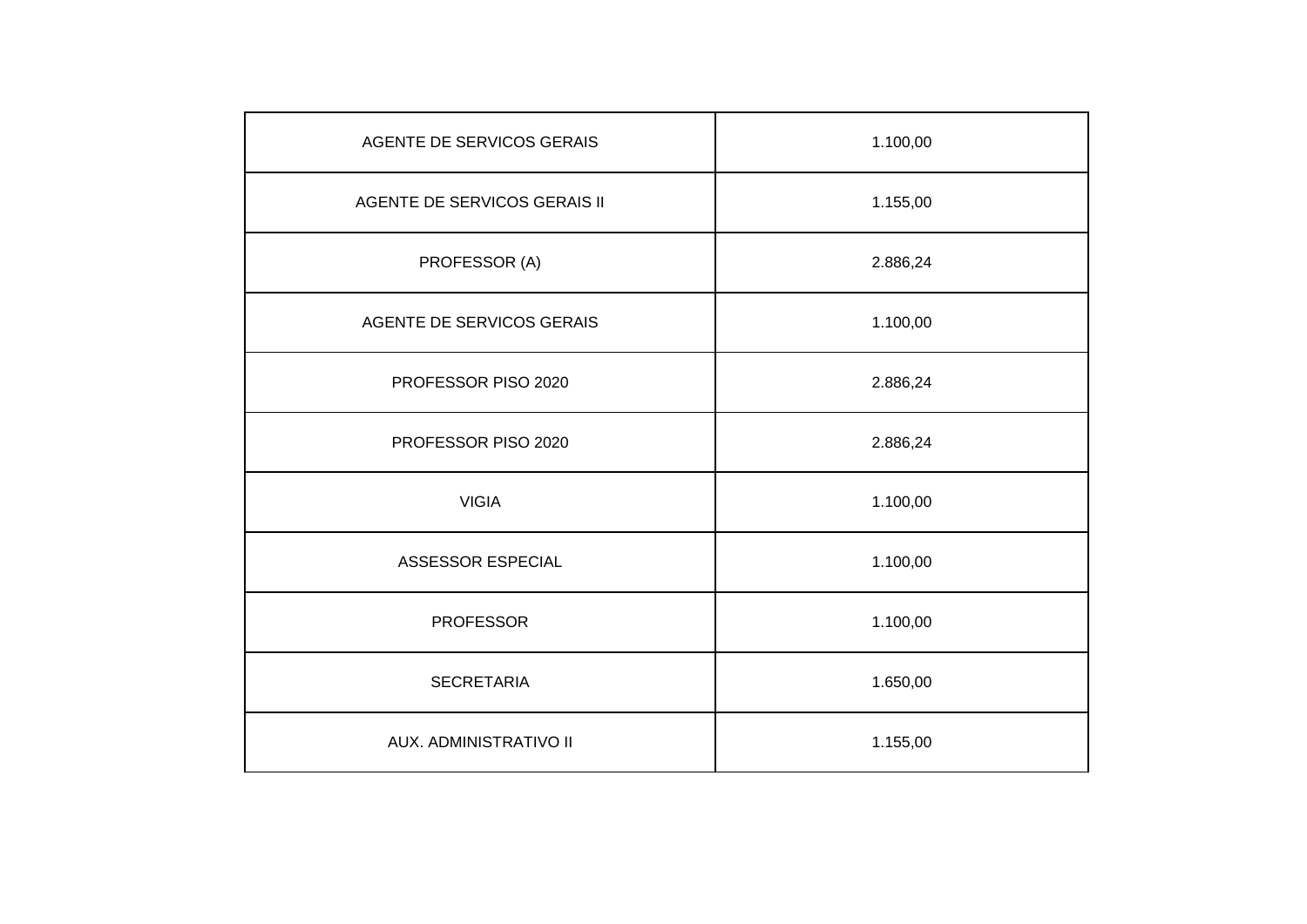| AGENTE DE SERVICOS GERAIS | 1.100,00 |
| --- | --- |
| AGENTE DE SERVICOS GERAIS II | 1.155,00 |
| PROFESSOR (A) | 2.886,24 |
| AGENTE DE SERVICOS GERAIS | 1.100,00 |
| PROFESSOR PISO 2020 | 2.886,24 |
| PROFESSOR PISO 2020 | 2.886,24 |
| VIGIA | 1.100,00 |
| ASSESSOR ESPECIAL | 1.100,00 |
| PROFESSOR | 1.100,00 |
| SECRETARIA | 1.650,00 |
| AUX. ADMINISTRATIVO II | 1.155,00 |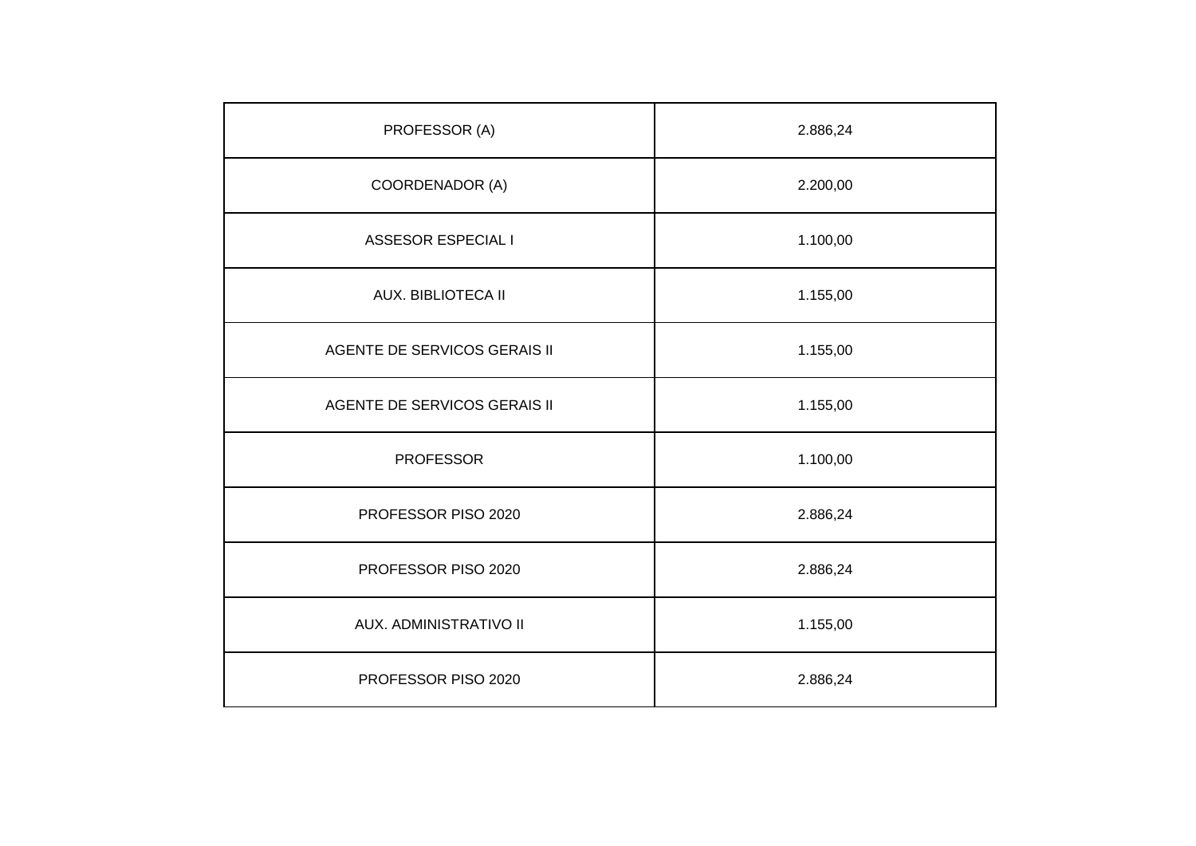| PROFESSOR (A) | 2.886,24 |
|---|---|
| COORDENADOR (A) | 2.200,00 |
| ASSESOR ESPECIAL I | 1.100,00 |
| AUX. BIBLIOTECA II | 1.155,00 |
| AGENTE DE SERVICOS GERAIS II | 1.155,00 |
| AGENTE DE SERVICOS GERAIS II | 1.155,00 |
| PROFESSOR | 1.100,00 |
| PROFESSOR PISO 2020 | 2.886,24 |
| PROFESSOR PISO 2020 | 2.886,24 |
| AUX. ADMINISTRATIVO II | 1.155,00 |
| PROFESSOR PISO 2020 | 2.886,24 |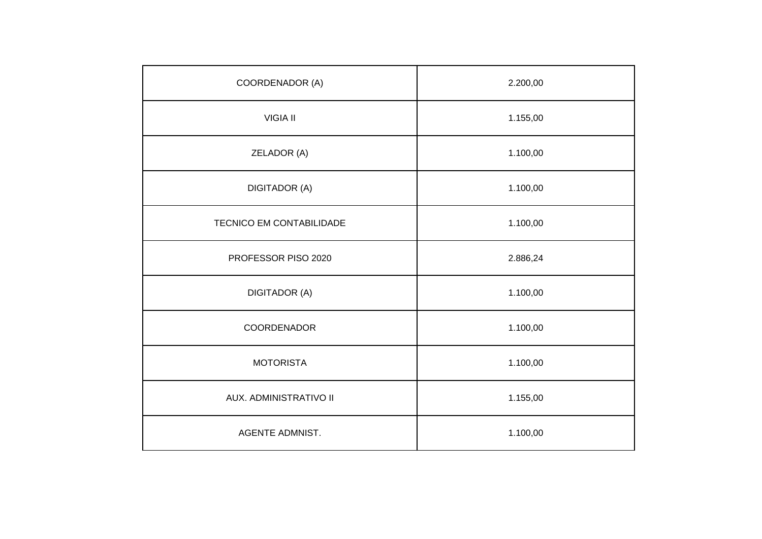| | |
|---|---|
| COORDENADOR (A) | 2.200,00 |
| VIGIA II | 1.155,00 |
| ZELADOR (A) | 1.100,00 |
| DIGITADOR (A) | 1.100,00 |
| TECNICO EM CONTABILIDADE | 1.100,00 |
| PROFESSOR PISO 2020 | 2.886,24 |
| DIGITADOR (A) | 1.100,00 |
| COORDENADOR | 1.100,00 |
| MOTORISTA | 1.100,00 |
| AUX. ADMINISTRATIVO II | 1.155,00 |
| AGENTE ADMNIST. | 1.100,00 |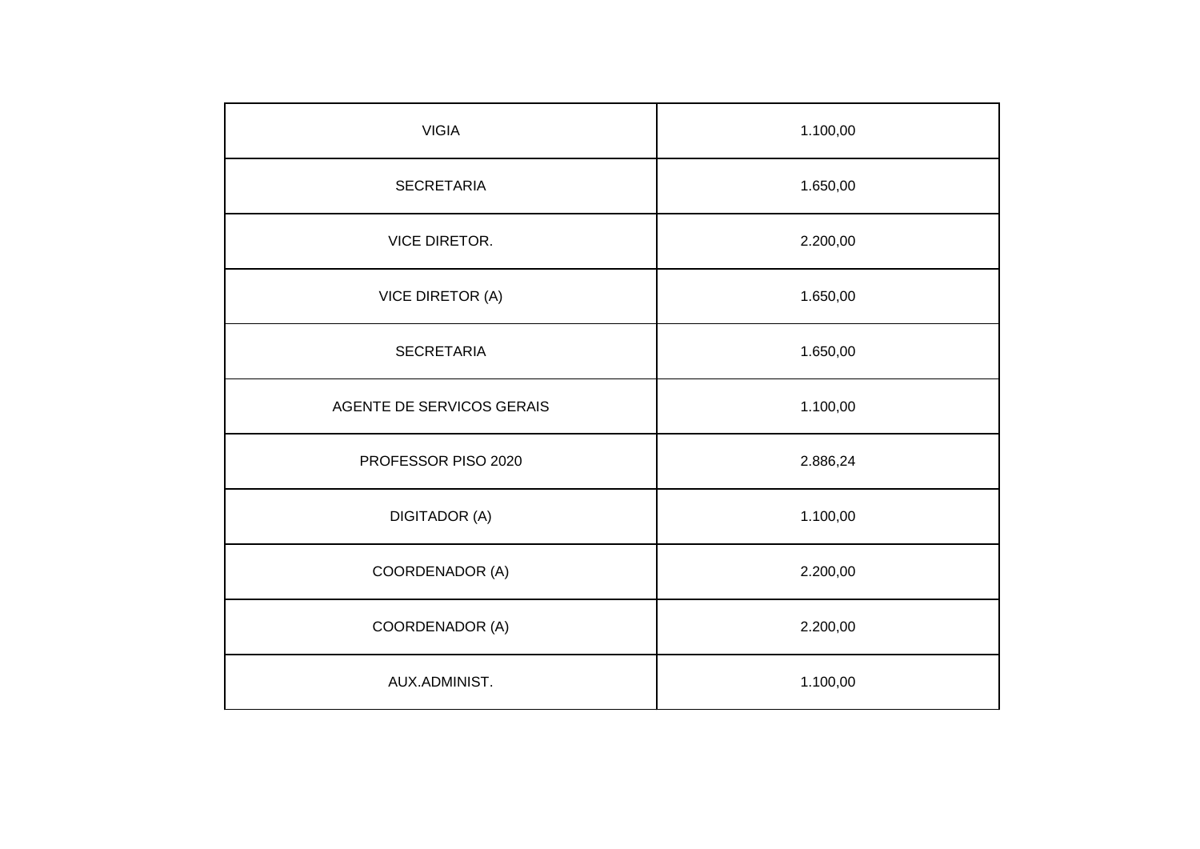| VIGIA | 1.100,00 |
| --- | --- |
| SECRETARIA | 1.650,00 |
| VICE DIRETOR. | 2.200,00 |
| VICE DIRETOR (A) | 1.650,00 |
| SECRETARIA | 1.650,00 |
| AGENTE DE SERVICOS GERAIS | 1.100,00 |
| PROFESSOR PISO 2020 | 2.886,24 |
| DIGITADOR (A) | 1.100,00 |
| COORDENADOR (A) | 2.200,00 |
| COORDENADOR (A) | 2.200,00 |
| AUX.ADMINIST. | 1.100,00 |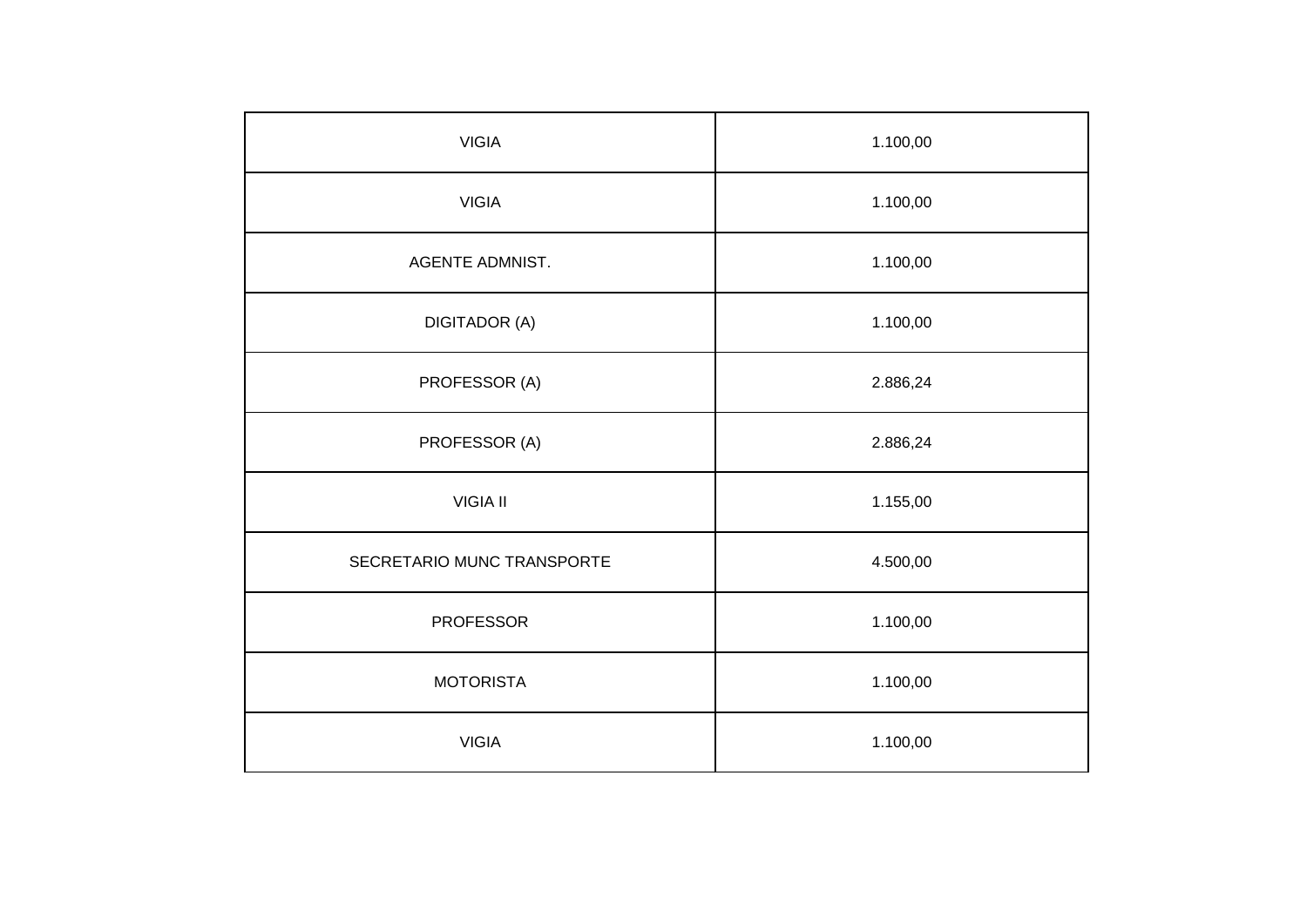| | |
|---|---|
| VIGIA | 1.100,00 |
| VIGIA | 1.100,00 |
| AGENTE ADMNIST. | 1.100,00 |
| DIGITADOR (A) | 1.100,00 |
| PROFESSOR (A) | 2.886,24 |
| PROFESSOR (A) | 2.886,24 |
| VIGIA II | 1.155,00 |
| SECRETARIO MUNC TRANSPORTE | 4.500,00 |
| PROFESSOR | 1.100,00 |
| MOTORISTA | 1.100,00 |
| VIGIA | 1.100,00 |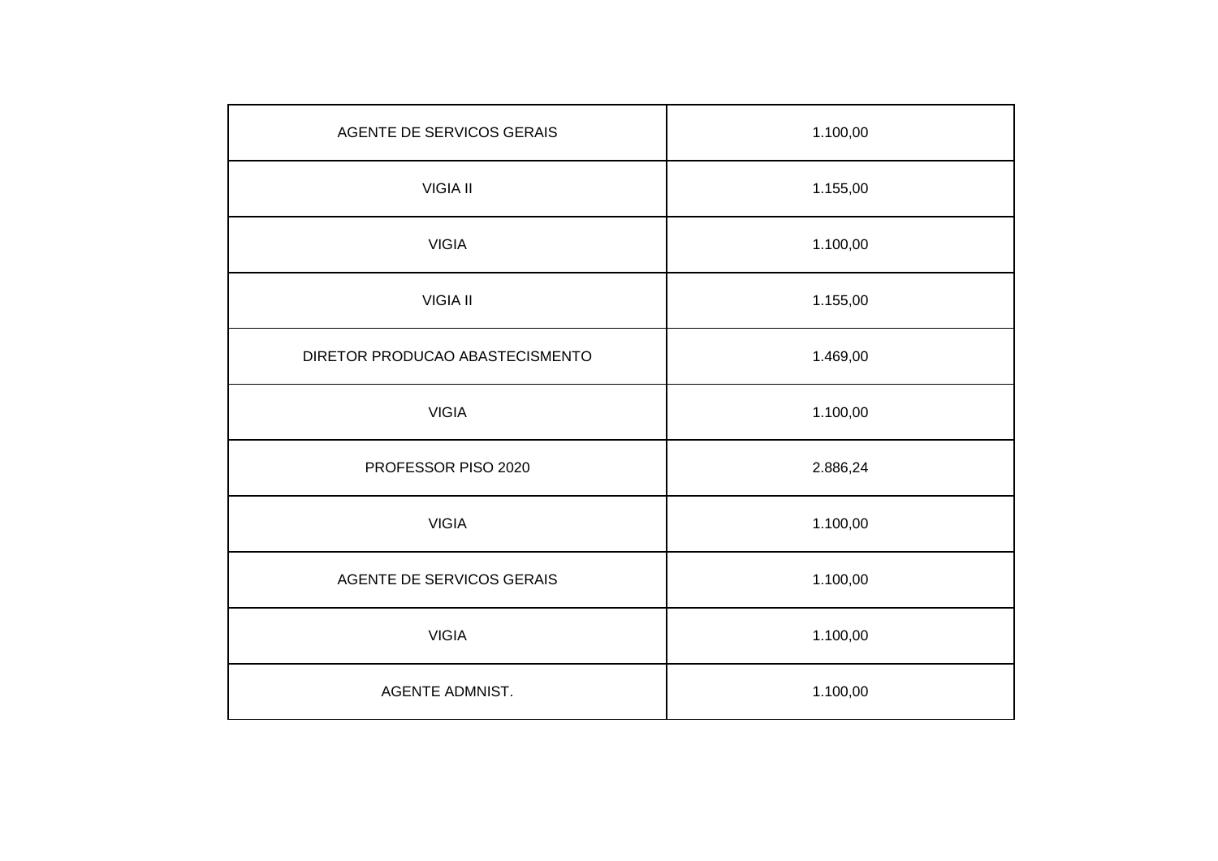| AGENTE DE SERVICOS GERAIS | 1.100,00 |
|---|---|
| VIGIA II | 1.155,00 |
| VIGIA | 1.100,00 |
| VIGIA II | 1.155,00 |
| DIRETOR PRODUCAO ABASTECISMENTO | 1.469,00 |
| VIGIA | 1.100,00 |
| PROFESSOR PISO 2020 | 2.886,24 |
| VIGIA | 1.100,00 |
| AGENTE DE SERVICOS GERAIS | 1.100,00 |
| VIGIA | 1.100,00 |
| AGENTE ADMNIST. | 1.100,00 |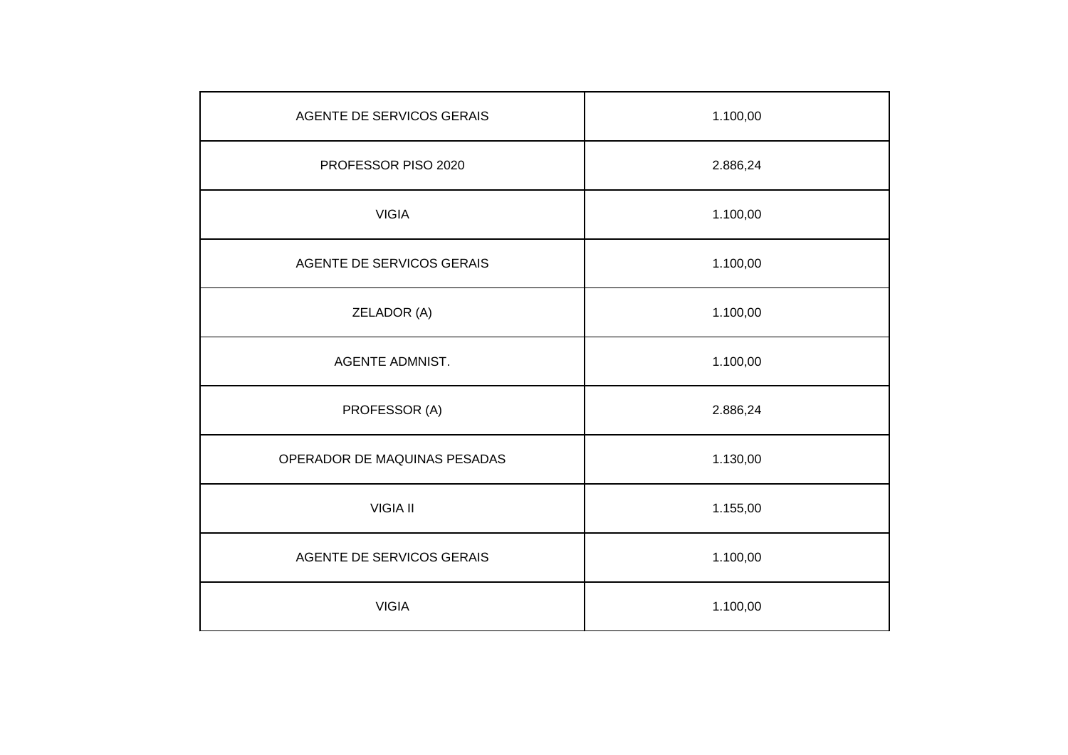| | |
|---|---|
| AGENTE DE SERVICOS GERAIS | 1.100,00 |
| PROFESSOR PISO 2020 | 2.886,24 |
| VIGIA | 1.100,00 |
| AGENTE DE SERVICOS GERAIS | 1.100,00 |
| ZELADOR (A) | 1.100,00 |
| AGENTE ADMNIST. | 1.100,00 |
| PROFESSOR (A) | 2.886,24 |
| OPERADOR DE MAQUINAS PESADAS | 1.130,00 |
| VIGIA II | 1.155,00 |
| AGENTE DE SERVICOS GERAIS | 1.100,00 |
| VIGIA | 1.100,00 |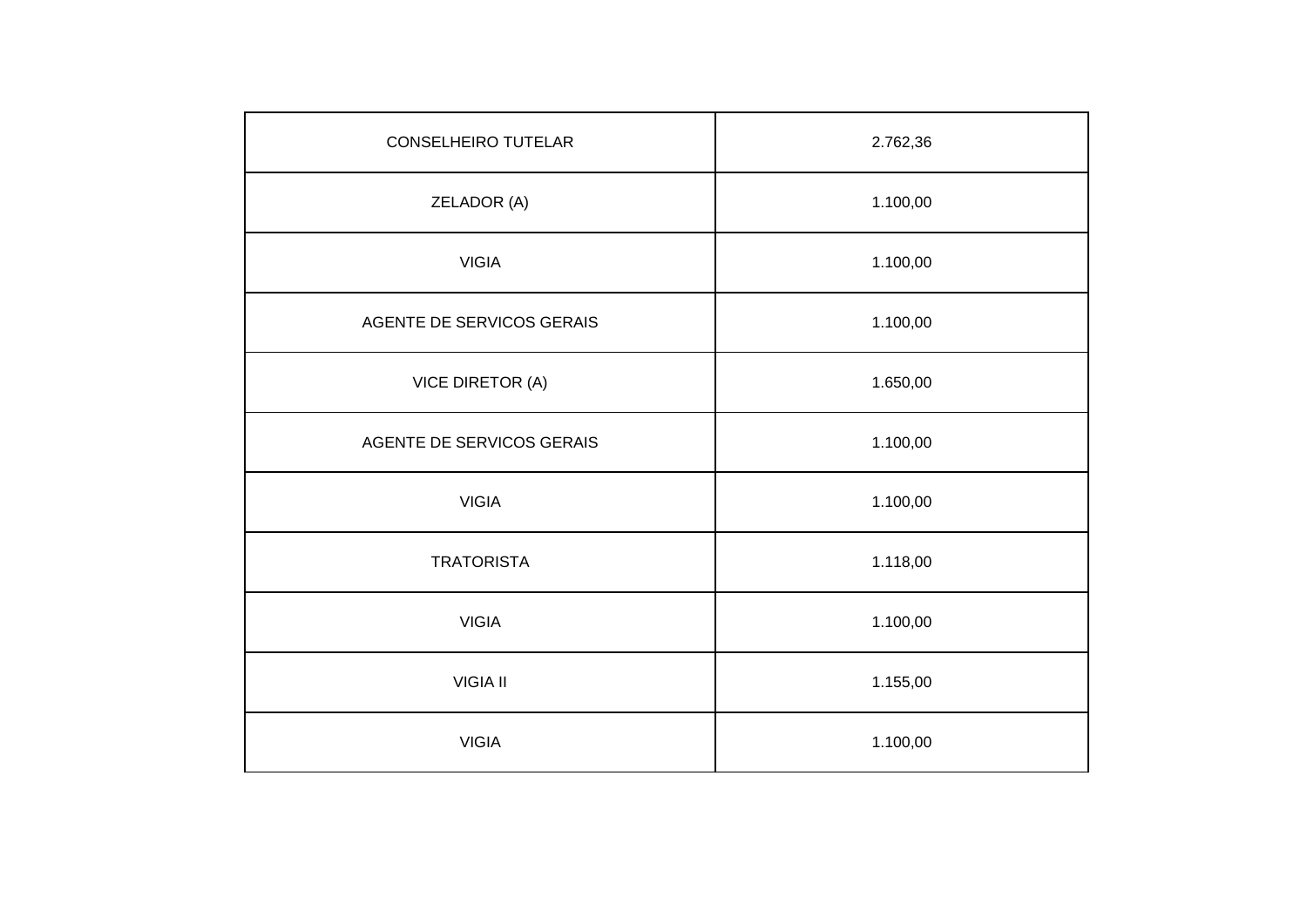| CONSELHEIRO TUTELAR | 2.762,36 |
|---|---|
| ZELADOR (A) | 1.100,00 |
| VIGIA | 1.100,00 |
| AGENTE DE SERVICOS GERAIS | 1.100,00 |
| VICE DIRETOR (A) | 1.650,00 |
| AGENTE DE SERVICOS GERAIS | 1.100,00 |
| VIGIA | 1.100,00 |
| TRATORISTA | 1.118,00 |
| VIGIA | 1.100,00 |
| VIGIA II | 1.155,00 |
| VIGIA | 1.100,00 |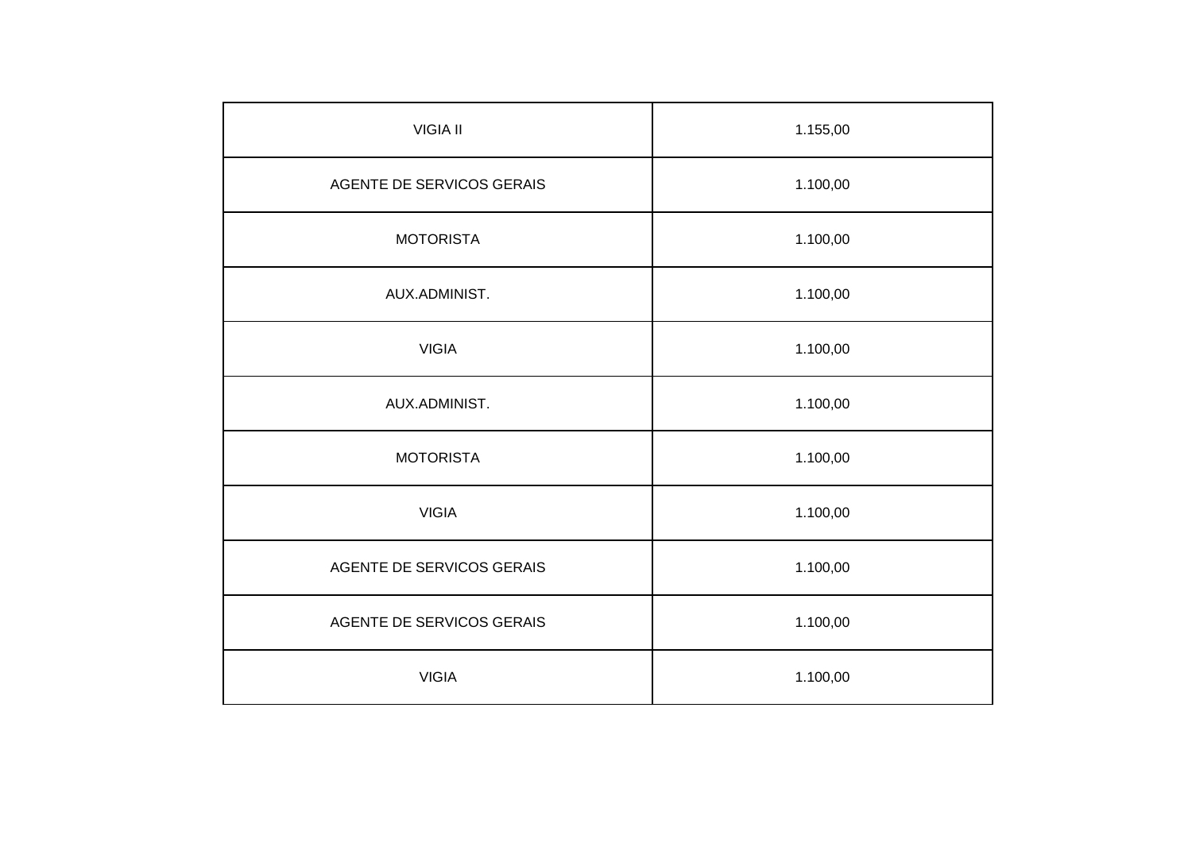| VIGIA II | 1.155,00 |
|---|---|
| AGENTE DE SERVICOS GERAIS | 1.100,00 |
| MOTORISTA | 1.100,00 |
| AUX.ADMINIST. | 1.100,00 |
| VIGIA | 1.100,00 |
| AUX.ADMINIST. | 1.100,00 |
| MOTORISTA | 1.100,00 |
| VIGIA | 1.100,00 |
| AGENTE DE SERVICOS GERAIS | 1.100,00 |
| AGENTE DE SERVICOS GERAIS | 1.100,00 |
| VIGIA | 1.100,00 |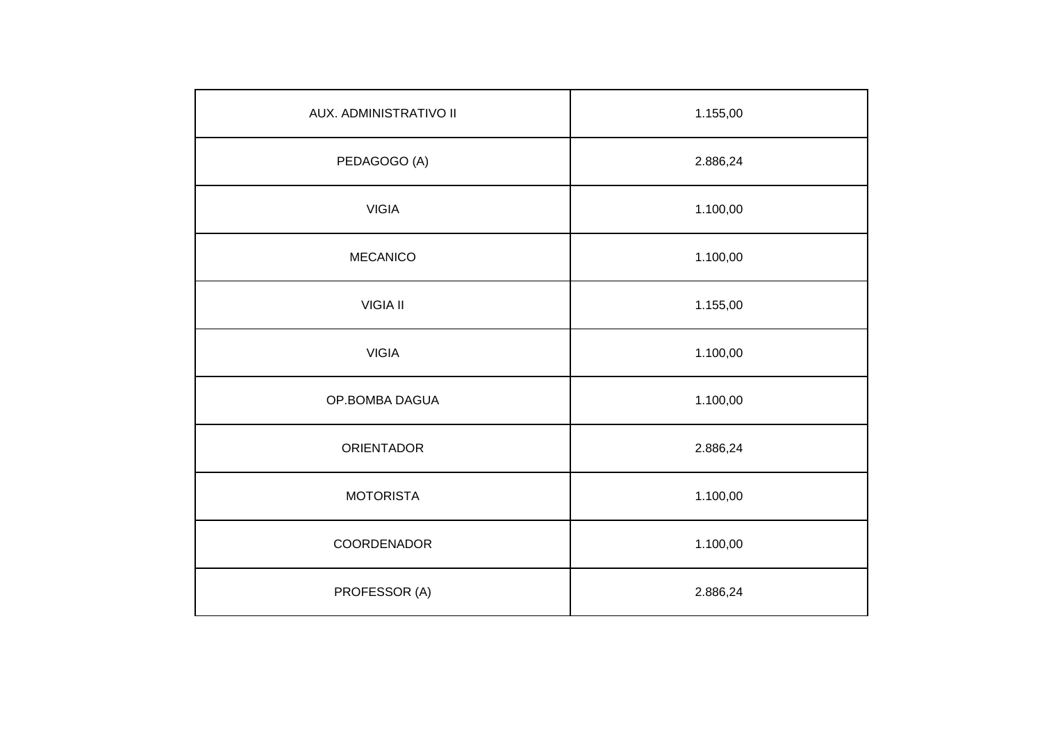| AUX. ADMINISTRATIVO II | 1.155,00 |
|---|---|
| PEDAGOGO (A) | 2.886,24 |
| VIGIA | 1.100,00 |
| MECANICO | 1.100,00 |
| VIGIA II | 1.155,00 |
| VIGIA | 1.100,00 |
| OP.BOMBA DAGUA | 1.100,00 |
| ORIENTADOR | 2.886,24 |
| MOTORISTA | 1.100,00 |
| COORDENADOR | 1.100,00 |
| PROFESSOR (A) | 2.886,24 |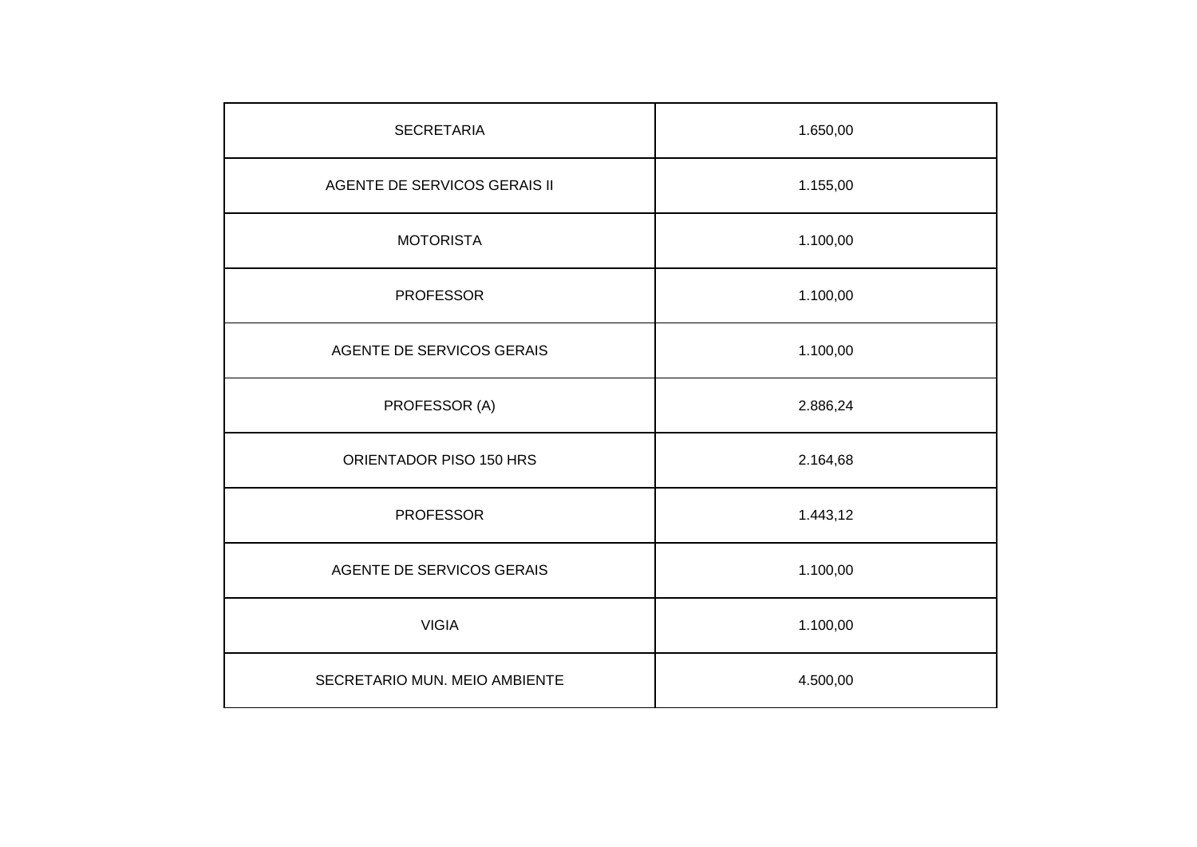| SECRETARIA | 1.650,00 |
| --- | --- |
| AGENTE DE SERVICOS GERAIS II | 1.155,00 |
| MOTORISTA | 1.100,00 |
| PROFESSOR | 1.100,00 |
| AGENTE DE SERVICOS GERAIS | 1.100,00 |
| PROFESSOR (A) | 2.886,24 |
| ORIENTADOR PISO 150 HRS | 2.164,68 |
| PROFESSOR | 1.443,12 |
| AGENTE DE SERVICOS GERAIS | 1.100,00 |
| VIGIA | 1.100,00 |
| SECRETARIO MUN. MEIO AMBIENTE | 4.500,00 |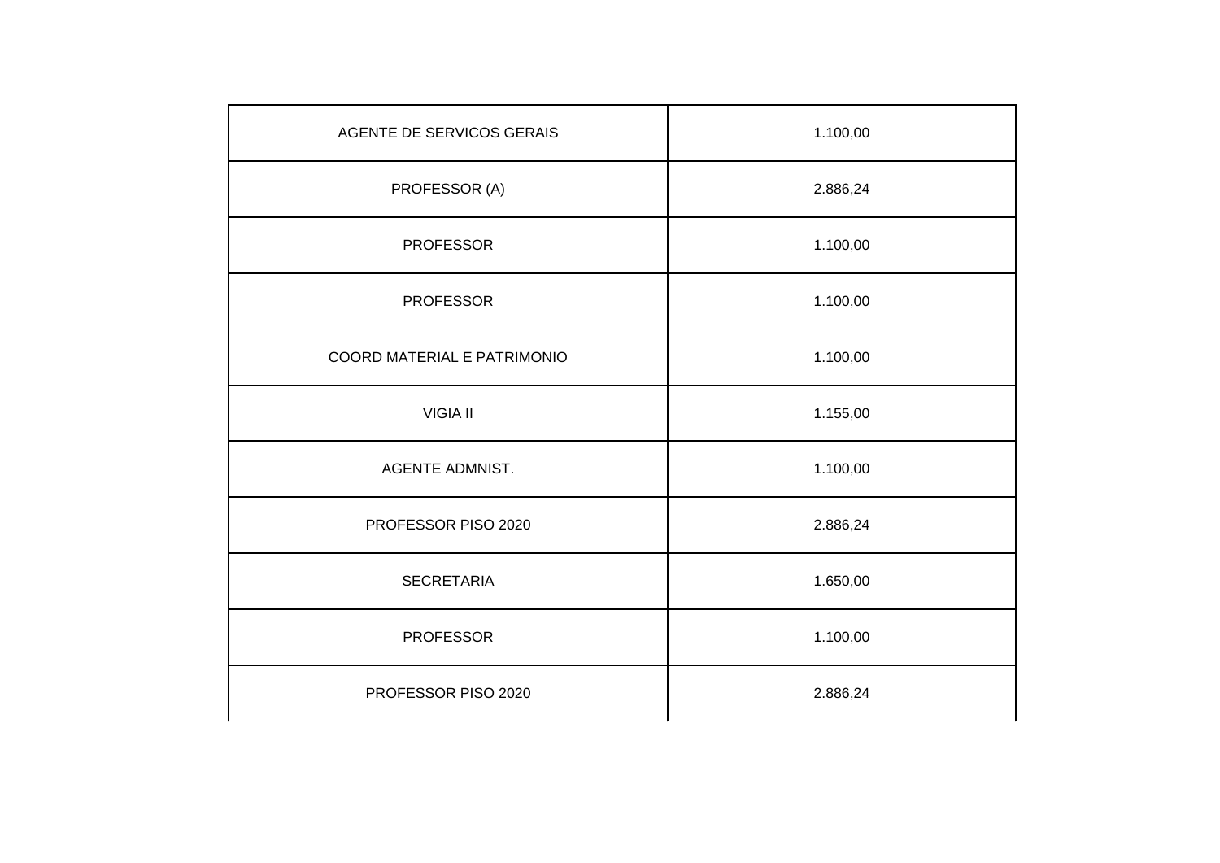| | |
|---|---|
| AGENTE DE SERVICOS GERAIS | 1.100,00 |
| PROFESSOR (A) | 2.886,24 |
| PROFESSOR | 1.100,00 |
| PROFESSOR | 1.100,00 |
| COORD MATERIAL E PATRIMONIO | 1.100,00 |
| VIGIA II | 1.155,00 |
| AGENTE ADMNIST. | 1.100,00 |
| PROFESSOR PISO 2020 | 2.886,24 |
| SECRETARIA | 1.650,00 |
| PROFESSOR | 1.100,00 |
| PROFESSOR PISO 2020 | 2.886,24 |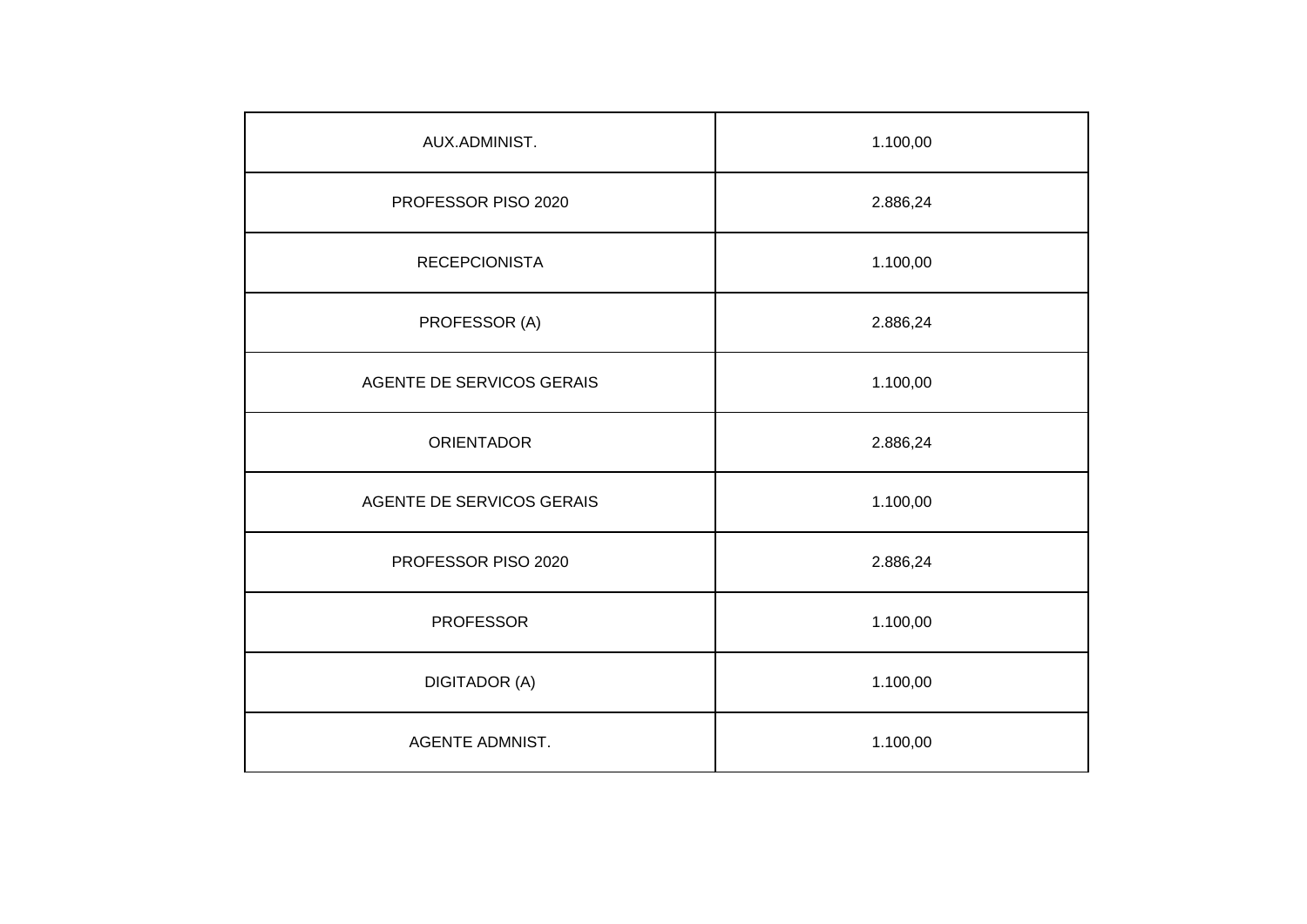| | |
|---|---|
| AUX.ADMINIST. | 1.100,00 |
| PROFESSOR PISO 2020 | 2.886,24 |
| RECEPCIONISTA | 1.100,00 |
| PROFESSOR (A) | 2.886,24 |
| AGENTE DE SERVICOS GERAIS | 1.100,00 |
| ORIENTADOR | 2.886,24 |
| AGENTE DE SERVICOS GERAIS | 1.100,00 |
| PROFESSOR PISO 2020 | 2.886,24 |
| PROFESSOR | 1.100,00 |
| DIGITADOR (A) | 1.100,00 |
| AGENTE ADMNIST. | 1.100,00 |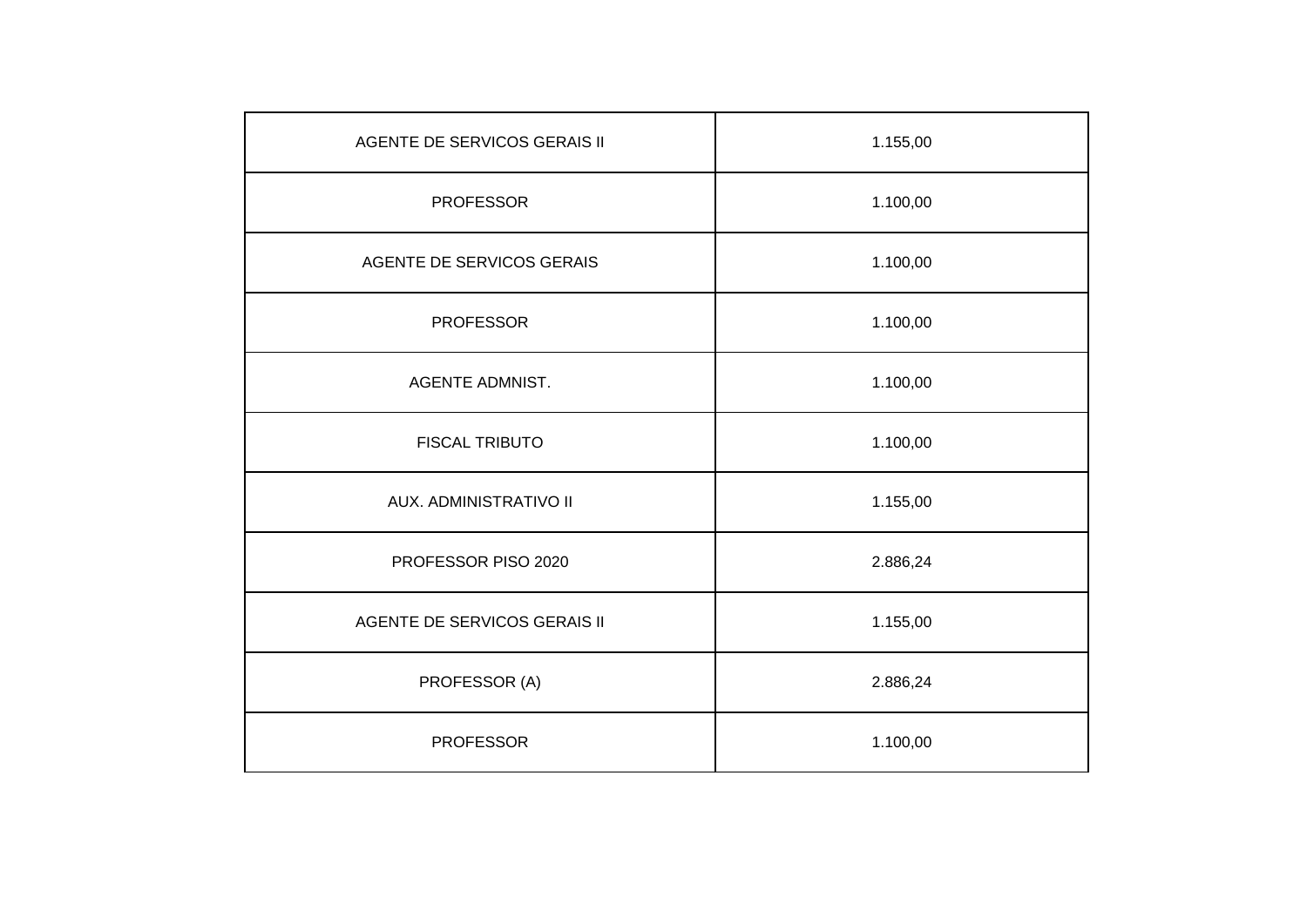| | |
|---|---|
| AGENTE DE SERVICOS GERAIS II | 1.155,00 |
| PROFESSOR | 1.100,00 |
| AGENTE DE SERVICOS GERAIS | 1.100,00 |
| PROFESSOR | 1.100,00 |
| AGENTE ADMNIST. | 1.100,00 |
| FISCAL TRIBUTO | 1.100,00 |
| AUX. ADMINISTRATIVO II | 1.155,00 |
| PROFESSOR PISO 2020 | 2.886,24 |
| AGENTE DE SERVICOS GERAIS II | 1.155,00 |
| PROFESSOR (A) | 2.886,24 |
| PROFESSOR | 1.100,00 |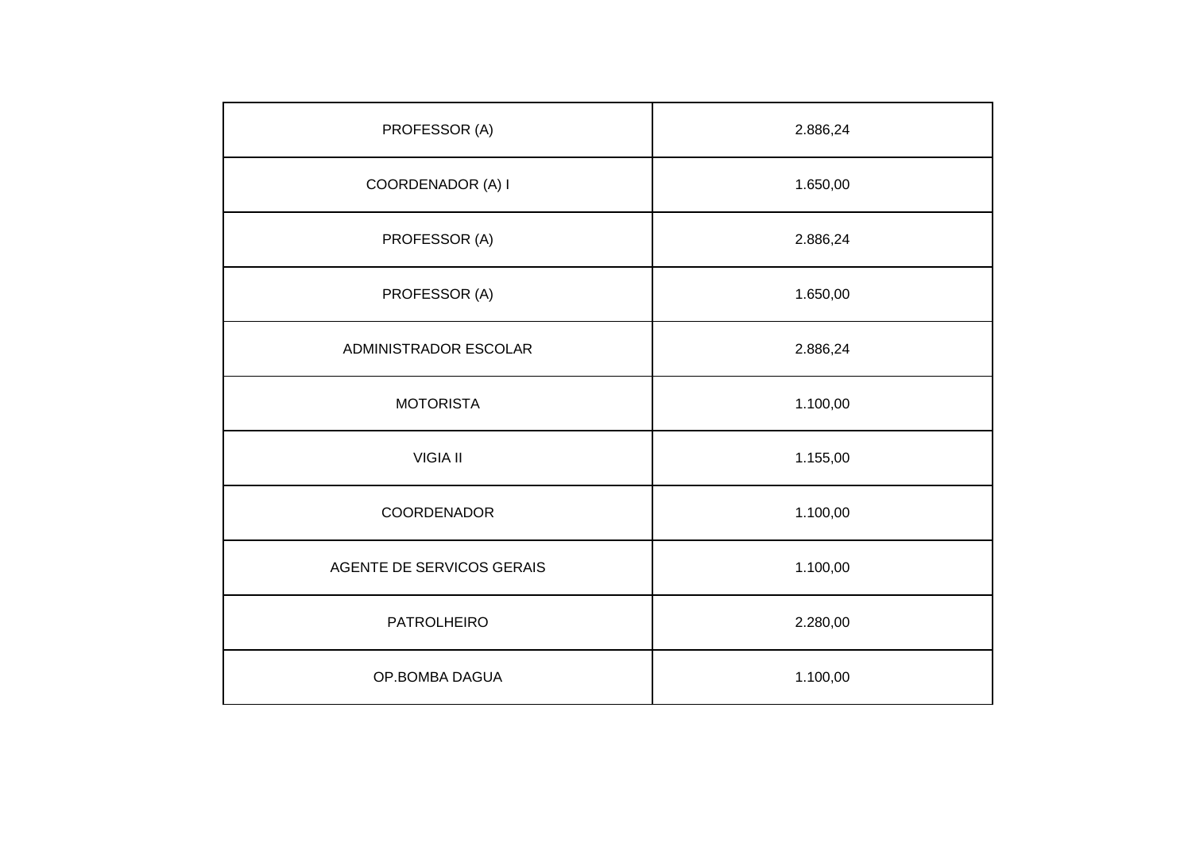| PROFESSOR (A) | 2.886,24 |
|---|---|
| COORDENADOR (A) I | 1.650,00 |
| PROFESSOR (A) | 2.886,24 |
| PROFESSOR (A) | 1.650,00 |
| ADMINISTRADOR ESCOLAR | 2.886,24 |
| MOTORISTA | 1.100,00 |
| VIGIA II | 1.155,00 |
| COORDENADOR | 1.100,00 |
| AGENTE DE SERVICOS GERAIS | 1.100,00 |
| PATROLHEIRO | 2.280,00 |
| OP.BOMBA DAGUA | 1.100,00 |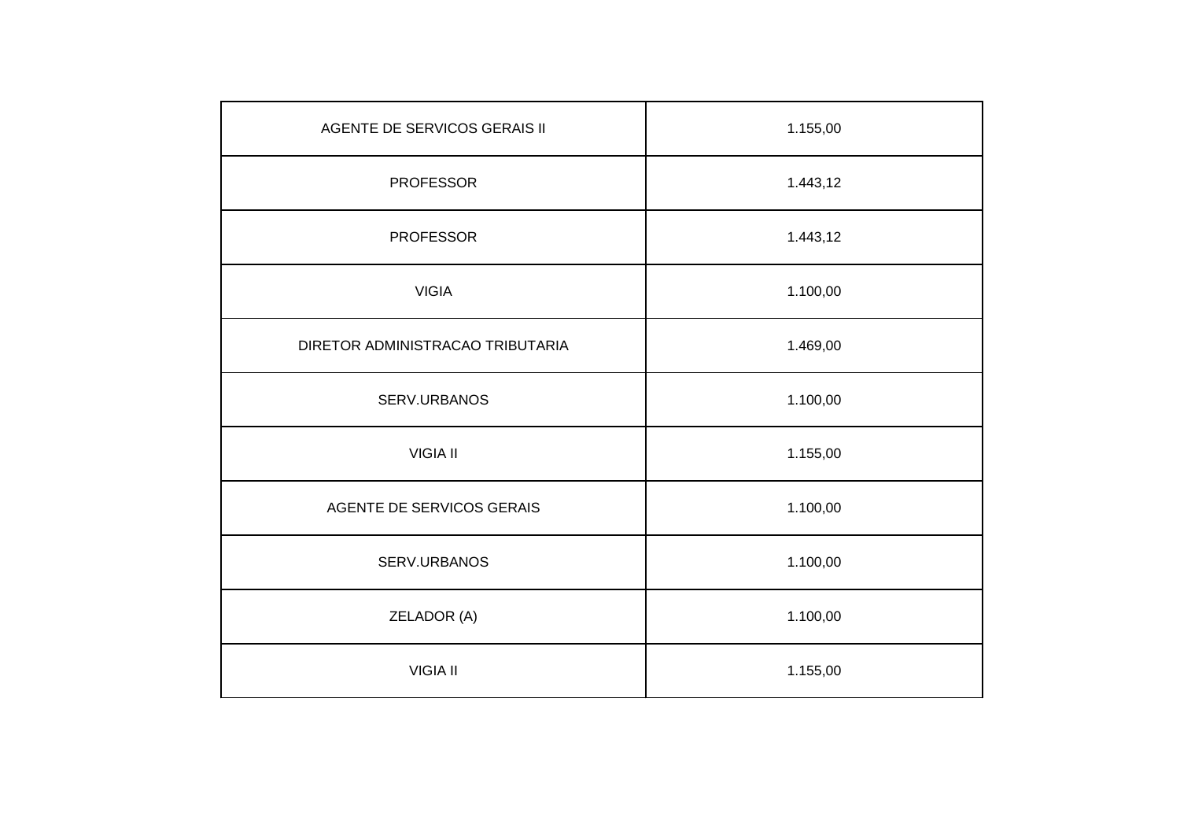| AGENTE DE SERVICOS GERAIS II | 1.155,00 |
|---|---|
| PROFESSOR | 1.443,12 |
| PROFESSOR | 1.443,12 |
| VIGIA | 1.100,00 |
| DIRETOR ADMINISTRACAO TRIBUTARIA | 1.469,00 |
| SERV.URBANOS | 1.100,00 |
| VIGIA II | 1.155,00 |
| AGENTE DE SERVICOS GERAIS | 1.100,00 |
| SERV.URBANOS | 1.100,00 |
| ZELADOR (A) | 1.100,00 |
| VIGIA II | 1.155,00 |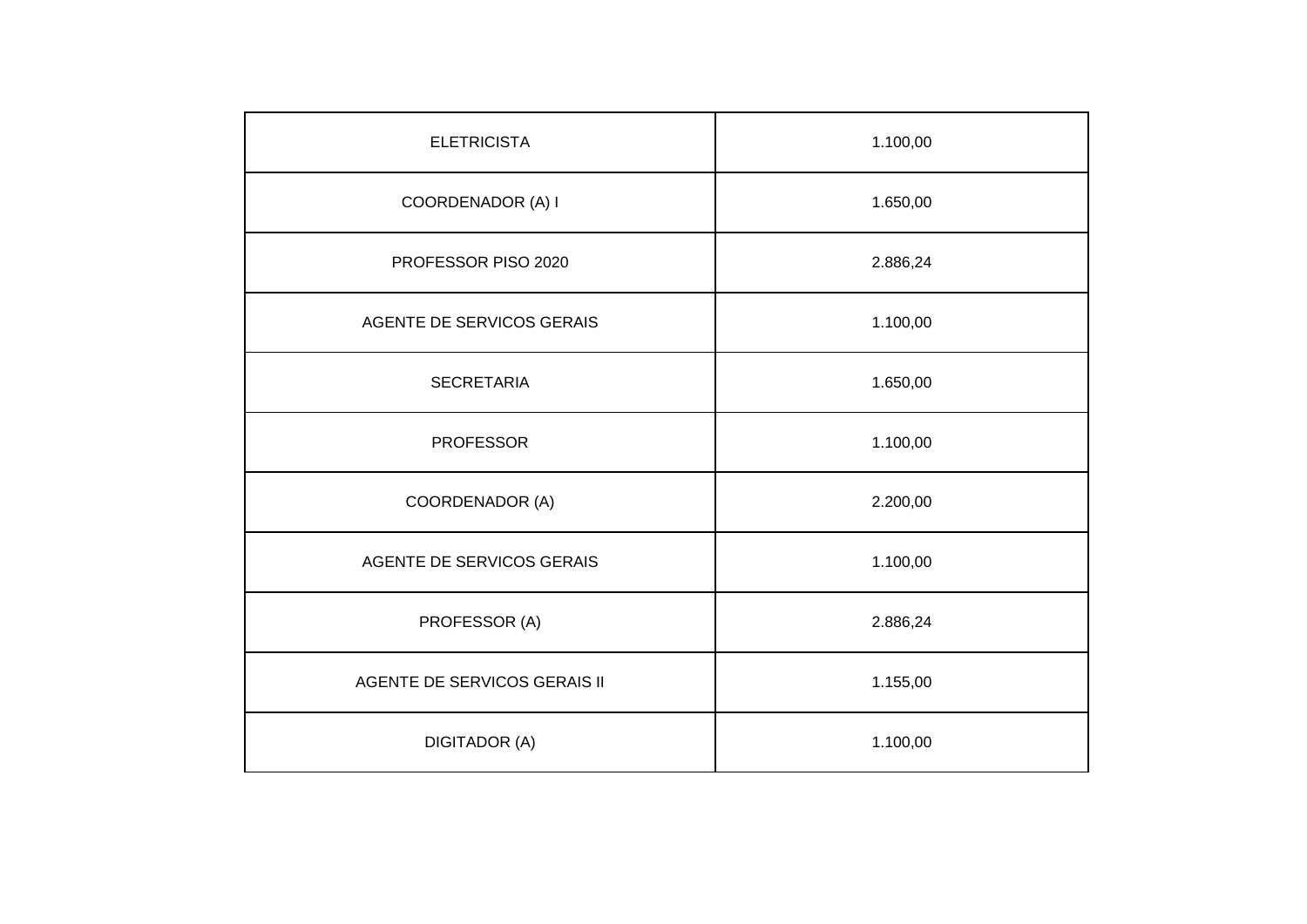| | |
|---|---|
| ELETRICISTA | 1.100,00 |
| COORDENADOR (A) I | 1.650,00 |
| PROFESSOR PISO 2020 | 2.886,24 |
| AGENTE DE SERVICOS GERAIS | 1.100,00 |
| SECRETARIA | 1.650,00 |
| PROFESSOR | 1.100,00 |
| COORDENADOR (A) | 2.200,00 |
| AGENTE DE SERVICOS GERAIS | 1.100,00 |
| PROFESSOR (A) | 2.886,24 |
| AGENTE DE SERVICOS GERAIS II | 1.155,00 |
| DIGITADOR (A) | 1.100,00 |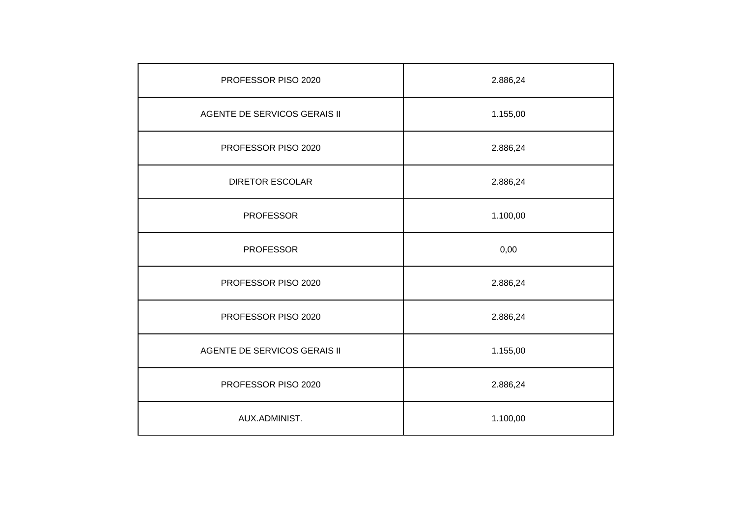| PROFESSOR PISO 2020 | 2.886,24 |
|---|---|
| AGENTE DE SERVICOS GERAIS II | 1.155,00 |
| PROFESSOR PISO 2020 | 2.886,24 |
| DIRETOR ESCOLAR | 2.886,24 |
| PROFESSOR | 1.100,00 |
| PROFESSOR | 0,00 |
| PROFESSOR PISO 2020 | 2.886,24 |
| PROFESSOR PISO 2020 | 2.886,24 |
| AGENTE DE SERVICOS GERAIS II | 1.155,00 |
| PROFESSOR PISO 2020 | 2.886,24 |
| AUX.ADMINIST. | 1.100,00 |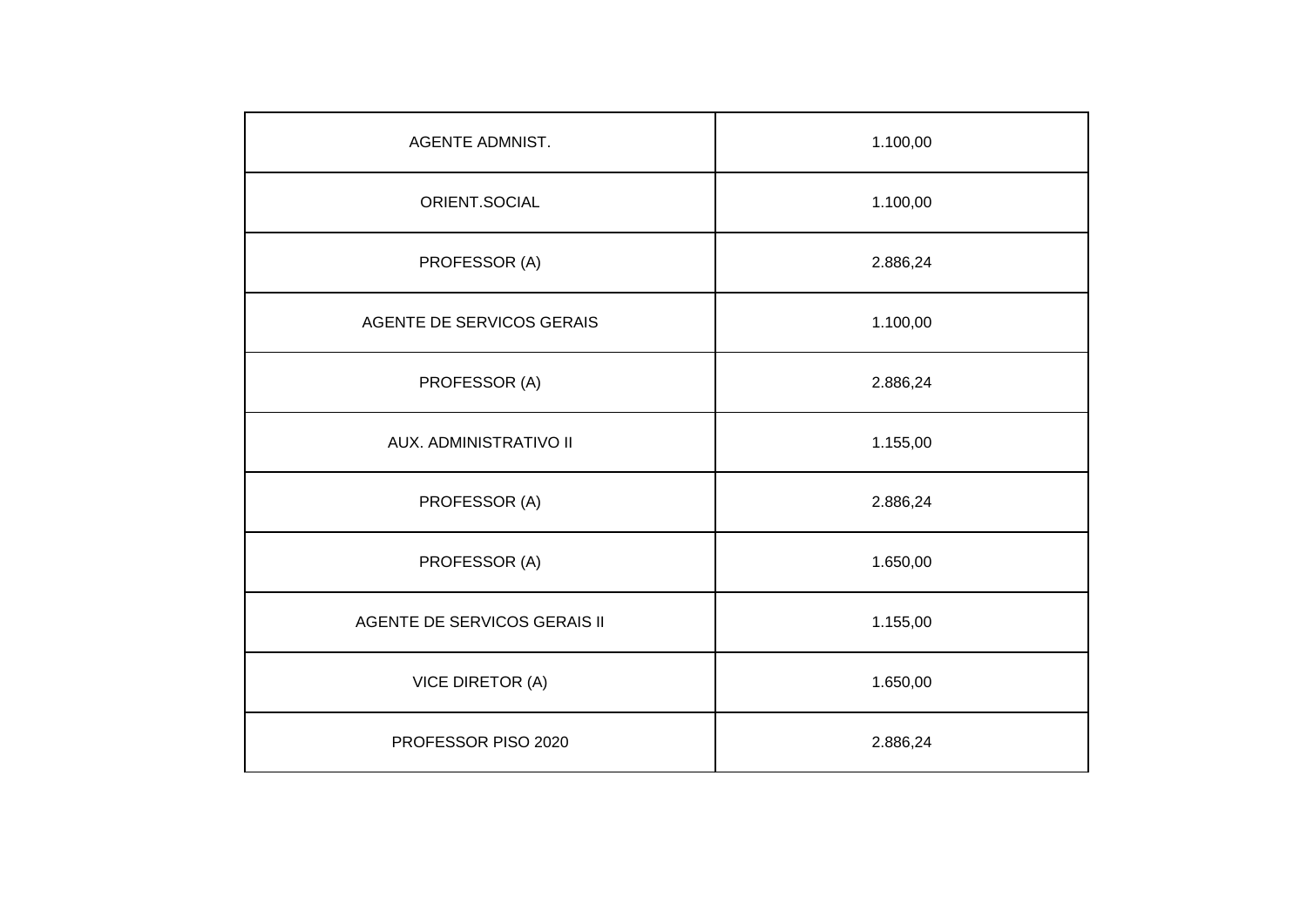| AGENTE ADMNIST. | 1.100,00 |
|---|---|
| ORIENT.SOCIAL | 1.100,00 |
| PROFESSOR (A) | 2.886,24 |
| AGENTE DE SERVICOS GERAIS | 1.100,00 |
| PROFESSOR (A) | 2.886,24 |
| AUX. ADMINISTRATIVO II | 1.155,00 |
| PROFESSOR (A) | 2.886,24 |
| PROFESSOR (A) | 1.650,00 |
| AGENTE DE SERVICOS GERAIS II | 1.155,00 |
| VICE DIRETOR (A) | 1.650,00 |
| PROFESSOR PISO 2020 | 2.886,24 |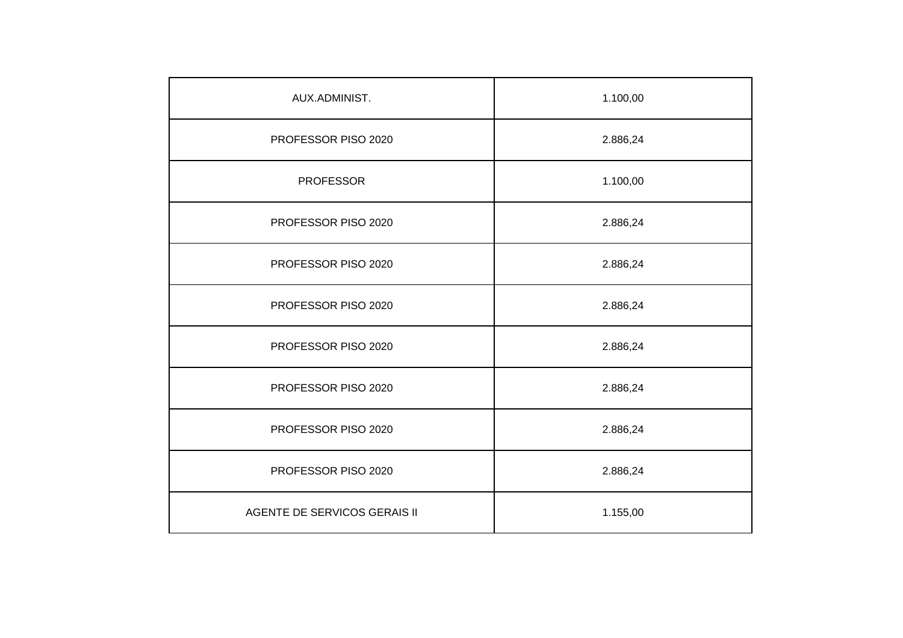| | |
|---|---|
| AUX.ADMINIST. | 1.100,00 |
| PROFESSOR PISO 2020 | 2.886,24 |
| PROFESSOR | 1.100,00 |
| PROFESSOR PISO 2020 | 2.886,24 |
| PROFESSOR PISO 2020 | 2.886,24 |
| PROFESSOR PISO 2020 | 2.886,24 |
| PROFESSOR PISO 2020 | 2.886,24 |
| PROFESSOR PISO 2020 | 2.886,24 |
| PROFESSOR PISO 2020 | 2.886,24 |
| PROFESSOR PISO 2020 | 2.886,24 |
| AGENTE DE SERVICOS GERAIS II | 1.155,00 |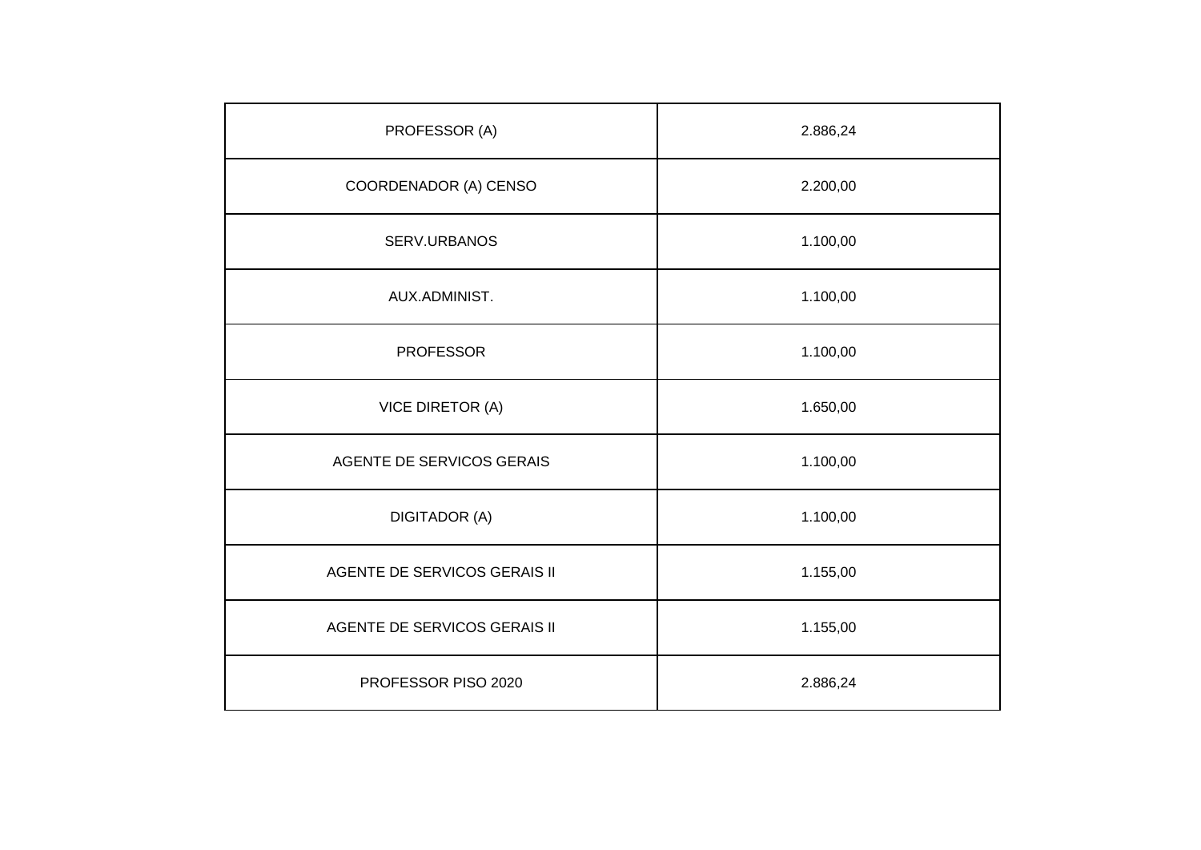| PROFESSOR (A) | 2.886,24 |
|---|---|
| COORDENADOR (A) CENSO | 2.200,00 |
| SERV.URBANOS | 1.100,00 |
| AUX.ADMINIST. | 1.100,00 |
| PROFESSOR | 1.100,00 |
| VICE DIRETOR (A) | 1.650,00 |
| AGENTE DE SERVICOS GERAIS | 1.100,00 |
| DIGITADOR (A) | 1.100,00 |
| AGENTE DE SERVICOS GERAIS II | 1.155,00 |
| AGENTE DE SERVICOS GERAIS II | 1.155,00 |
| PROFESSOR PISO 2020 | 2.886,24 |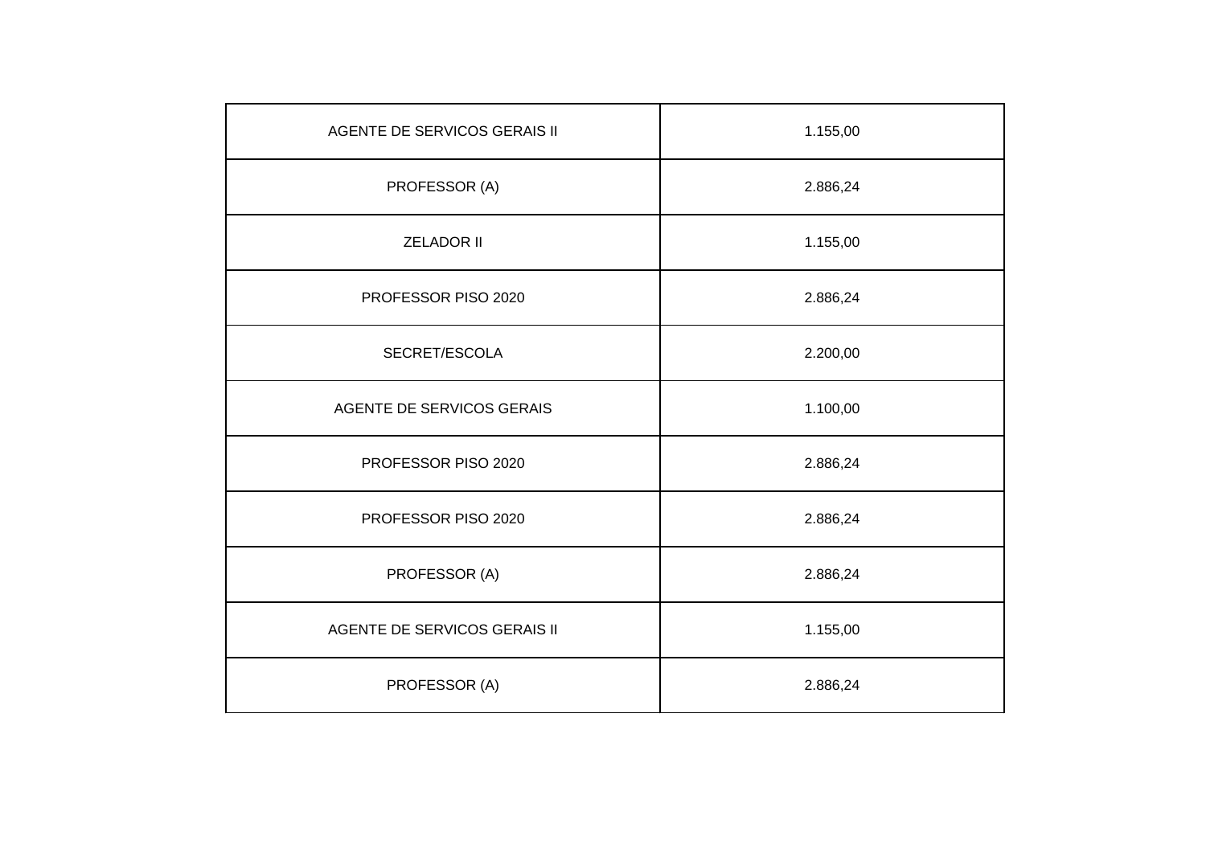| AGENTE DE SERVICOS GERAIS II | 1.155,00 |
|---|---|
| PROFESSOR (A) | 2.886,24 |
| ZELADOR II | 1.155,00 |
| PROFESSOR PISO 2020 | 2.886,24 |
| SECRET/ESCOLA | 2.200,00 |
| AGENTE DE SERVICOS GERAIS | 1.100,00 |
| PROFESSOR PISO 2020 | 2.886,24 |
| PROFESSOR PISO 2020 | 2.886,24 |
| PROFESSOR (A) | 2.886,24 |
| AGENTE DE SERVICOS GERAIS II | 1.155,00 |
| PROFESSOR (A) | 2.886,24 |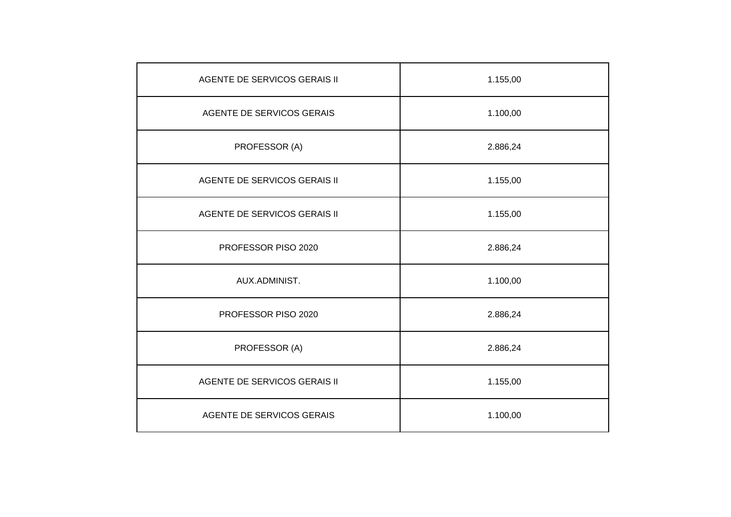| | |
|---|---|
| AGENTE DE SERVICOS GERAIS II | 1.155,00 |
| AGENTE DE SERVICOS GERAIS | 1.100,00 |
| PROFESSOR (A) | 2.886,24 |
| AGENTE DE SERVICOS GERAIS II | 1.155,00 |
| AGENTE DE SERVICOS GERAIS II | 1.155,00 |
| PROFESSOR PISO 2020 | 2.886,24 |
| AUX.ADMINIST. | 1.100,00 |
| PROFESSOR PISO 2020 | 2.886,24 |
| PROFESSOR (A) | 2.886,24 |
| AGENTE DE SERVICOS GERAIS II | 1.155,00 |
| AGENTE DE SERVICOS GERAIS | 1.100,00 |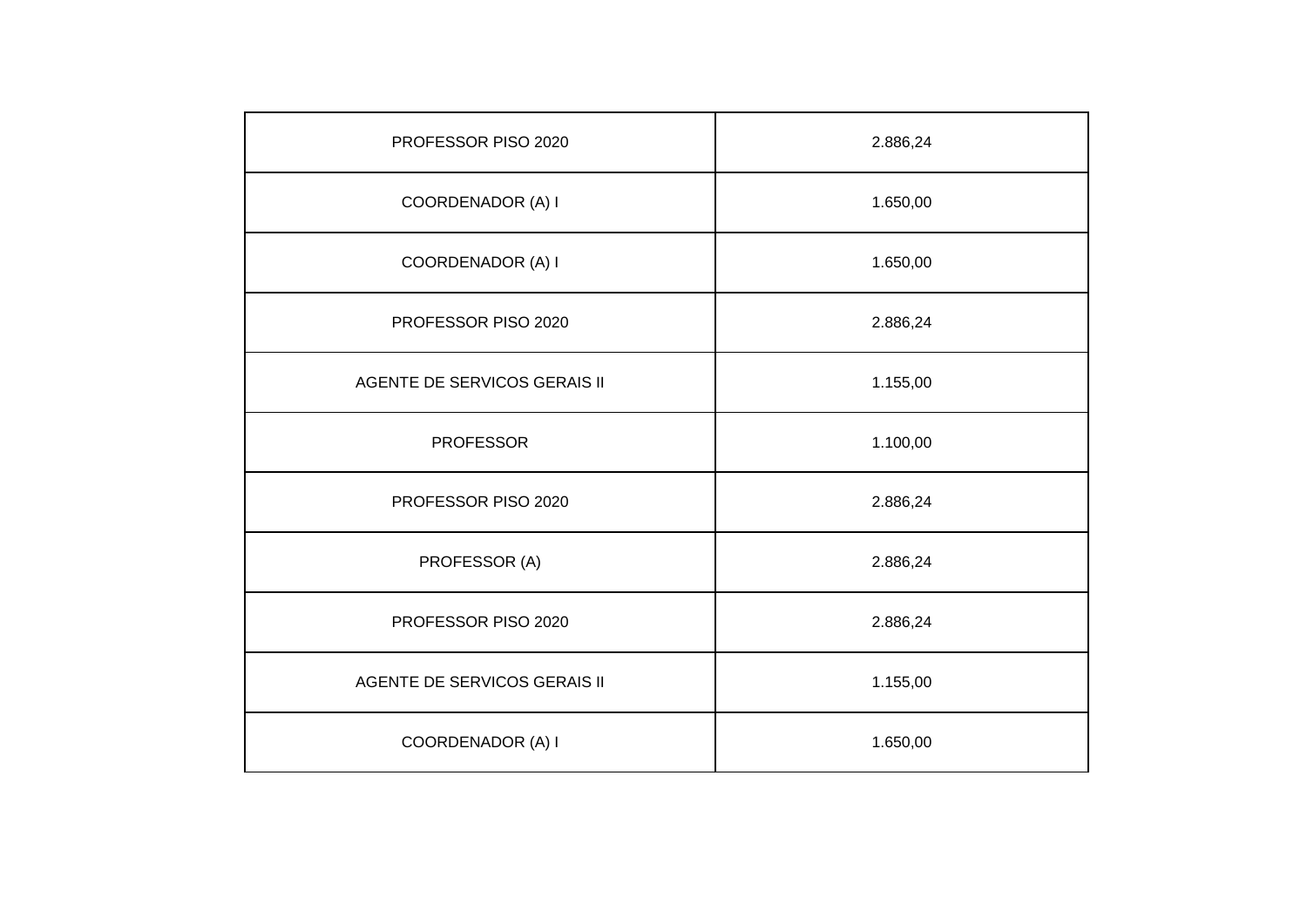| PROFESSOR PISO 2020 | 2.886,24 |
|---|---|
| COORDENADOR (A) I | 1.650,00 |
| COORDENADOR (A) I | 1.650,00 |
| PROFESSOR PISO 2020 | 2.886,24 |
| AGENTE DE SERVICOS GERAIS II | 1.155,00 |
| PROFESSOR | 1.100,00 |
| PROFESSOR PISO 2020 | 2.886,24 |
| PROFESSOR (A) | 2.886,24 |
| PROFESSOR PISO 2020 | 2.886,24 |
| AGENTE DE SERVICOS GERAIS II | 1.155,00 |
| COORDENADOR (A) I | 1.650,00 |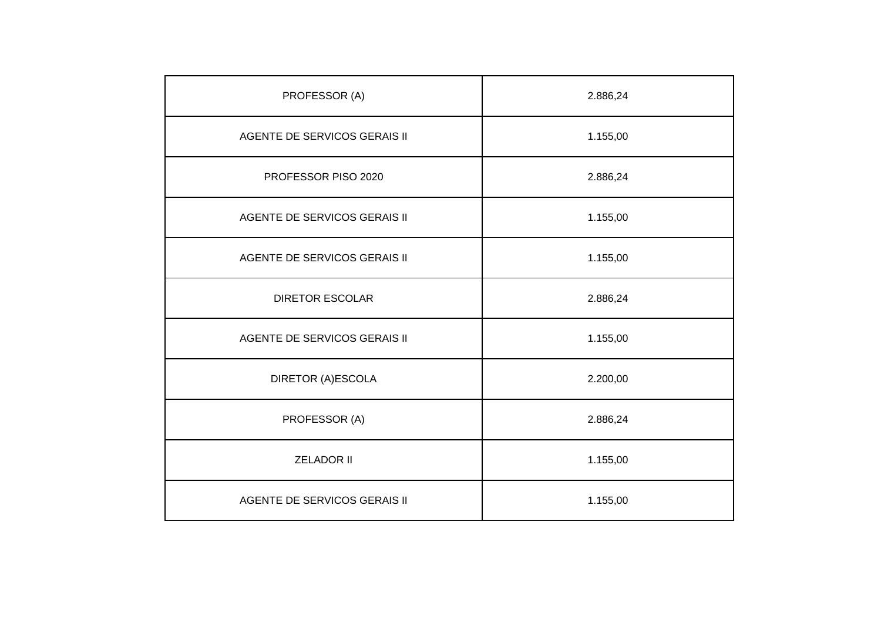| PROFESSOR (A) | 2.886,24 |
|---|---|
| AGENTE DE SERVICOS GERAIS II | 1.155,00 |
| PROFESSOR PISO 2020 | 2.886,24 |
| AGENTE DE SERVICOS GERAIS II | 1.155,00 |
| AGENTE DE SERVICOS GERAIS II | 1.155,00 |
| DIRETOR ESCOLAR | 2.886,24 |
| AGENTE DE SERVICOS GERAIS II | 1.155,00 |
| DIRETOR (A)ESCOLA | 2.200,00 |
| PROFESSOR (A) | 2.886,24 |
| ZELADOR II | 1.155,00 |
| AGENTE DE SERVICOS GERAIS II | 1.155,00 |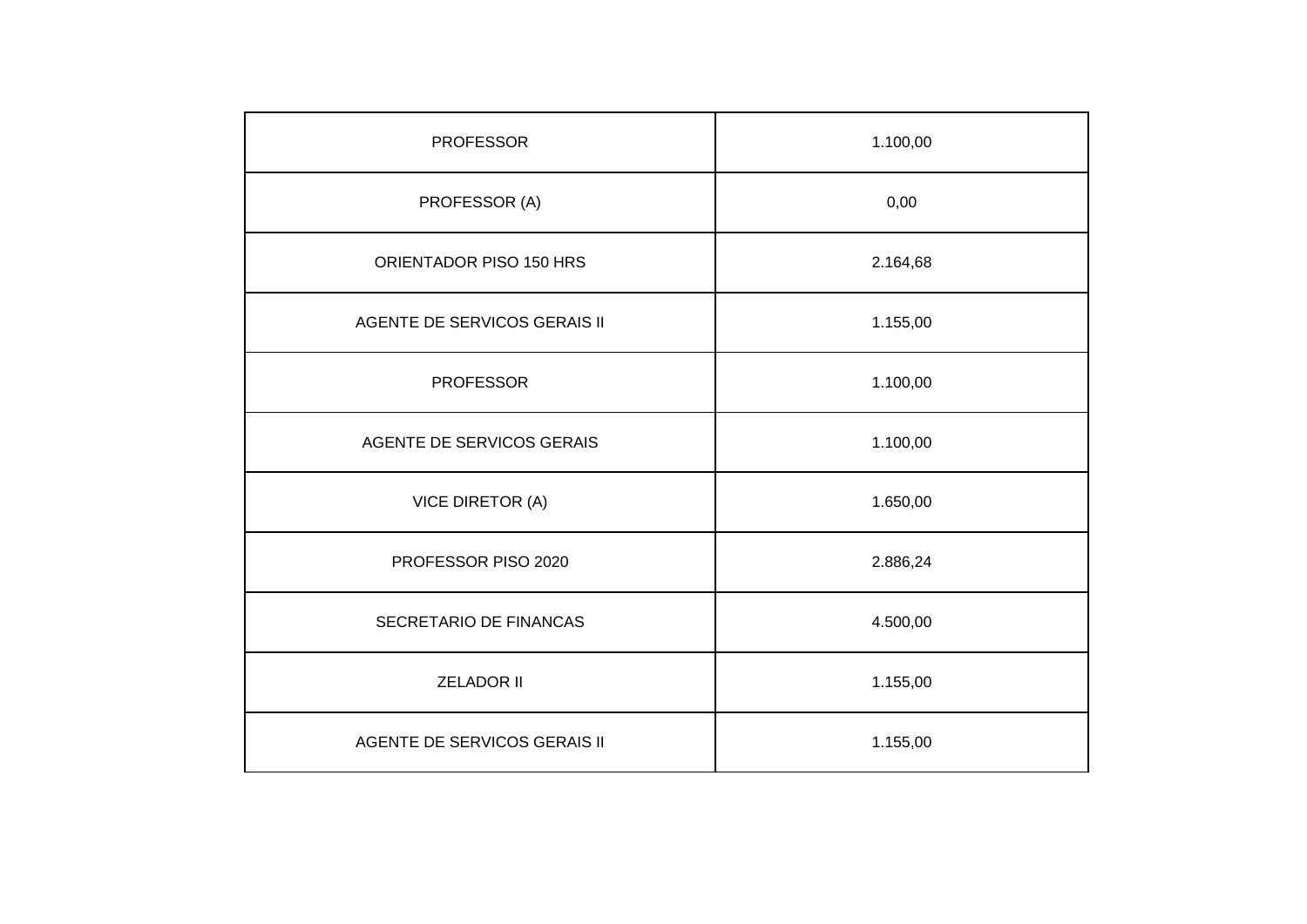| PROFESSOR | 1.100,00 |
|---|---|
| PROFESSOR (A) | 0,00 |
| ORIENTADOR PISO 150 HRS | 2.164,68 |
| AGENTE DE SERVICOS GERAIS II | 1.155,00 |
| PROFESSOR | 1.100,00 |
| AGENTE DE SERVICOS GERAIS | 1.100,00 |
| VICE DIRETOR (A) | 1.650,00 |
| PROFESSOR PISO 2020 | 2.886,24 |
| SECRETARIO DE FINANCAS | 4.500,00 |
| ZELADOR II | 1.155,00 |
| AGENTE DE SERVICOS GERAIS II | 1.155,00 |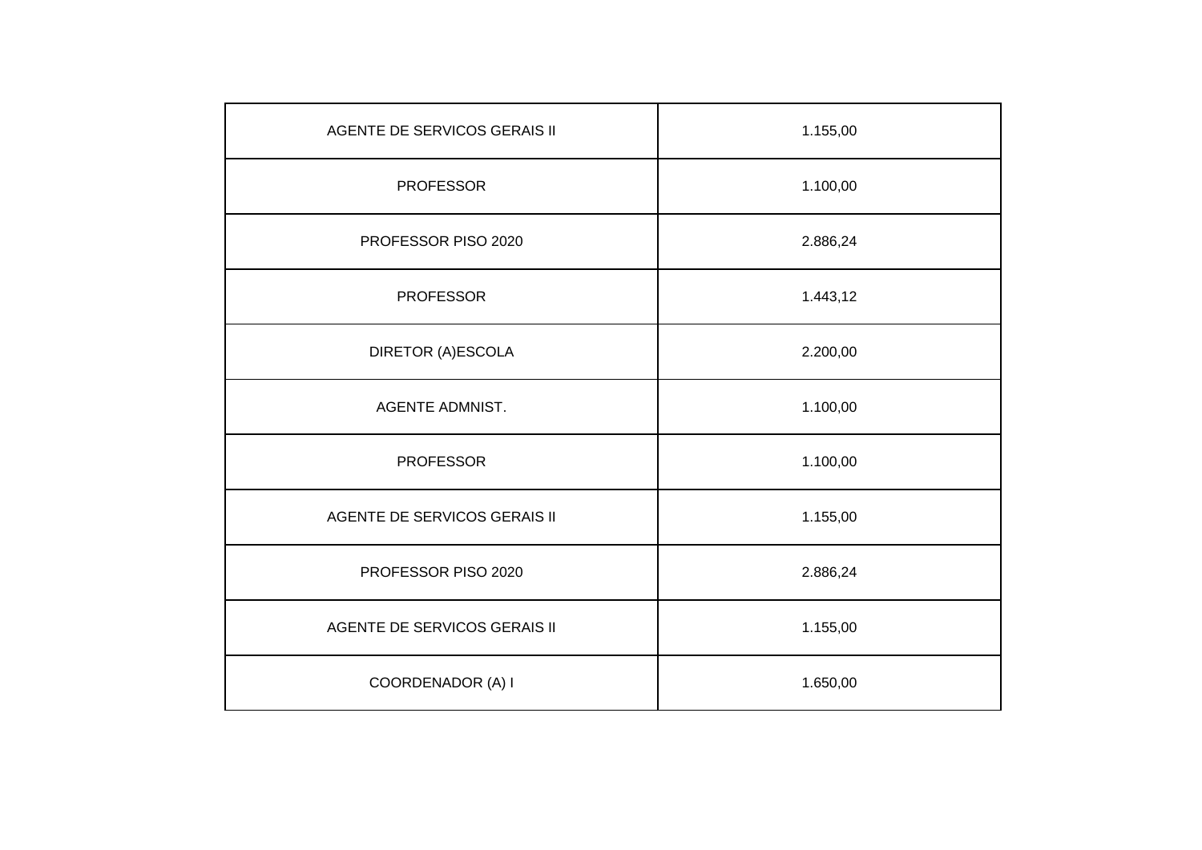| AGENTE DE SERVICOS GERAIS II | 1.155,00 |
|---|---|
| PROFESSOR | 1.100,00 |
| PROFESSOR PISO 2020 | 2.886,24 |
| PROFESSOR | 1.443,12 |
| DIRETOR (A)ESCOLA | 2.200,00 |
| AGENTE ADMNIST. | 1.100,00 |
| PROFESSOR | 1.100,00 |
| AGENTE DE SERVICOS GERAIS II | 1.155,00 |
| PROFESSOR PISO 2020 | 2.886,24 |
| AGENTE DE SERVICOS GERAIS II | 1.155,00 |
| COORDENADOR (A) I | 1.650,00 |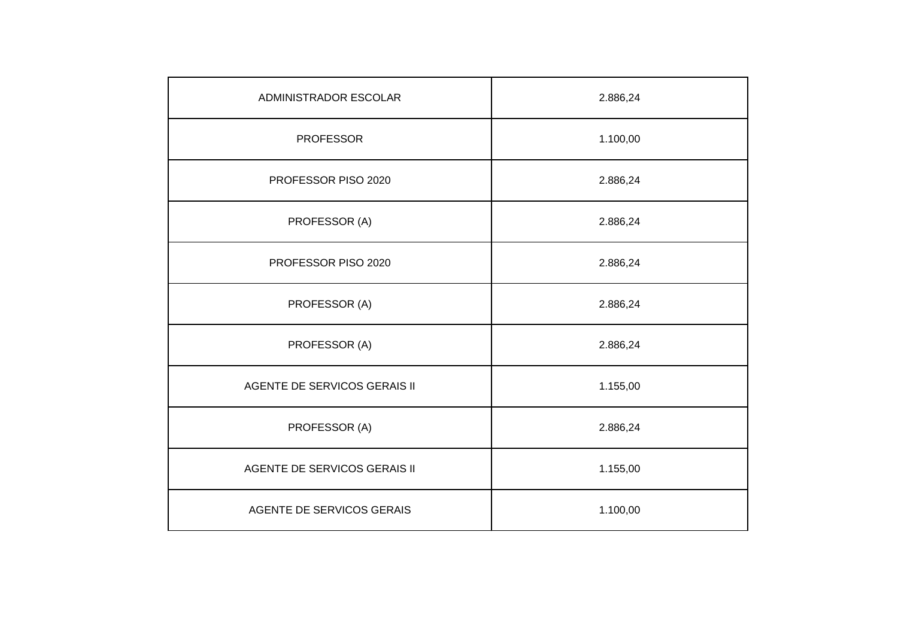| | |
|---|---|
| ADMINISTRADOR ESCOLAR | 2.886,24 |
| PROFESSOR | 1.100,00 |
| PROFESSOR PISO 2020 | 2.886,24 |
| PROFESSOR (A) | 2.886,24 |
| PROFESSOR PISO 2020 | 2.886,24 |
| PROFESSOR (A) | 2.886,24 |
| PROFESSOR (A) | 2.886,24 |
| AGENTE DE SERVICOS GERAIS II | 1.155,00 |
| PROFESSOR (A) | 2.886,24 |
| AGENTE DE SERVICOS GERAIS II | 1.155,00 |
| AGENTE DE SERVICOS GERAIS | 1.100,00 |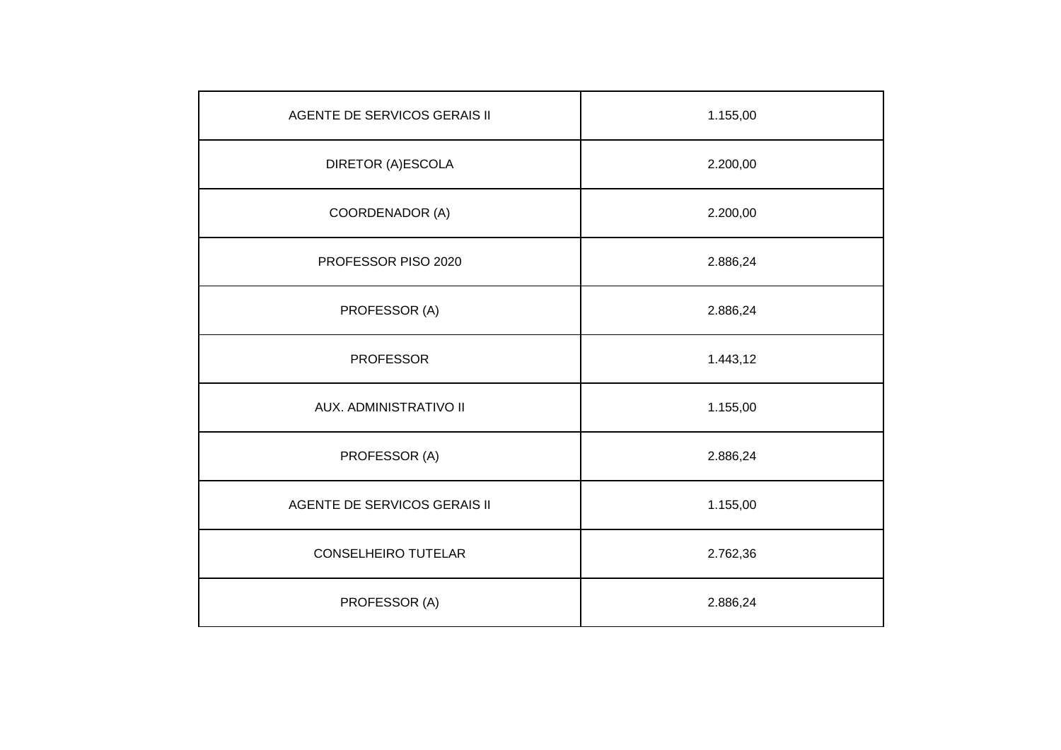| AGENTE DE SERVICOS GERAIS II | 1.155,00 |
|---|---|
| DIRETOR (A)ESCOLA | 2.200,00 |
| COORDENADOR (A) | 2.200,00 |
| PROFESSOR PISO 2020 | 2.886,24 |
| PROFESSOR (A) | 2.886,24 |
| PROFESSOR | 1.443,12 |
| AUX. ADMINISTRATIVO II | 1.155,00 |
| PROFESSOR (A) | 2.886,24 |
| AGENTE DE SERVICOS GERAIS II | 1.155,00 |
| CONSELHEIRO TUTELAR | 2.762,36 |
| PROFESSOR (A) | 2.886,24 |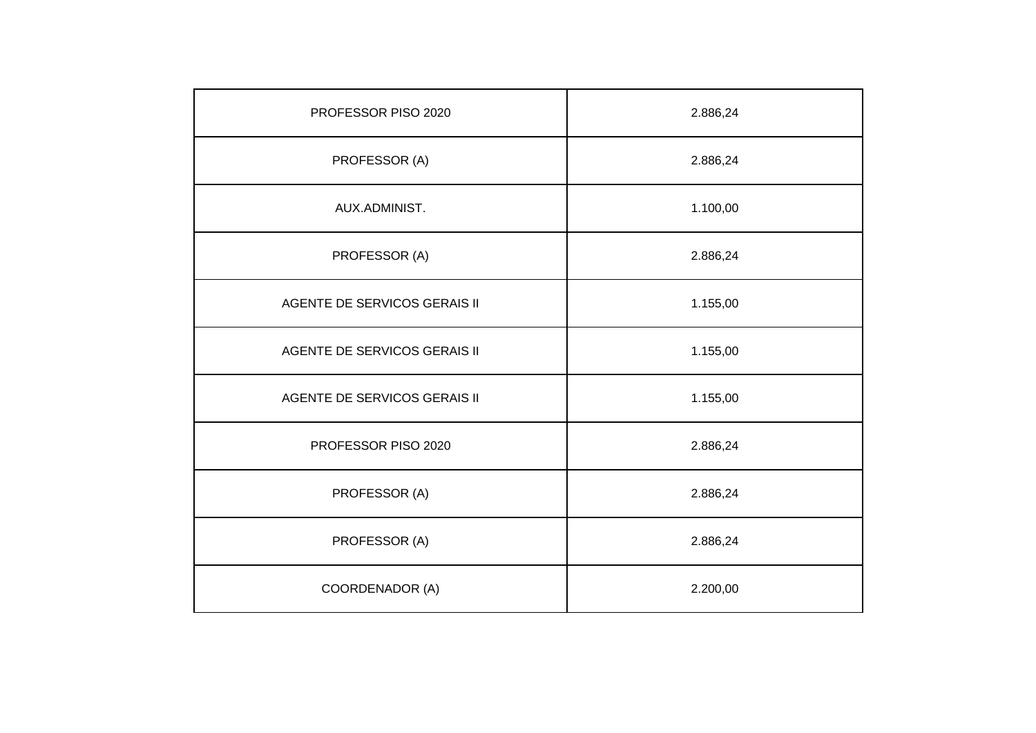| PROFESSOR PISO 2020 | 2.886,24 |
|---|---|
| PROFESSOR (A) | 2.886,24 |
| AUX.ADMINIST. | 1.100,00 |
| PROFESSOR (A) | 2.886,24 |
| AGENTE DE SERVICOS GERAIS II | 1.155,00 |
| AGENTE DE SERVICOS GERAIS II | 1.155,00 |
| AGENTE DE SERVICOS GERAIS II | 1.155,00 |
| PROFESSOR PISO 2020 | 2.886,24 |
| PROFESSOR (A) | 2.886,24 |
| PROFESSOR (A) | 2.886,24 |
| COORDENADOR (A) | 2.200,00 |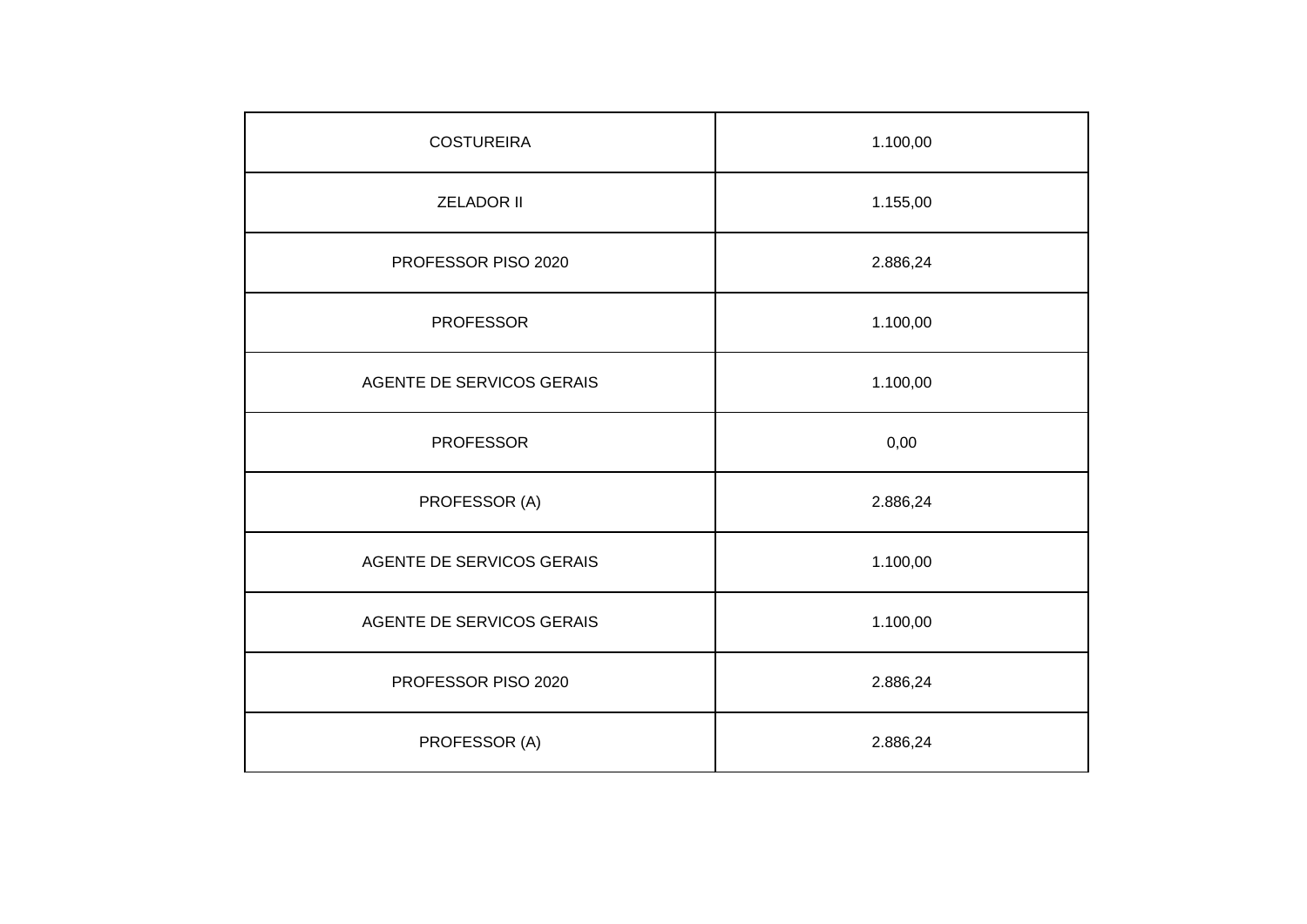| | |
|---|---|
| COSTUREIRA | 1.100,00 |
| ZELADOR II | 1.155,00 |
| PROFESSOR PISO 2020 | 2.886,24 |
| PROFESSOR | 1.100,00 |
| AGENTE DE SERVICOS GERAIS | 1.100,00 |
| PROFESSOR | 0,00 |
| PROFESSOR (A) | 2.886,24 |
| AGENTE DE SERVICOS GERAIS | 1.100,00 |
| AGENTE DE SERVICOS GERAIS | 1.100,00 |
| PROFESSOR PISO 2020 | 2.886,24 |
| PROFESSOR (A) | 2.886,24 |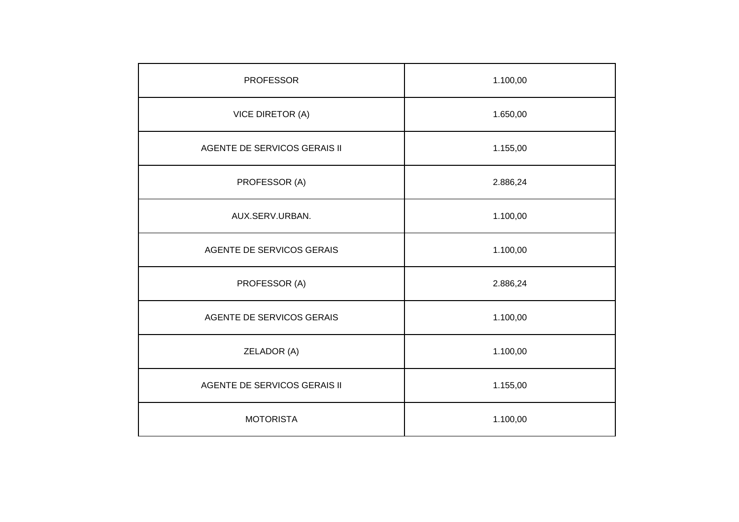| | |
|---|---|
| PROFESSOR | 1.100,00 |
| VICE DIRETOR (A) | 1.650,00 |
| AGENTE DE SERVICOS GERAIS II | 1.155,00 |
| PROFESSOR (A) | 2.886,24 |
| AUX.SERV.URBAN. | 1.100,00 |
| AGENTE DE SERVICOS GERAIS | 1.100,00 |
| PROFESSOR (A) | 2.886,24 |
| AGENTE DE SERVICOS GERAIS | 1.100,00 |
| ZELADOR (A) | 1.100,00 |
| AGENTE DE SERVICOS GERAIS II | 1.155,00 |
| MOTORISTA | 1.100,00 |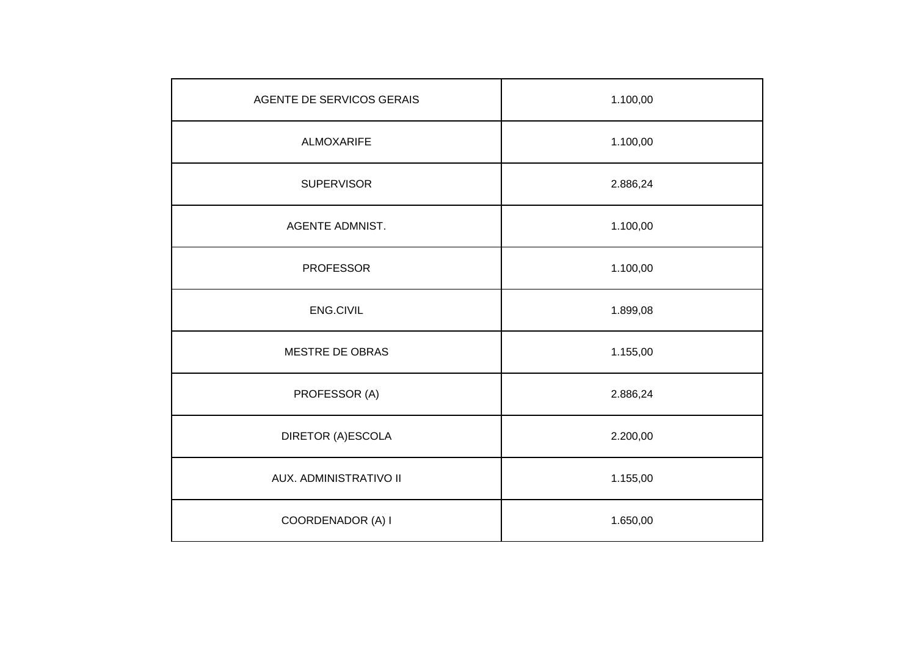| AGENTE DE SERVICOS GERAIS | 1.100,00 |
| --- | --- |
| ALMOXARIFE | 1.100,00 |
| SUPERVISOR | 2.886,24 |
| AGENTE ADMNIST. | 1.100,00 |
| PROFESSOR | 1.100,00 |
| ENG.CIVIL | 1.899,08 |
| MESTRE DE OBRAS | 1.155,00 |
| PROFESSOR (A) | 2.886,24 |
| DIRETOR (A)ESCOLA | 2.200,00 |
| AUX. ADMINISTRATIVO II | 1.155,00 |
| COORDENADOR (A) I | 1.650,00 |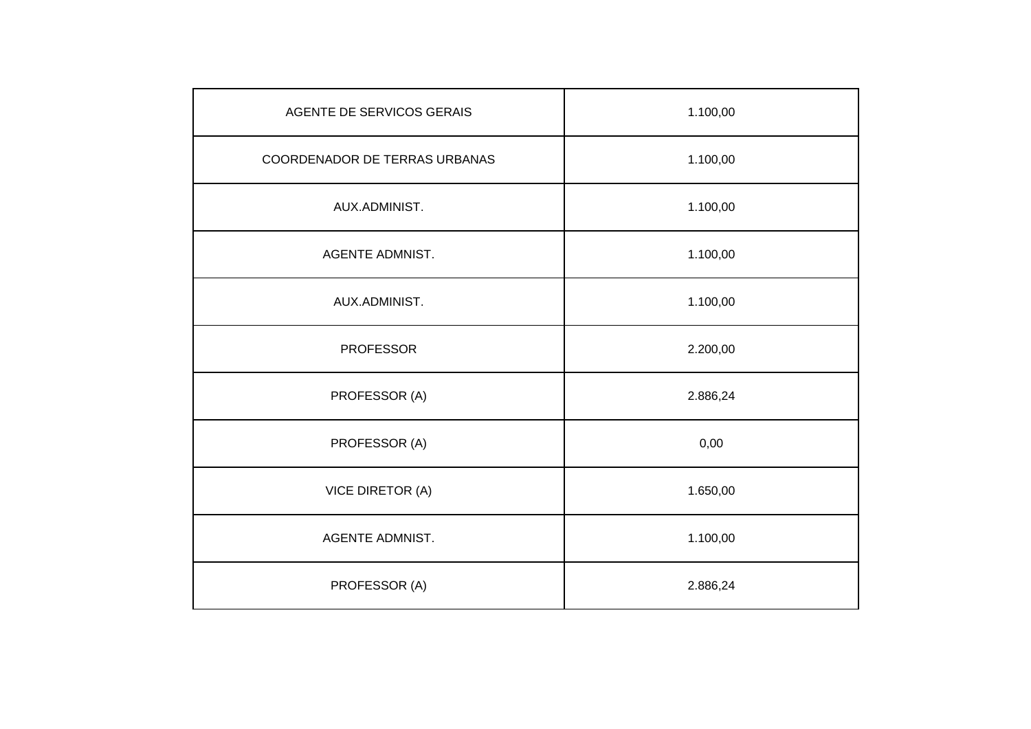| | |
|---|---|
| AGENTE DE SERVICOS GERAIS | 1.100,00 |
| COORDENADOR DE TERRAS URBANAS | 1.100,00 |
| AUX.ADMINIST. | 1.100,00 |
| AGENTE ADMNIST. | 1.100,00 |
| AUX.ADMINIST. | 1.100,00 |
| PROFESSOR | 2.200,00 |
| PROFESSOR (A) | 2.886,24 |
| PROFESSOR (A) | 0,00 |
| VICE DIRETOR (A) | 1.650,00 |
| AGENTE ADMNIST. | 1.100,00 |
| PROFESSOR (A) | 2.886,24 |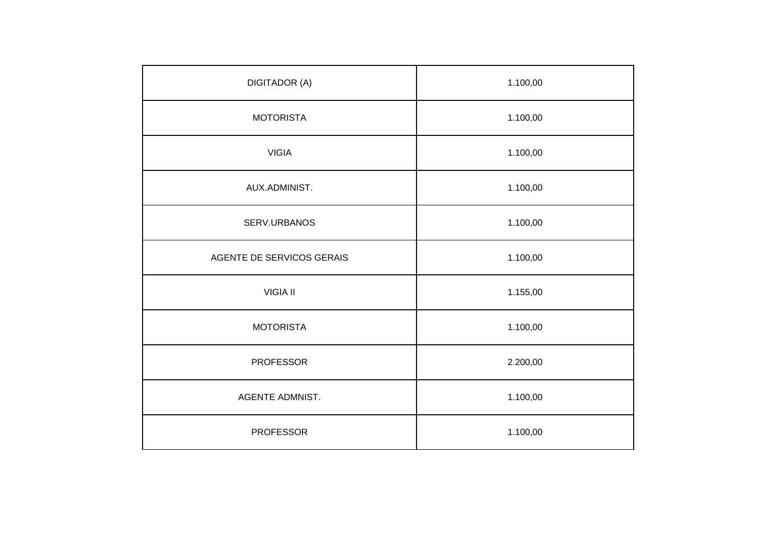| DIGITADOR (A) | 1.100,00 |
|---|---|
| MOTORISTA | 1.100,00 |
| VIGIA | 1.100,00 |
| AUX.ADMINIST. | 1.100,00 |
| SERV.URBANOS | 1.100,00 |
| AGENTE DE SERVICOS GERAIS | 1.100,00 |
| VIGIA II | 1.155,00 |
| MOTORISTA | 1.100,00 |
| PROFESSOR | 2.200,00 |
| AGENTE ADMNIST. | 1.100,00 |
| PROFESSOR | 1.100,00 |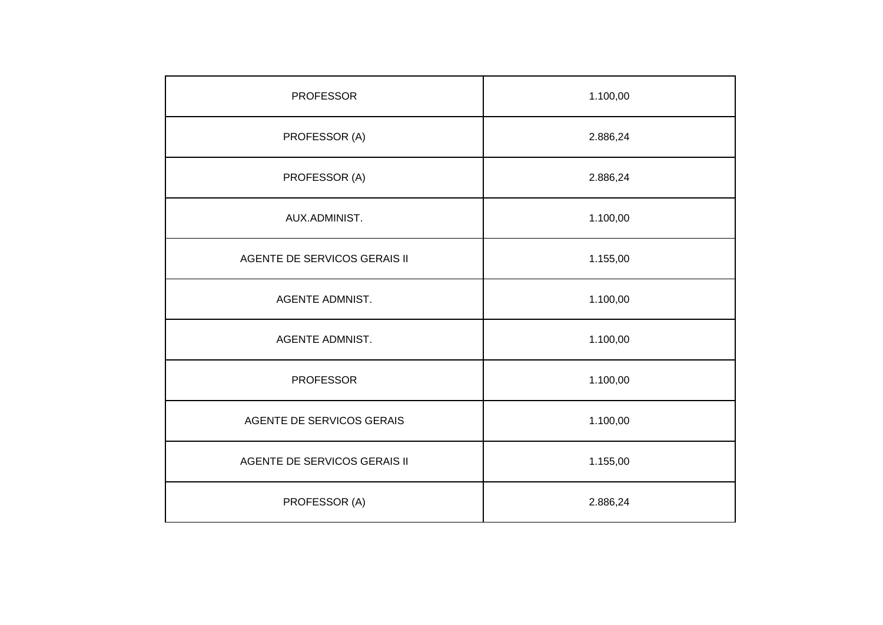| | |
|---|---|
| PROFESSOR | 1.100,00 |
| PROFESSOR (A) | 2.886,24 |
| PROFESSOR (A) | 2.886,24 |
| AUX.ADMINIST. | 1.100,00 |
| AGENTE DE SERVICOS GERAIS II | 1.155,00 |
| AGENTE ADMNIST. | 1.100,00 |
| AGENTE ADMNIST. | 1.100,00 |
| PROFESSOR | 1.100,00 |
| AGENTE DE SERVICOS GERAIS | 1.100,00 |
| AGENTE DE SERVICOS GERAIS II | 1.155,00 |
| PROFESSOR (A) | 2.886,24 |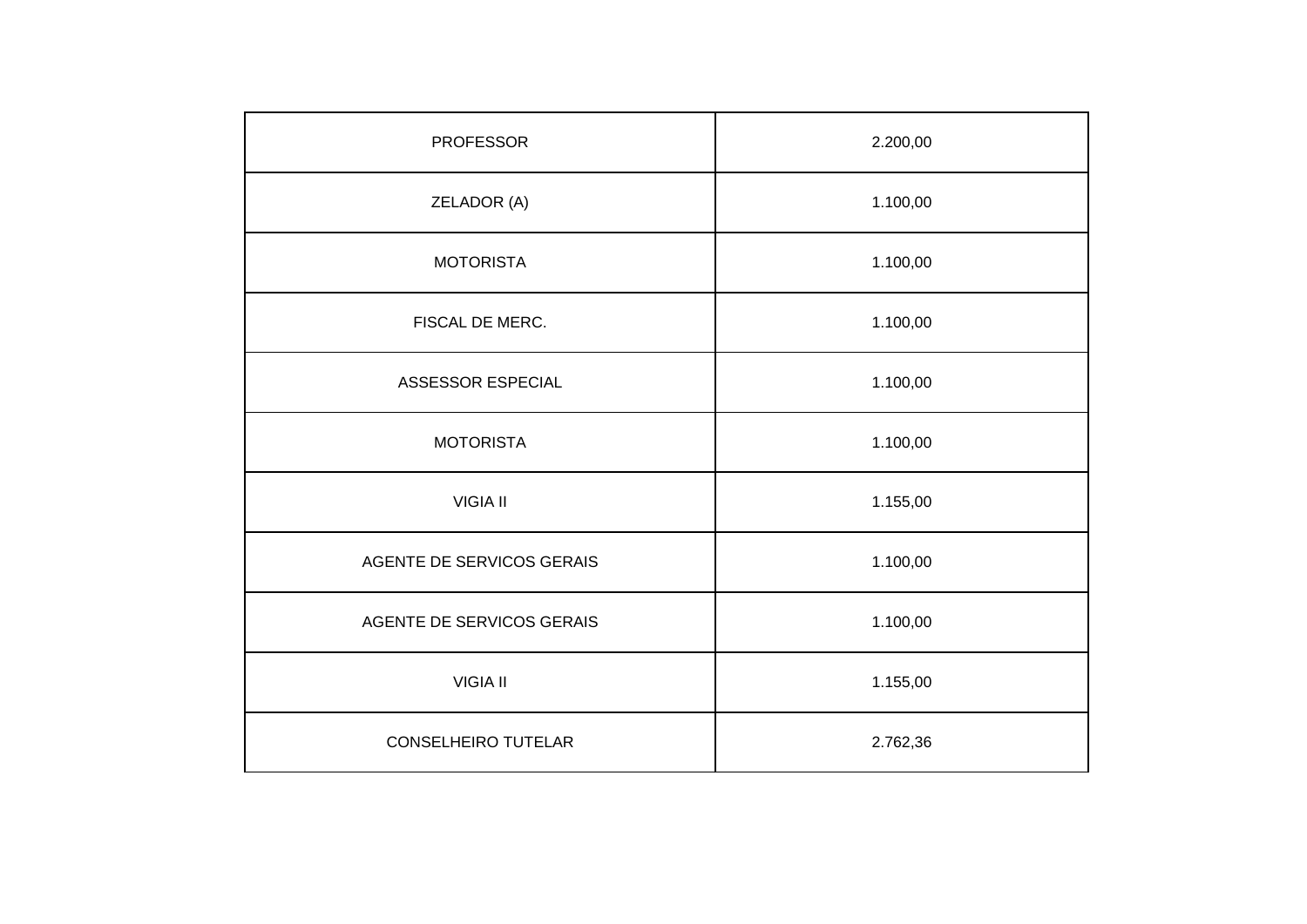| PROFESSOR | 2.200,00 |
| --- | --- |
| ZELADOR (A) | 1.100,00 |
| MOTORISTA | 1.100,00 |
| FISCAL DE MERC. | 1.100,00 |
| ASSESSOR ESPECIAL | 1.100,00 |
| MOTORISTA | 1.100,00 |
| VIGIA II | 1.155,00 |
| AGENTE DE SERVICOS GERAIS | 1.100,00 |
| AGENTE DE SERVICOS GERAIS | 1.100,00 |
| VIGIA II | 1.155,00 |
| CONSELHEIRO TUTELAR | 2.762,36 |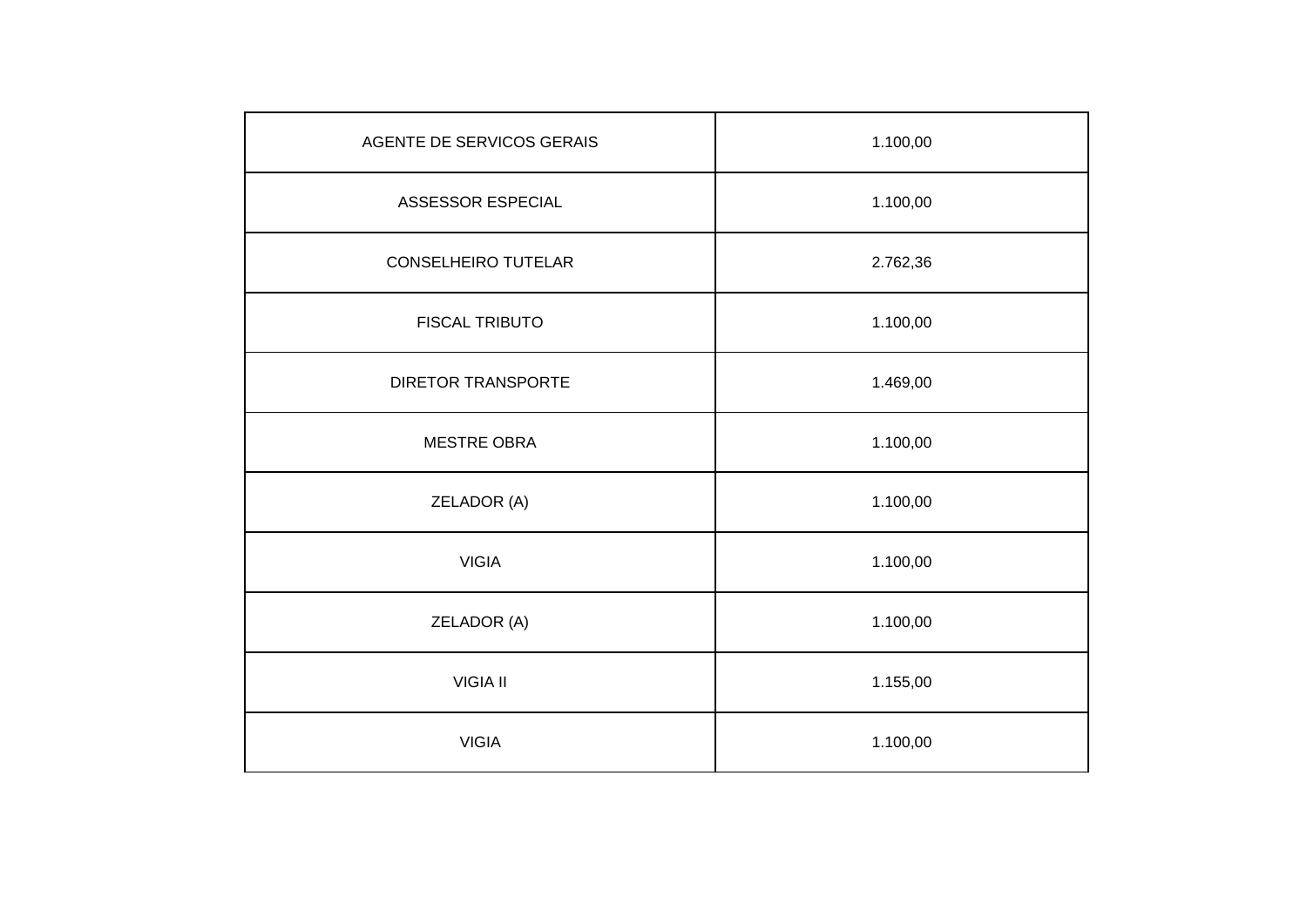| AGENTE DE SERVICOS GERAIS | 1.100,00 |
|---|---|
| ASSESSOR ESPECIAL | 1.100,00 |
| CONSELHEIRO TUTELAR | 2.762,36 |
| FISCAL TRIBUTO | 1.100,00 |
| DIRETOR TRANSPORTE | 1.469,00 |
| MESTRE OBRA | 1.100,00 |
| ZELADOR (A) | 1.100,00 |
| VIGIA | 1.100,00 |
| ZELADOR (A) | 1.100,00 |
| VIGIA II | 1.155,00 |
| VIGIA | 1.100,00 |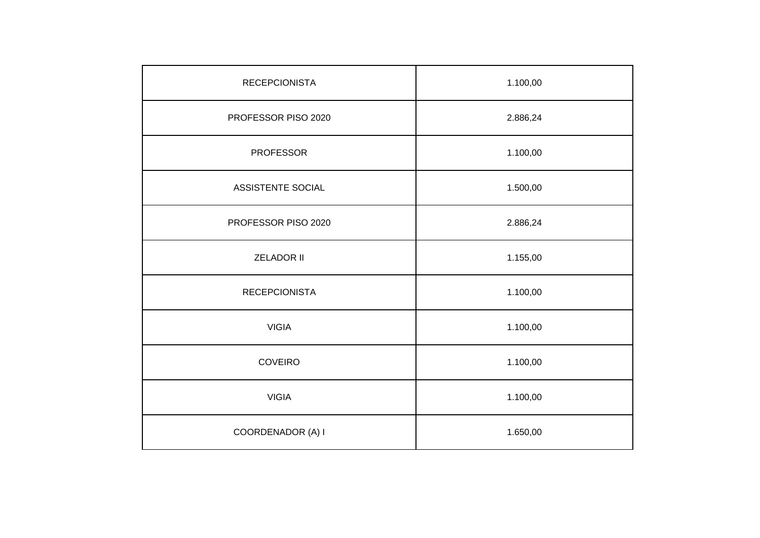| RECEPCIONISTA | 1.100,00 |
|---|---|
| PROFESSOR PISO 2020 | 2.886,24 |
| PROFESSOR | 1.100,00 |
| ASSISTENTE SOCIAL | 1.500,00 |
| PROFESSOR PISO 2020 | 2.886,24 |
| ZELADOR II | 1.155,00 |
| RECEPCIONISTA | 1.100,00 |
| VIGIA | 1.100,00 |
| COVEIRO | 1.100,00 |
| VIGIA | 1.100,00 |
| COORDENADOR (A) I | 1.650,00 |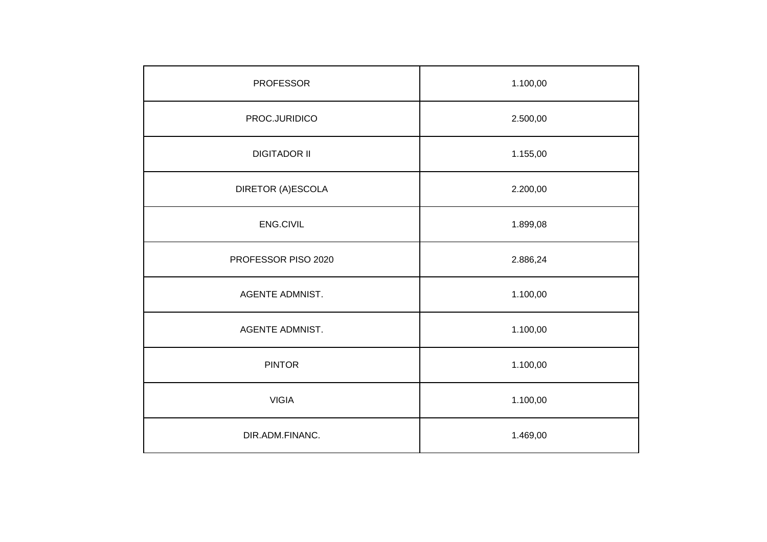| | |
|---|---|
| PROFESSOR | 1.100,00 |
| PROC.JURIDICO | 2.500,00 |
| DIGITADOR II | 1.155,00 |
| DIRETOR (A)ESCOLA | 2.200,00 |
| ENG.CIVIL | 1.899,08 |
| PROFESSOR PISO 2020 | 2.886,24 |
| AGENTE ADMNIST. | 1.100,00 |
| AGENTE ADMNIST. | 1.100,00 |
| PINTOR | 1.100,00 |
| VIGIA | 1.100,00 |
| DIR.ADM.FINANC. | 1.469,00 |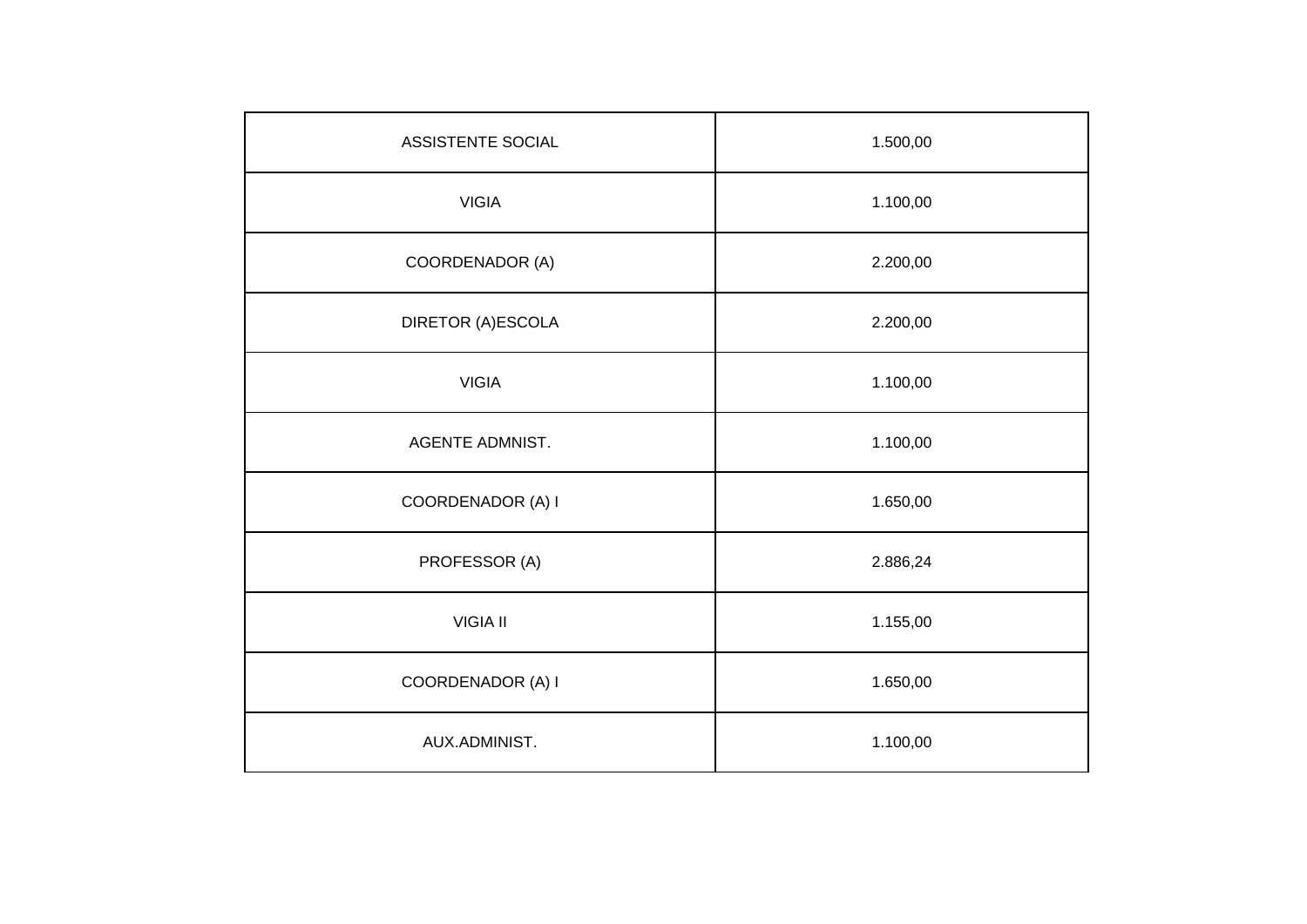| | |
|---|---|
| ASSISTENTE SOCIAL | 1.500,00 |
| VIGIA | 1.100,00 |
| COORDENADOR (A) | 2.200,00 |
| DIRETOR (A)ESCOLA | 2.200,00 |
| VIGIA | 1.100,00 |
| AGENTE ADMNIST. | 1.100,00 |
| COORDENADOR (A) I | 1.650,00 |
| PROFESSOR (A) | 2.886,24 |
| VIGIA II | 1.155,00 |
| COORDENADOR (A) I | 1.650,00 |
| AUX.ADMINIST. | 1.100,00 |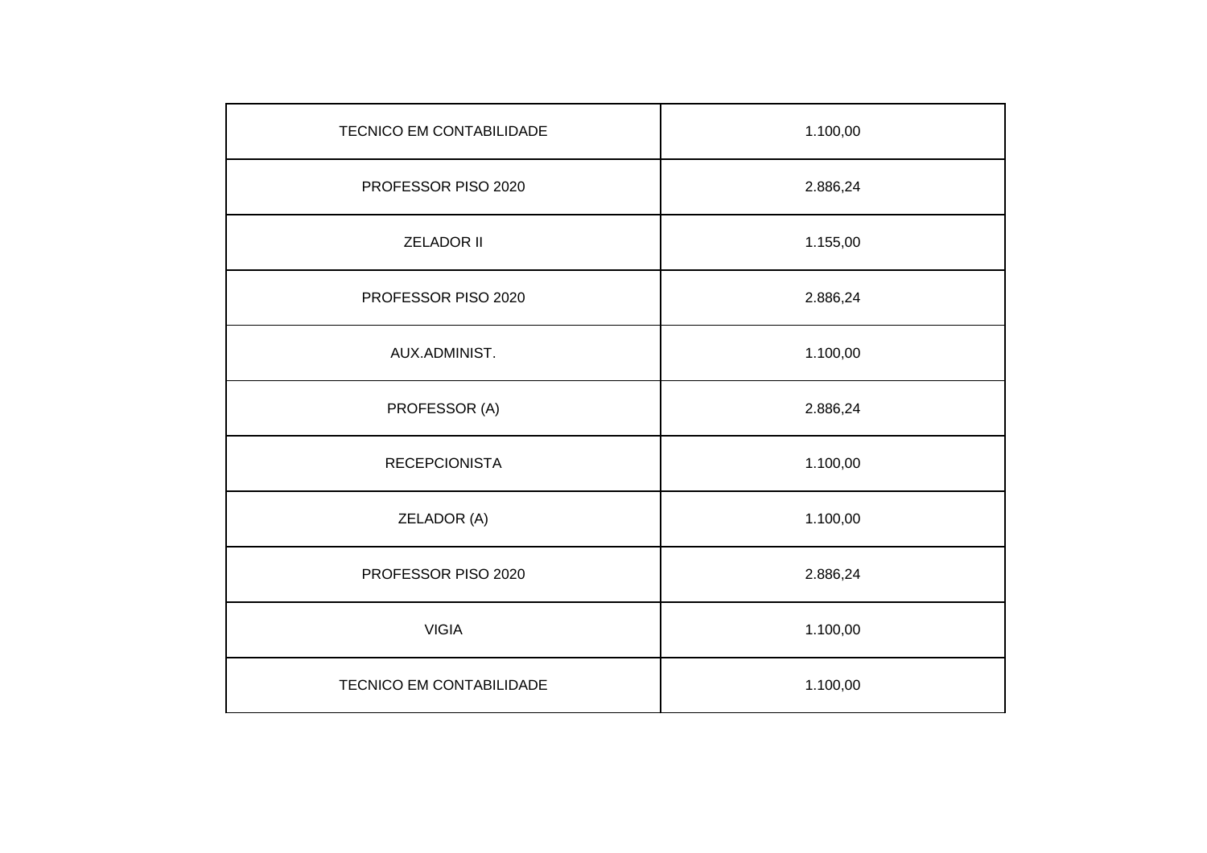| TECNICO EM CONTABILIDADE | 1.100,00 |
|---|---|
| PROFESSOR PISO 2020 | 2.886,24 |
| ZELADOR II | 1.155,00 |
| PROFESSOR PISO 2020 | 2.886,24 |
| AUX.ADMINIST. | 1.100,00 |
| PROFESSOR (A) | 2.886,24 |
| RECEPCIONISTA | 1.100,00 |
| ZELADOR (A) | 1.100,00 |
| PROFESSOR PISO 2020 | 2.886,24 |
| VIGIA | 1.100,00 |
| TECNICO EM CONTABILIDADE | 1.100,00 |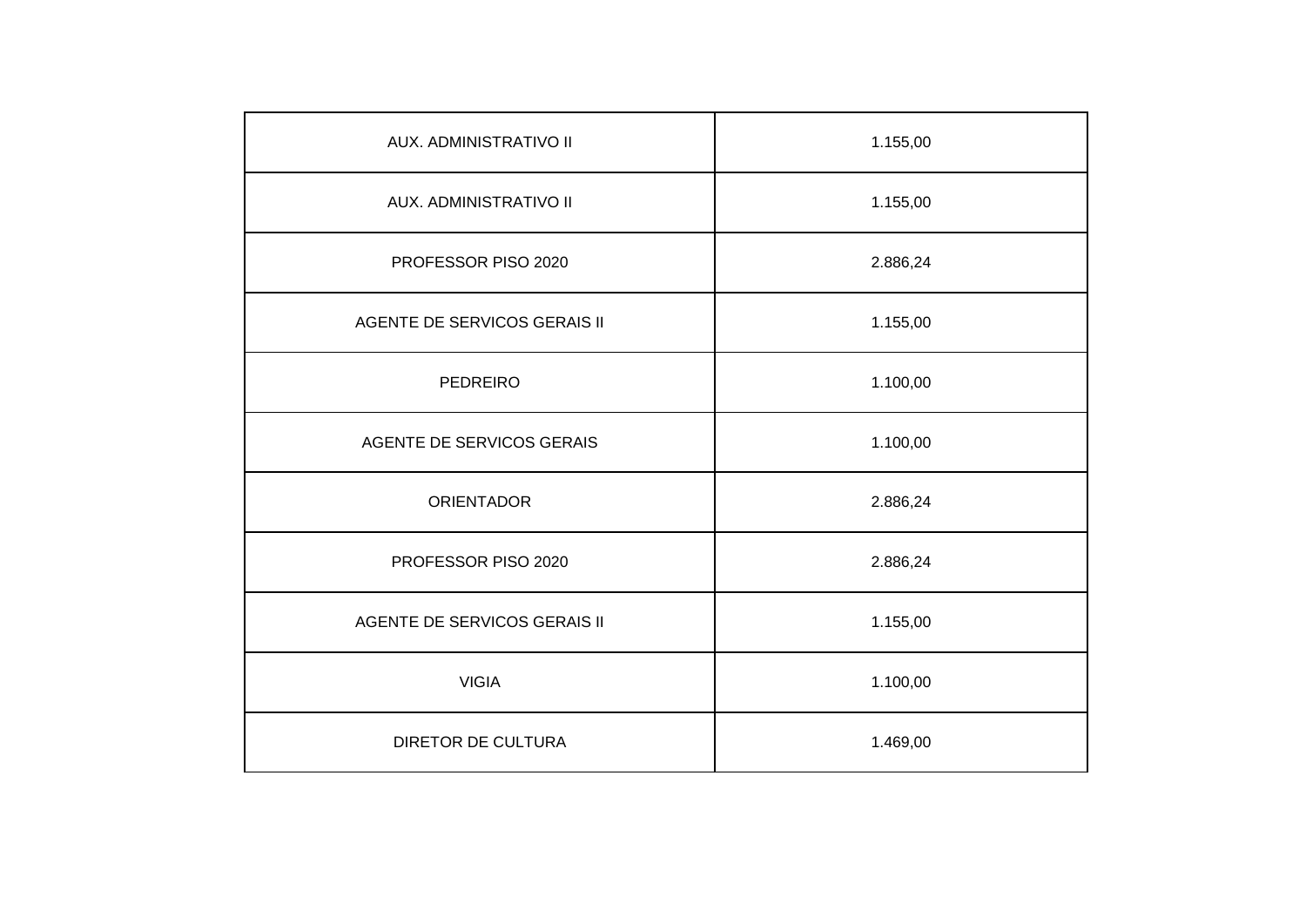| AUX. ADMINISTRATIVO II | 1.155,00 |
|---|---|
| AUX. ADMINISTRATIVO II | 1.155,00 |
| PROFESSOR PISO 2020 | 2.886,24 |
| AGENTE DE SERVICOS GERAIS II | 1.155,00 |
| PEDREIRO | 1.100,00 |
| AGENTE DE SERVICOS GERAIS | 1.100,00 |
| ORIENTADOR | 2.886,24 |
| PROFESSOR PISO 2020 | 2.886,24 |
| AGENTE DE SERVICOS GERAIS II | 1.155,00 |
| VIGIA | 1.100,00 |
| DIRETOR DE CULTURA | 1.469,00 |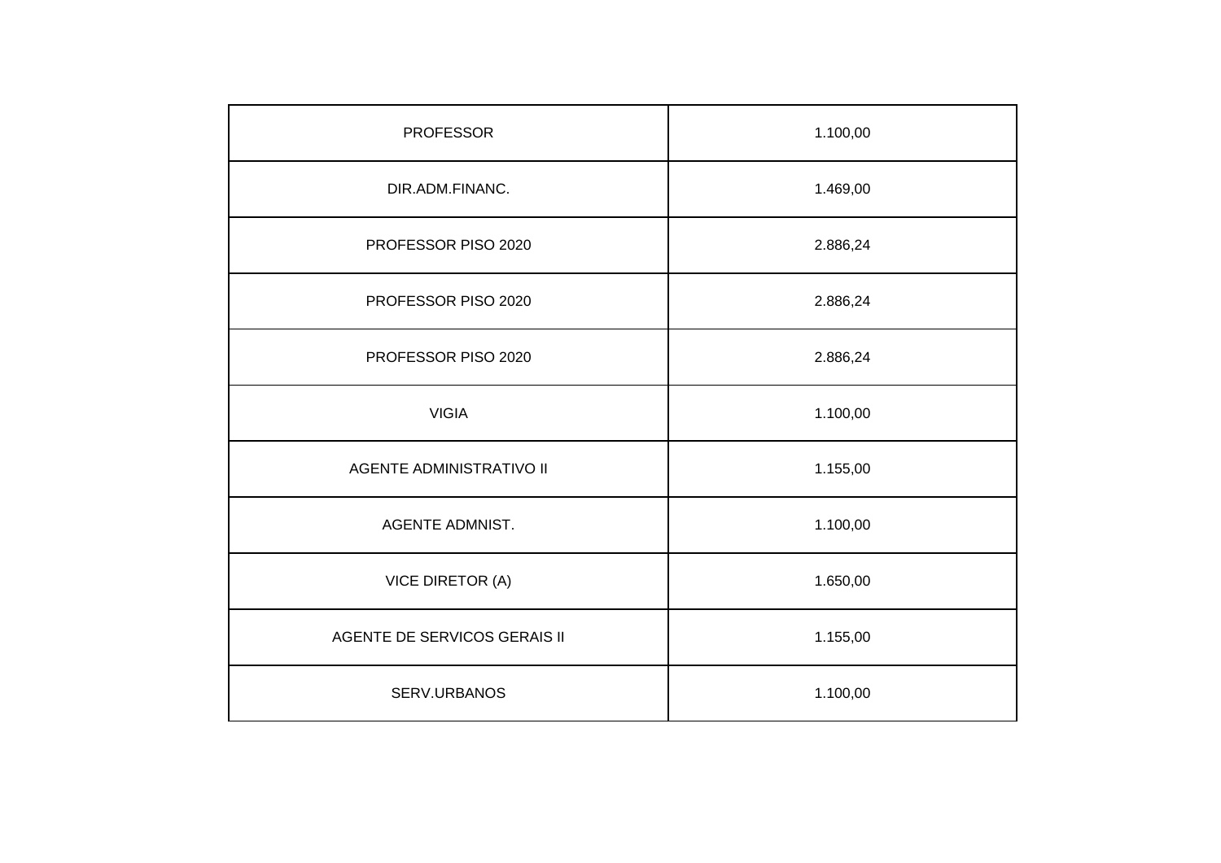| PROFESSOR | 1.100,00 |
| --- | --- |
| DIR.ADM.FINANC. | 1.469,00 |
| PROFESSOR PISO 2020 | 2.886,24 |
| PROFESSOR PISO 2020 | 2.886,24 |
| PROFESSOR PISO 2020 | 2.886,24 |
| VIGIA | 1.100,00 |
| AGENTE ADMINISTRATIVO II | 1.155,00 |
| AGENTE ADMNIST. | 1.100,00 |
| VICE DIRETOR (A) | 1.650,00 |
| AGENTE DE SERVICOS GERAIS II | 1.155,00 |
| SERV.URBANOS | 1.100,00 |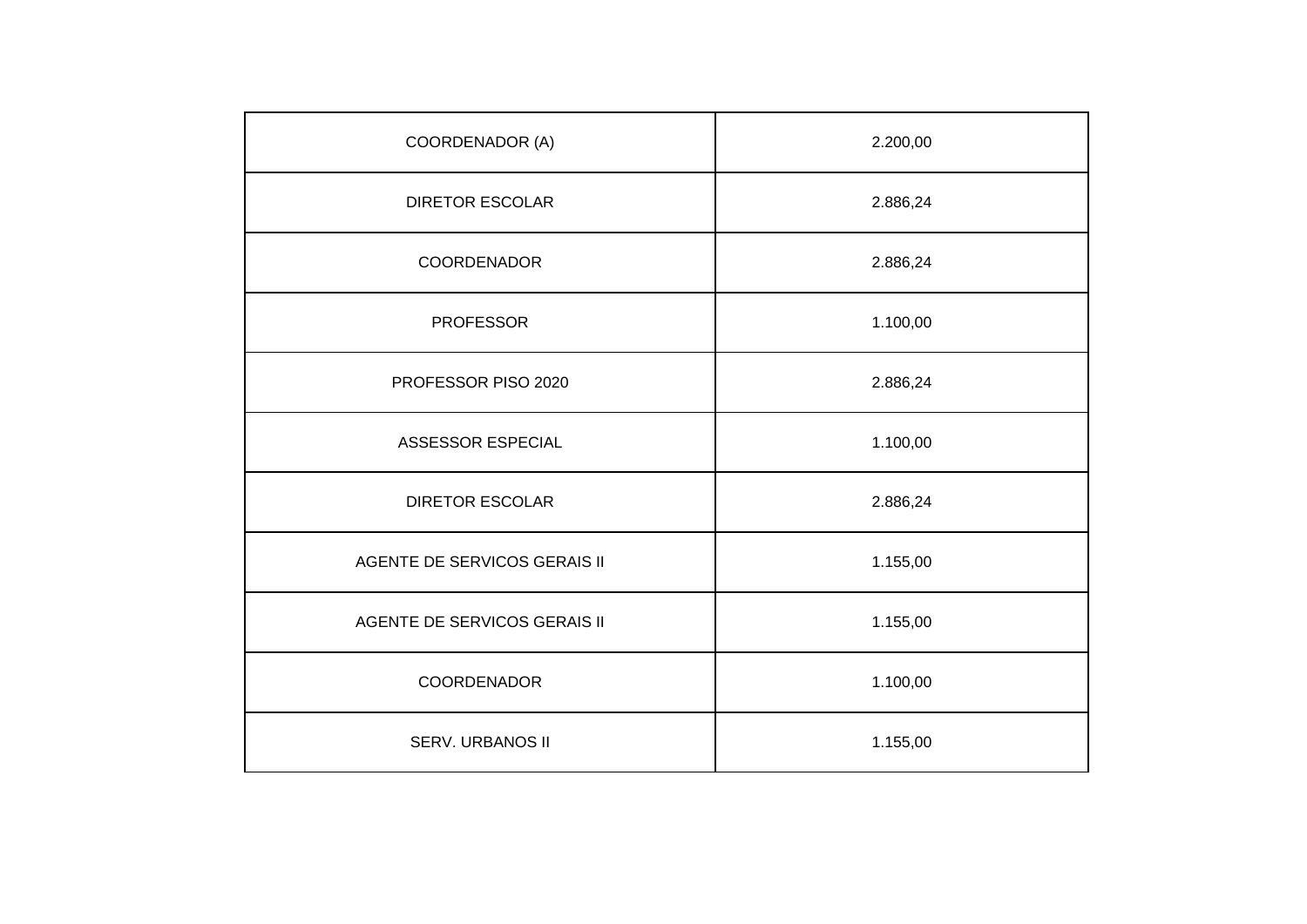| | |
|---|---|
| COORDENADOR (A) | 2.200,00 |
| DIRETOR ESCOLAR | 2.886,24 |
| COORDENADOR | 2.886,24 |
| PROFESSOR | 1.100,00 |
| PROFESSOR PISO 2020 | 2.886,24 |
| ASSESSOR ESPECIAL | 1.100,00 |
| DIRETOR ESCOLAR | 2.886,24 |
| AGENTE DE SERVICOS GERAIS II | 1.155,00 |
| AGENTE DE SERVICOS GERAIS II | 1.155,00 |
| COORDENADOR | 1.100,00 |
| SERV. URBANOS II | 1.155,00 |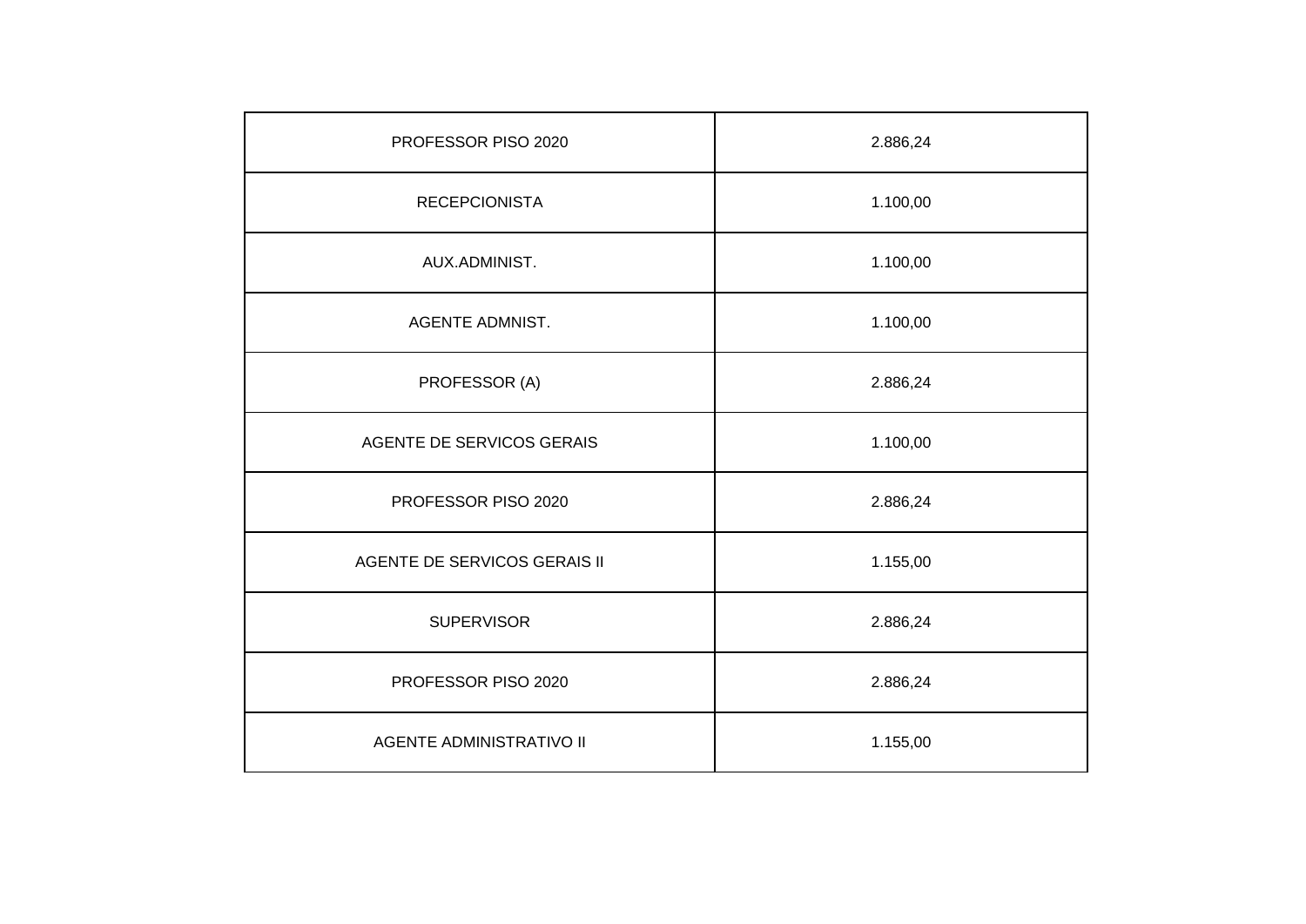| PROFESSOR PISO 2020 | 2.886,24 |
|---|---|
| RECEPCIONISTA | 1.100,00 |
| AUX.ADMINIST. | 1.100,00 |
| AGENTE ADMNIST. | 1.100,00 |
| PROFESSOR (A) | 2.886,24 |
| AGENTE DE SERVICOS GERAIS | 1.100,00 |
| PROFESSOR PISO 2020 | 2.886,24 |
| AGENTE DE SERVICOS GERAIS II | 1.155,00 |
| SUPERVISOR | 2.886,24 |
| PROFESSOR PISO 2020 | 2.886,24 |
| AGENTE ADMINISTRATIVO II | 1.155,00 |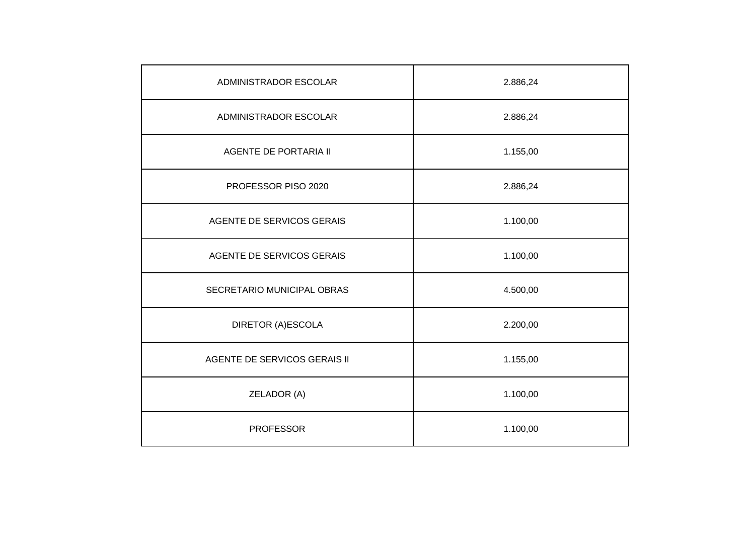| | |
|---|---|
| ADMINISTRADOR ESCOLAR | 2.886,24 |
| ADMINISTRADOR ESCOLAR | 2.886,24 |
| AGENTE DE PORTARIA II | 1.155,00 |
| PROFESSOR PISO 2020 | 2.886,24 |
| AGENTE DE SERVICOS GERAIS | 1.100,00 |
| AGENTE DE SERVICOS GERAIS | 1.100,00 |
| SECRETARIO MUNICIPAL OBRAS | 4.500,00 |
| DIRETOR (A)ESCOLA | 2.200,00 |
| AGENTE DE SERVICOS GERAIS II | 1.155,00 |
| ZELADOR (A) | 1.100,00 |
| PROFESSOR | 1.100,00 |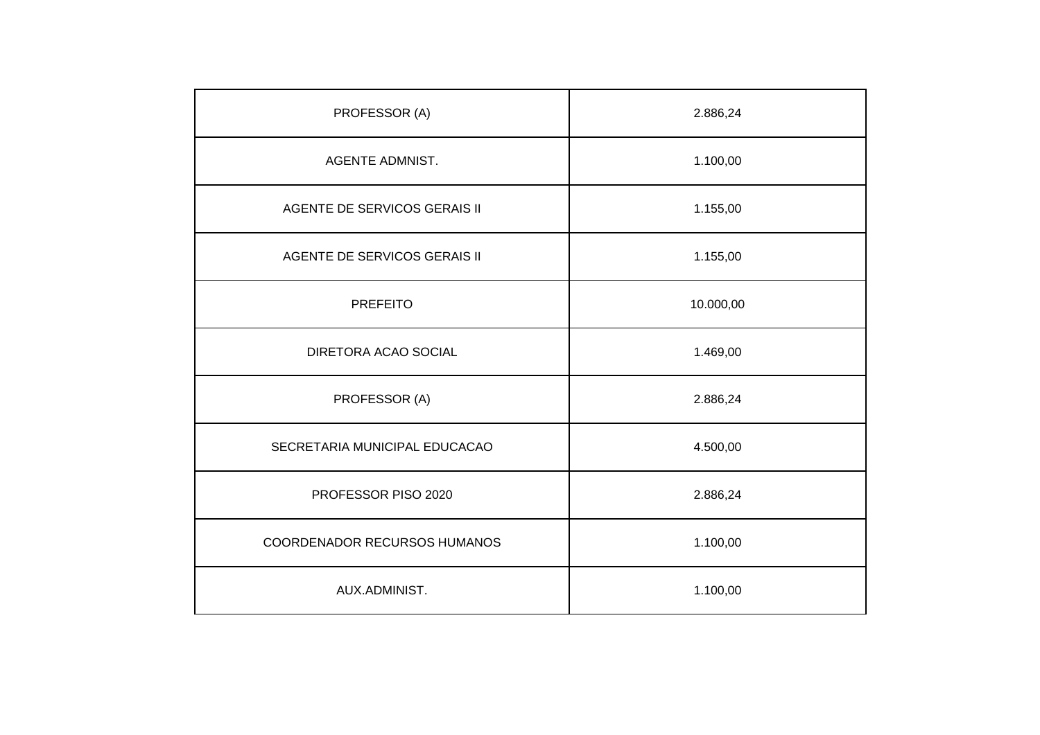| PROFESSOR (A) | 2.886,24 |
|---|---|
| AGENTE ADMNIST. | 1.100,00 |
| AGENTE DE SERVICOS GERAIS II | 1.155,00 |
| AGENTE DE SERVICOS GERAIS II | 1.155,00 |
| PREFEITO | 10.000,00 |
| DIRETORA ACAO SOCIAL | 1.469,00 |
| PROFESSOR (A) | 2.886,24 |
| SECRETARIA MUNICIPAL EDUCACAO | 4.500,00 |
| PROFESSOR PISO 2020 | 2.886,24 |
| COORDENADOR RECURSOS HUMANOS | 1.100,00 |
| AUX.ADMINIST. | 1.100,00 |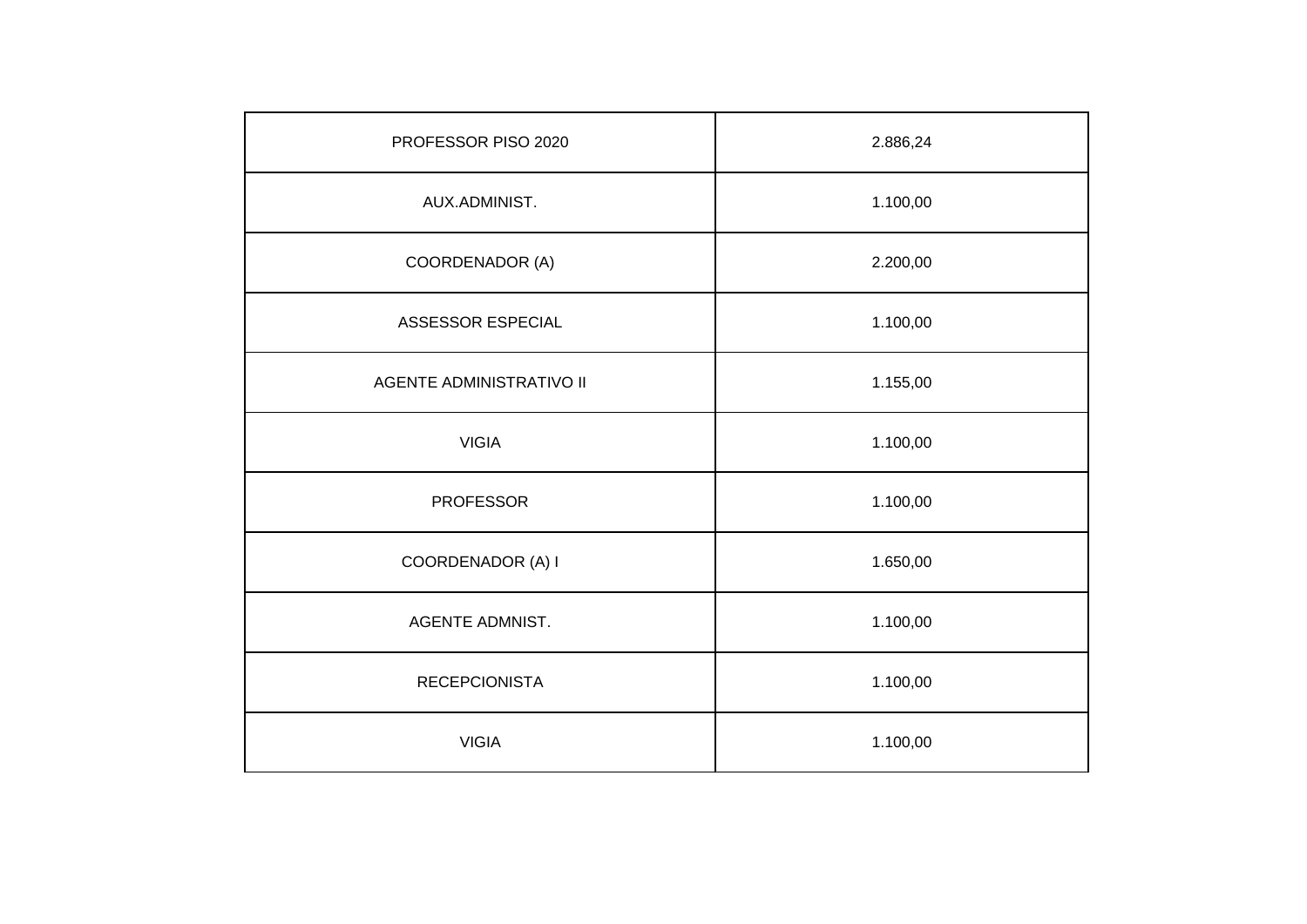| PROFESSOR PISO 2020 | 2.886,24 |
|---|---|
| AUX.ADMINIST. | 1.100,00 |
| COORDENADOR (A) | 2.200,00 |
| ASSESSOR ESPECIAL | 1.100,00 |
| AGENTE ADMINISTRATIVO II | 1.155,00 |
| VIGIA | 1.100,00 |
| PROFESSOR | 1.100,00 |
| COORDENADOR (A) I | 1.650,00 |
| AGENTE ADMNIST. | 1.100,00 |
| RECEPCIONISTA | 1.100,00 |
| VIGIA | 1.100,00 |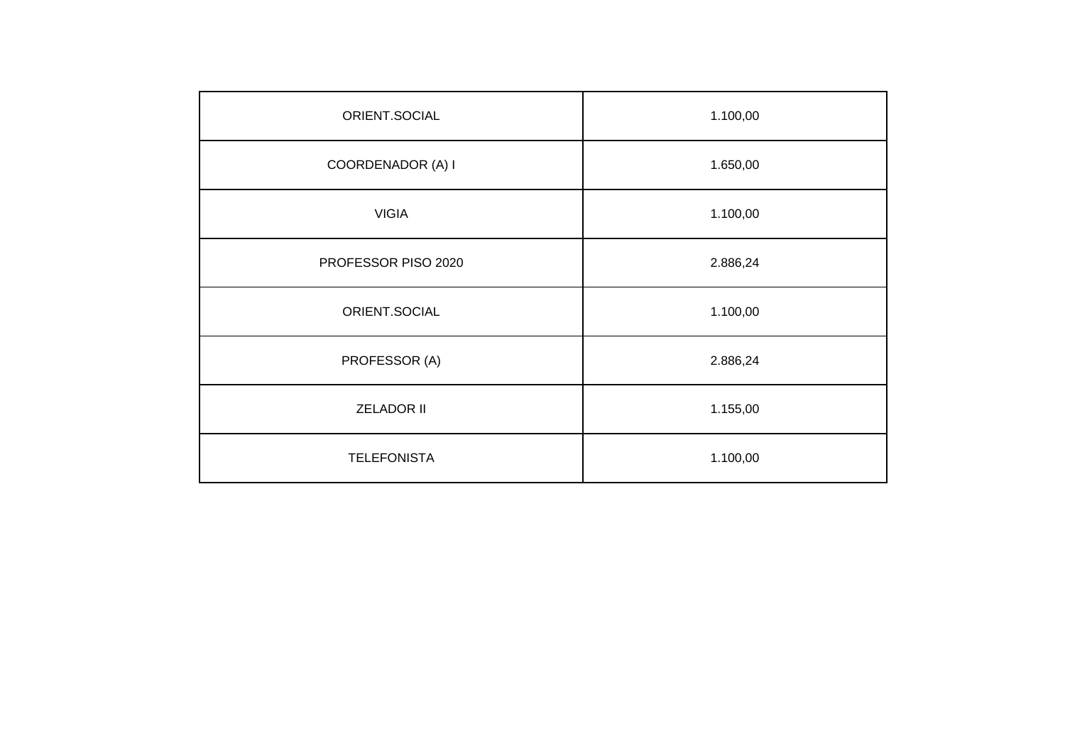| | |
|---|---|
| ORIENT.SOCIAL | 1.100,00 |
| COORDENADOR (A) I | 1.650,00 |
| VIGIA | 1.100,00 |
| PROFESSOR PISO 2020 | 2.886,24 |
| ORIENT.SOCIAL | 1.100,00 |
| PROFESSOR (A) | 2.886,24 |
| ZELADOR II | 1.155,00 |
| TELEFONISTA | 1.100,00 |